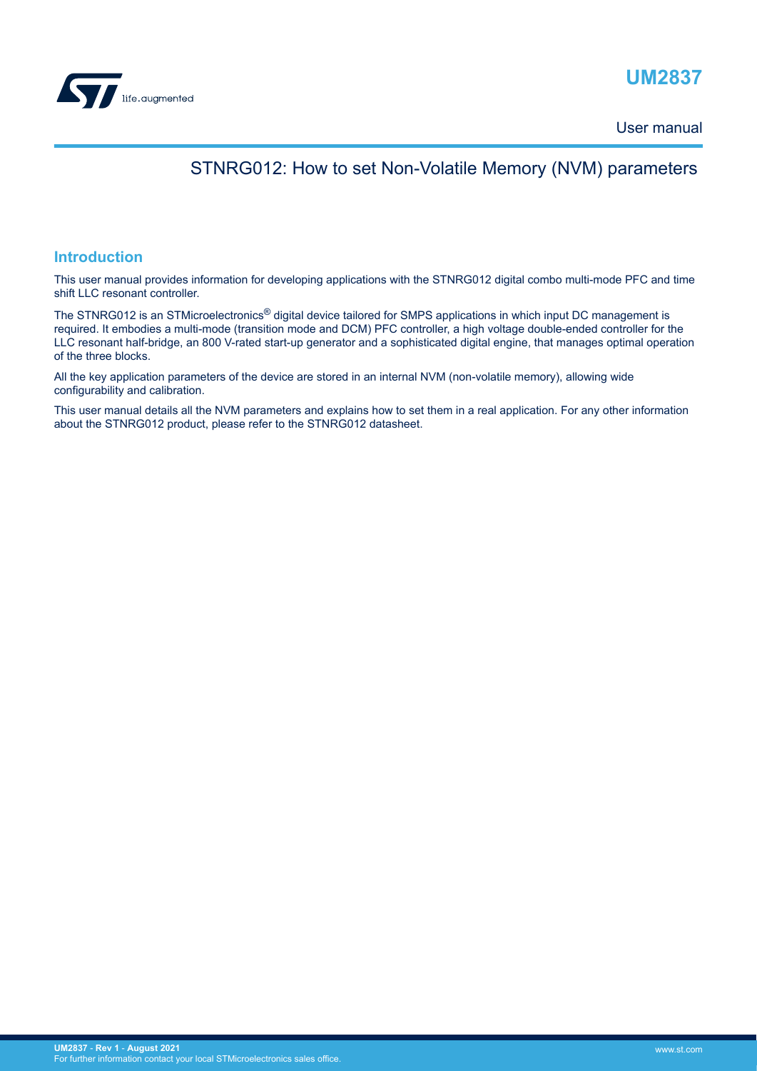# UM2837

User manual

## STNRG012: How to set Non-Volatile Memory (NVM) parameters

## Introduction

This user manual provides information for developing applications with the STNRG012 digital combo multi-mode PFC and time shift LLC resonant controller.

The STNRG012 is an STMicroelectronics® digital device tailored for SMPS applications in which input DC management is required. It embodies a multi-mode (transition mode and DCM) PFC controller, a high voltage double-ended controller for the LLC resonant half-bridge, an 800 V-rated start-up generator and a sophisticated digital engine, that manages optimal operation of the three blocks.

All the key application parameters of the device are stored in an internal NVM (non-volatile memory), allowing wide configurability and calibration.

This user manual details all the NVM parameters and explains how to set them in a real application. For any other information about the STNRG012 product, please refer to the STNRG012 datasheet.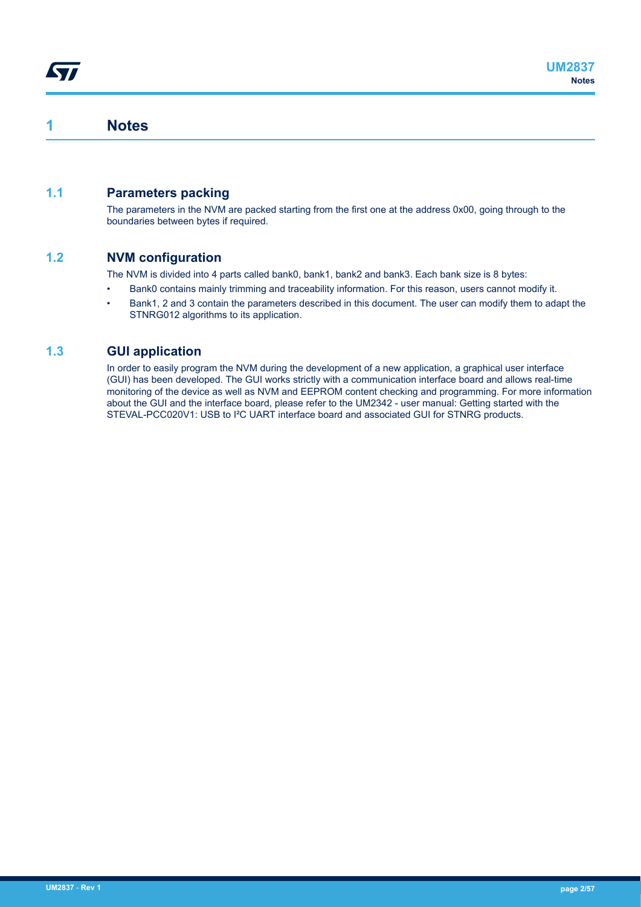# 1 Notes

## 1.1 Parameters packing

The parameters in the NVM are packed starting from the first one at the address 0x00, going through to the boundaries between bytes if required.

## 1.2 NVM configuration

The NVM is divided into 4 parts called bank0, bank1, bank2 and bank3. Each bank size is 8 bytes:

- Bank0 contains mainly trimming and traceability information. For this reason, users cannot modify it.
- Bank1, 2 and 3 contain the parameters described in this document. The user can modify them to adapt the STNRG012 algorithms to its application.

## 1.3 GUI application

In order to easily program the NVM during the development of a new application, a graphical user interface (GUI) has been developed. The GUI works strictly with a communication interface board and allows real-time monitoring of the device as well as NVM and EEPROM content checking and programming. For more information about the GUI and the interface board, please refer to the UM2342 - user manual: Getting started with the STEVAL-PCC020V1: USB to I²C UART interface board and associated GUI for STNRG products.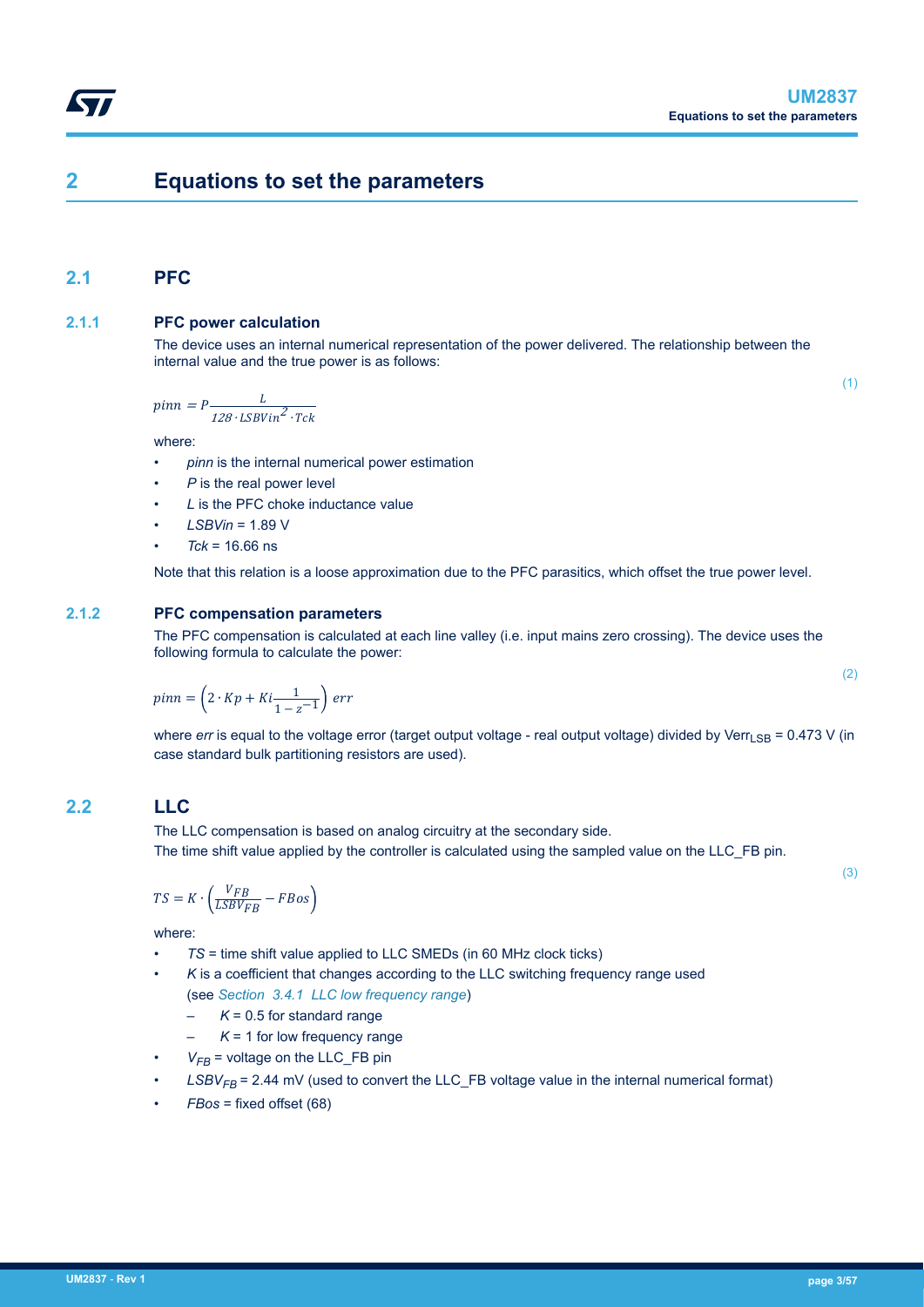# 2 Equations to set the parameters

## 2.1 PFC

### 2.1.1 PFC power calculation

The device uses an internal numerical representation of the power delivered. The relationship between the internal value and the true power is as follows:

$$pinn = P\frac{L}{128 \cdot LSBVin^2 \cdot Tck} \tag{1}$$

where:

- *pinn* is the internal numerical power estimation
- *P* is the real power level
- *L* is the PFC choke inductance value
- *LSBVin* = 1.89 V
- *Tck* = 16.66 ns

Note that this relation is a loose approximation due to the PFC parasitics, which offset the true power level.

### 2.1.2 PFC compensation parameters

The PFC compensation is calculated at each line valley (i.e. input mains zero crossing). The device uses the following formula to calculate the power:

$$pinn = \left(2 \cdot Kp + Ki\frac{1}{1 - z^{-1}}\right) err \tag{2}$$

where *err* is equal to the voltage error (target output voltage - real output voltage) divided by $Verr_{LSB}$ = 0.473 V (in case standard bulk partitioning resistors are used).

## 2.2 LLC

The LLC compensation is based on analog circuitry at the secondary side.
The time shift value applied by the controller is calculated using the sampled value on the LLC_FB pin.

$$TS = K \cdot \left(\frac{V_{FB}}{LSBV_{FB}} - FBos\right) \tag{3}$$

where:

- *TS* = time shift value applied to LLC SMEDs (in 60 MHz clock ticks)
- *K* is a coefficient that changes according to the LLC switching frequency range used (see Section 3.4.1 LLC low frequency range)
  - *K* = 0.5 for standard range
  - *K* = 1 for low frequency range
- $V_{FB}$ = voltage on the LLC_FB pin
- $LSBV_{FB}$ = 2.44 mV (used to convert the LLC_FB voltage value in the internal numerical format)
- *FBos* = fixed offset (68)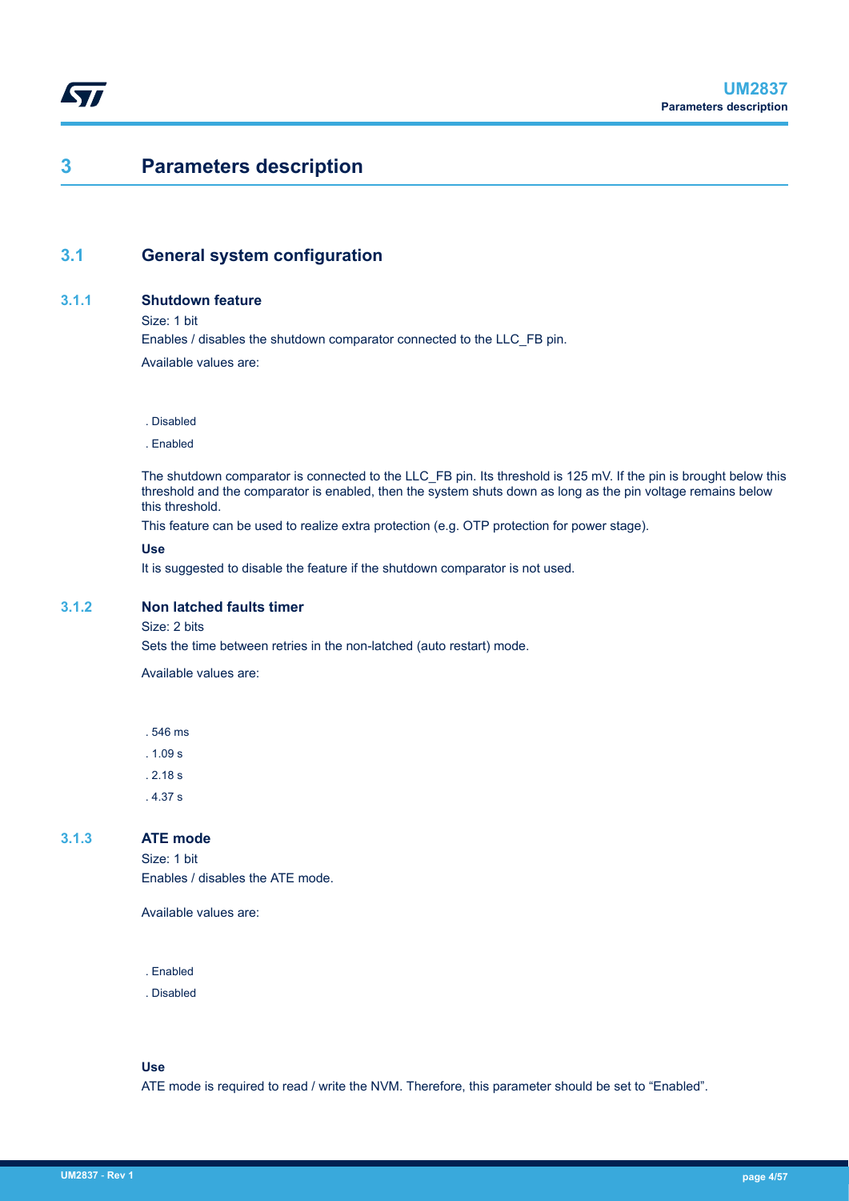# 3 Parameters description

## 3.1 General system configuration

### 3.1.1 Shutdown feature

Size: 1 bit

Enables / disables the shutdown comparator connected to the LLC_FB pin.

Available values are:

. Disabled

. Enabled

The shutdown comparator is connected to the LLC_FB pin. Its threshold is 125 mV. If the pin is brought below this threshold and the comparator is enabled, then the system shuts down as long as the pin voltage remains below this threshold.

This feature can be used to realize extra protection (e.g. OTP protection for power stage).

**Use**

It is suggested to disable the feature if the shutdown comparator is not used.

### 3.1.2 Non latched faults timer

Size: 2 bits

Sets the time between retries in the non-latched (auto restart) mode.

Available values are:

. 546 ms

. 1.09 s

. 2.18 s

. 4.37 s

### 3.1.3 ATE mode

Size: 1 bit

Enables / disables the ATE mode.

Available values are:

. Enabled

. Disabled

**Use**

ATE mode is required to read / write the NVM. Therefore, this parameter should be set to “Enabled”.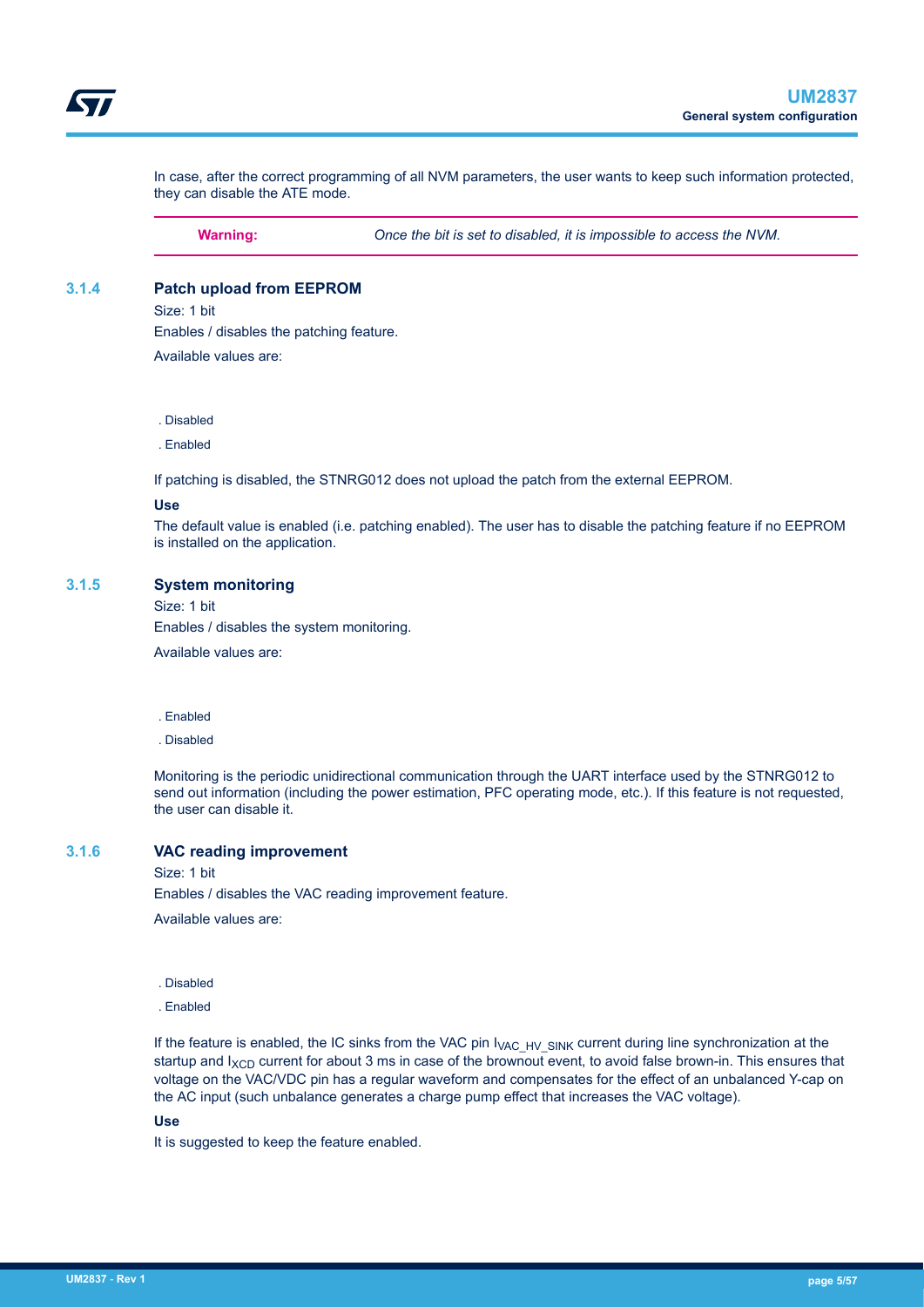In case, after the correct programming of all NVM parameters, the user wants to keep such information protected, they can disable the ATE mode.

**Warning:** *Once the bit is set to disabled, it is impossible to access the NVM.*

### 3.1.4 Patch upload from EEPROM

Size: 1 bit

Enables / disables the patching feature.

Available values are:

. Disabled

. Enabled

If patching is disabled, the STNRG012 does not upload the patch from the external EEPROM.

**Use**

The default value is enabled (i.e. patching enabled). The user has to disable the patching feature if no EEPROM is installed on the application.

### 3.1.5 System monitoring

Size: 1 bit

Enables / disables the system monitoring.

Available values are:

. Enabled

. Disabled

Monitoring is the periodic unidirectional communication through the UART interface used by the STNRG012 to send out information (including the power estimation, PFC operating mode, etc.). If this feature is not requested, the user can disable it.

### 3.1.6 VAC reading improvement

Size: 1 bit

Enables / disables the VAC reading improvement feature.

Available values are:

. Disabled

. Enabled

If the feature is enabled, the IC sinks from the VAC pin $I_{VAC\_HV\_SINK}$ current during line synchronization at the startup and $I_{XCD}$ current for about 3 ms in case of the brownout event, to avoid false brown-in. This ensures that voltage on the VAC/VDC pin has a regular waveform and compensates for the effect of an unbalanced Y-cap on the AC input (such unbalance generates a charge pump effect that increases the VAC voltage).

**Use**

It is suggested to keep the feature enabled.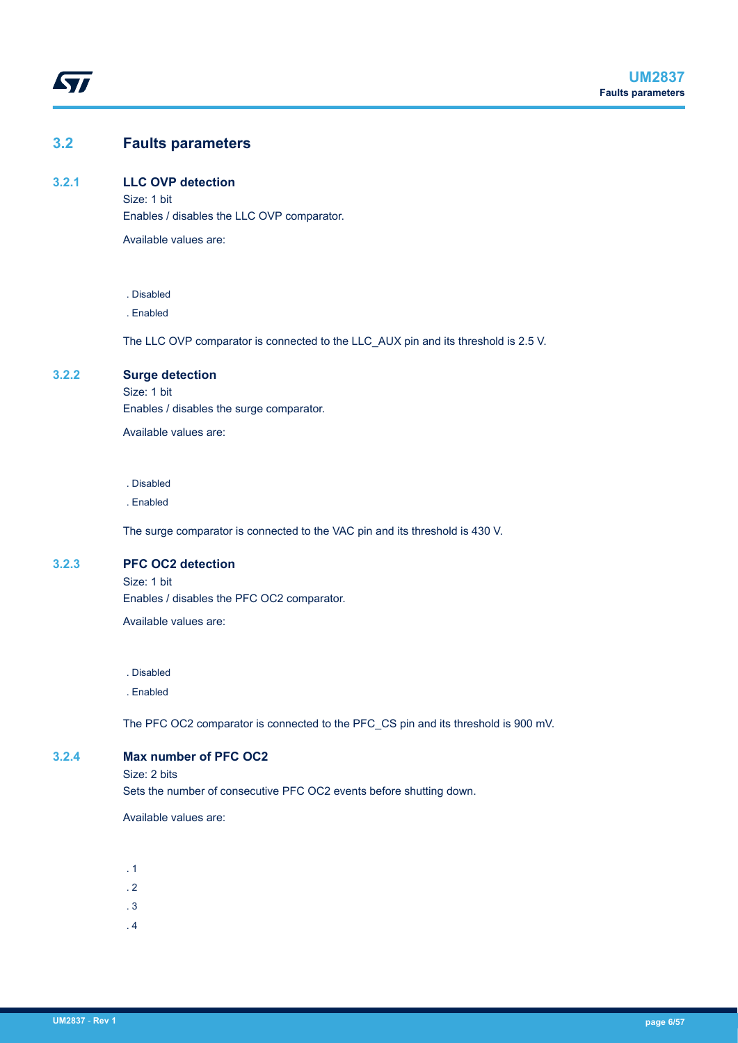## 3.2 Faults parameters

### 3.2.1 LLC OVP detection

Size: 1 bit

Enables / disables the LLC OVP comparator.

Available values are:

. Disabled

. Enabled

The LLC OVP comparator is connected to the LLC_AUX pin and its threshold is 2.5 V.

### 3.2.2 Surge detection

Size: 1 bit

Enables / disables the surge comparator.

Available values are:

. Disabled

. Enabled

The surge comparator is connected to the VAC pin and its threshold is 430 V.

### 3.2.3 PFC OC2 detection

Size: 1 bit

Enables / disables the PFC OC2 comparator.

Available values are:

. Disabled

. Enabled

The PFC OC2 comparator is connected to the PFC_CS pin and its threshold is 900 mV.

### 3.2.4 Max number of PFC OC2

Size: 2 bits

Sets the number of consecutive PFC OC2 events before shutting down.

Available values are:

. 1

. 2

. 3

. 4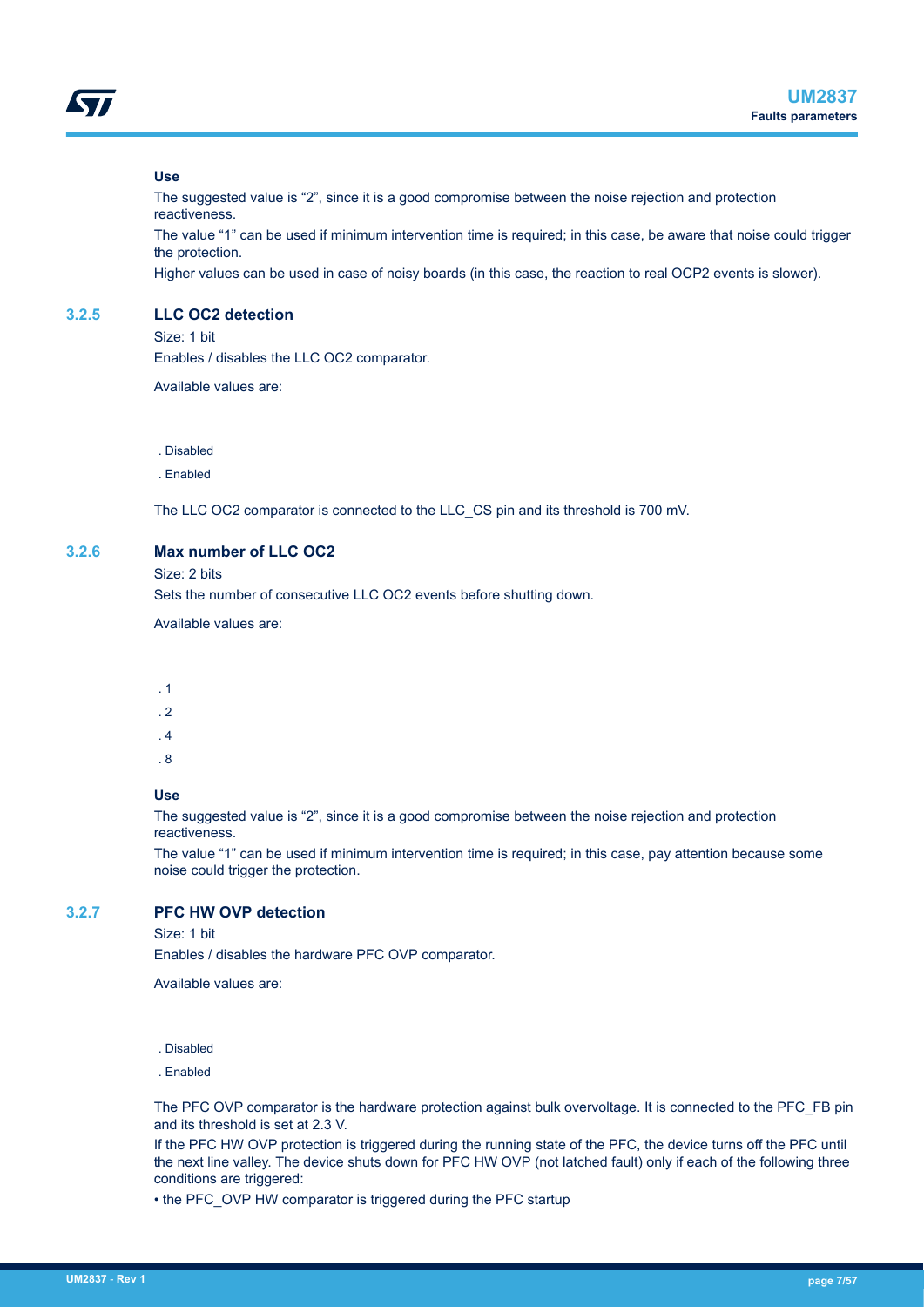**Use**

The suggested value is "2", since it is a good compromise between the noise rejection and protection reactiveness.

The value "1" can be used if minimum intervention time is required; in this case, be aware that noise could trigger the protection.

Higher values can be used in case of noisy boards (in this case, the reaction to real OCP2 events is slower).

### 3.2.5 LLC OC2 detection

Size: 1 bit

Enables / disables the LLC OC2 comparator.

Available values are:

- Disabled
- Enabled

The LLC OC2 comparator is connected to the LLC_CS pin and its threshold is 700 mV.

### 3.2.6 Max number of LLC OC2

Size: 2 bits

Sets the number of consecutive LLC OC2 events before shutting down.

Available values are:

- 1
- 2
- 4
- 8

**Use**

The suggested value is "2", since it is a good compromise between the noise rejection and protection reactiveness.

The value "1" can be used if minimum intervention time is required; in this case, pay attention because some noise could trigger the protection.

### 3.2.7 PFC HW OVP detection

Size: 1 bit

Enables / disables the hardware PFC OVP comparator.

Available values are:

- Disabled
- Enabled

The PFC OVP comparator is the hardware protection against bulk overvoltage. It is connected to the PFC_FB pin and its threshold is set at 2.3 V.

If the PFC HW OVP protection is triggered during the running state of the PFC, the device turns off the PFC until the next line valley. The device shuts down for PFC HW OVP (not latched fault) only if each of the following three conditions are triggered:

- the PFC_OVP HW comparator is triggered during the PFC startup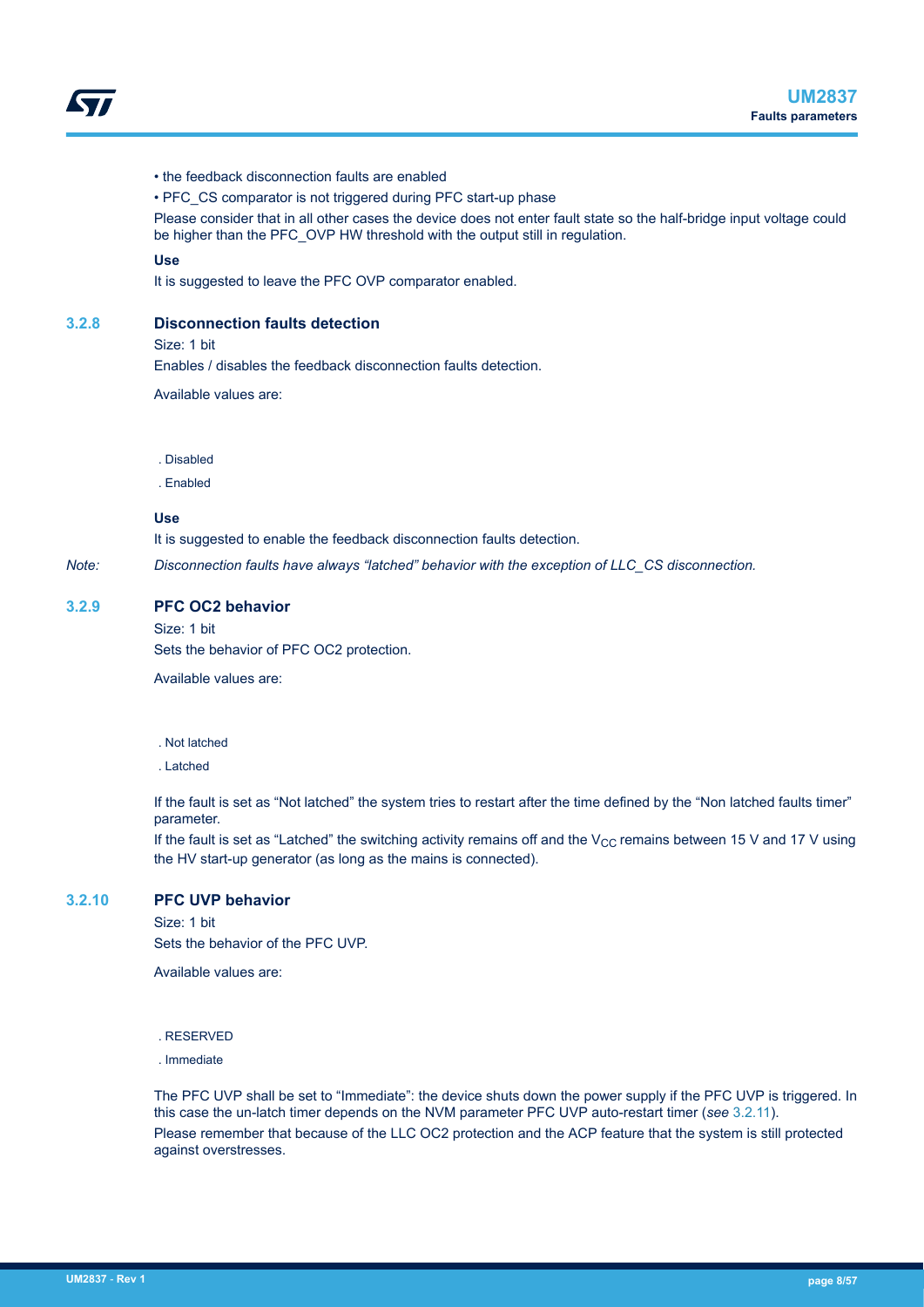- the feedback disconnection faults are enabled
- PFC_CS comparator is not triggered during PFC start-up phase

Please consider that in all other cases the device does not enter fault state so the half-bridge input voltage could be higher than the PFC_OVP HW threshold with the output still in regulation.

**Use**

It is suggested to leave the PFC OVP comparator enabled.

### 3.2.8 Disconnection faults detection

Size: 1 bit

Enables / disables the feedback disconnection faults detection.

Available values are:

. Disabled

. Enabled

**Use**

It is suggested to enable the feedback disconnection faults detection.

*Note: Disconnection faults have always “latched” behavior with the exception of LLC_CS disconnection.*

### 3.2.9 PFC OC2 behavior

Size: 1 bit

Sets the behavior of PFC OC2 protection.

Available values are:

. Not latched

. Latched

If the fault is set as “Not latched” the system tries to restart after the time defined by the “Non latched faults timer” parameter.

If the fault is set as “Latched” the switching activity remains off and the $V_{CC}$ remains between 15 V and 17 V using the HV start-up generator (as long as the mains is connected).

### 3.2.10 PFC UVP behavior

Size: 1 bit

Sets the behavior of the PFC UVP.

Available values are:

. RESERVED

. Immediate

The PFC UVP shall be set to “Immediate”: the device shuts down the power supply if the PFC UVP is triggered. In this case the un-latch timer depends on the NVM parameter PFC UVP auto-restart timer (*see* 3.2.11).

Please remember that because of the LLC OC2 protection and the ACP feature that the system is still protected against overstresses.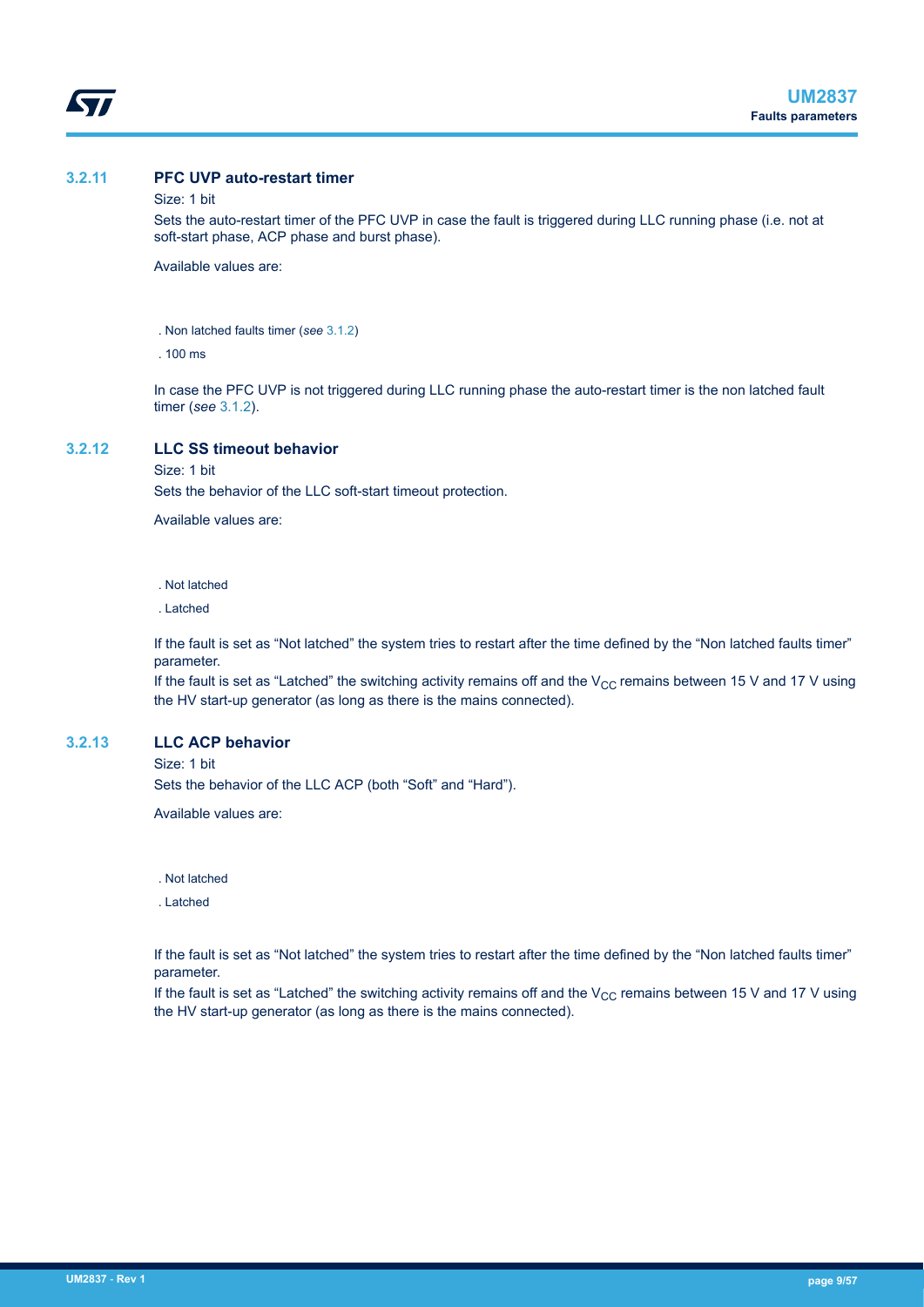### 3.2.11 PFC UVP auto-restart timer

Size: 1 bit

Sets the auto-restart timer of the PFC UVP in case the fault is triggered during LLC running phase (i.e. not at soft-start phase, ACP phase and burst phase).

Available values are:

- Non latched faults timer (*see* 3.1.2)
- 100 ms

In case the PFC UVP is not triggered during LLC running phase the auto-restart timer is the non latched fault timer (*see* 3.1.2).

### 3.2.12 LLC SS timeout behavior

Size: 1 bit

Sets the behavior of the LLC soft-start timeout protection.

Available values are:

- Not latched
- Latched

If the fault is set as “Not latched” the system tries to restart after the time defined by the “Non latched faults timer” parameter.
If the fault is set as “Latched” the switching activity remains off and the $V_{CC}$ remains between 15 V and 17 V using the HV start-up generator (as long as there is the mains connected).

### 3.2.13 LLC ACP behavior

Size: 1 bit

Sets the behavior of the LLC ACP (both “Soft” and “Hard”).

Available values are:

- Not latched
- Latched

If the fault is set as “Not latched” the system tries to restart after the time defined by the “Non latched faults timer” parameter.
If the fault is set as “Latched” the switching activity remains off and the $V_{CC}$ remains between 15 V and 17 V using the HV start-up generator (as long as there is the mains connected).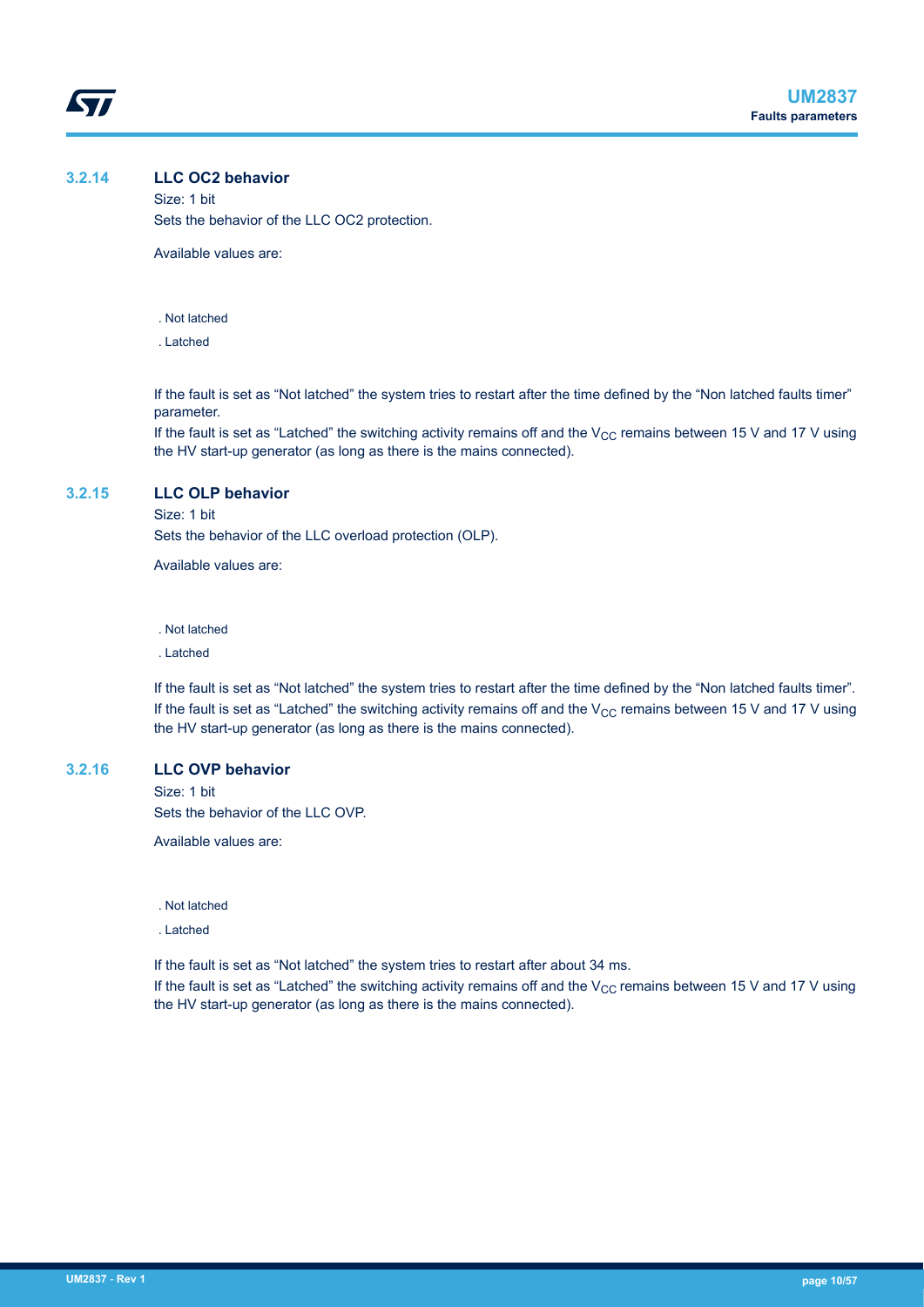### 3.2.14 LLC OC2 behavior

Size: 1 bit

Sets the behavior of the LLC OC2 protection.

Available values are:

. Not latched

. Latched

If the fault is set as "Not latched" the system tries to restart after the time defined by the "Non latched faults timer" parameter.

If the fault is set as "Latched" the switching activity remains off and the $V_{CC}$ remains between 15 V and 17 V using the HV start-up generator (as long as there is the mains connected).

### 3.2.15 LLC OLP behavior

Size: 1 bit

Sets the behavior of the LLC overload protection (OLP).

Available values are:

. Not latched

. Latched

If the fault is set as "Not latched" the system tries to restart after the time defined by the "Non latched faults timer".

If the fault is set as "Latched" the switching activity remains off and the $V_{CC}$ remains between 15 V and 17 V using the HV start-up generator (as long as there is the mains connected).

### 3.2.16 LLC OVP behavior

Size: 1 bit

Sets the behavior of the LLC OVP.

Available values are:

. Not latched

. Latched

If the fault is set as "Not latched" the system tries to restart after about 34 ms.

If the fault is set as "Latched" the switching activity remains off and the $V_{CC}$ remains between 15 V and 17 V using the HV start-up generator (as long as there is the mains connected).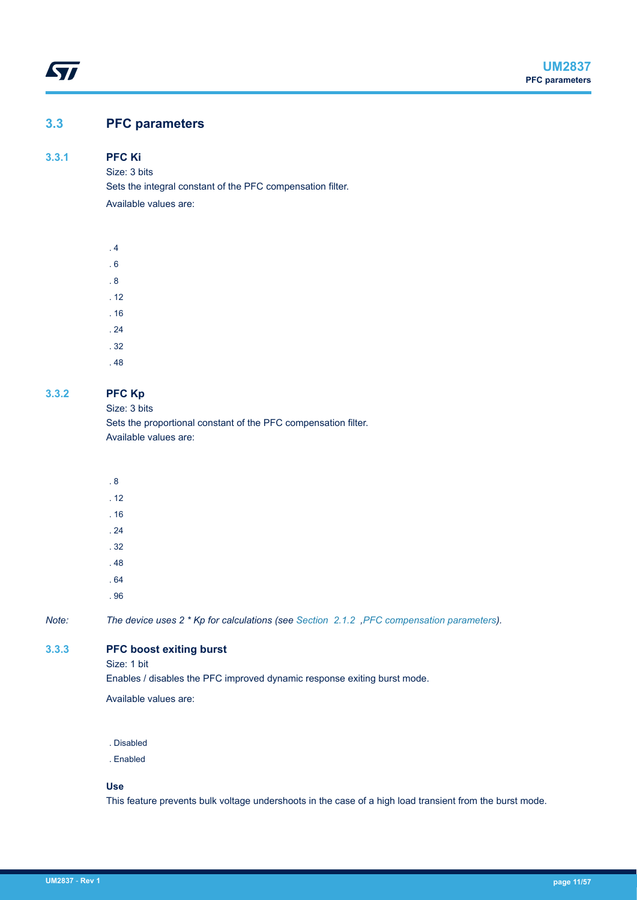## 3.3 PFC parameters

### 3.3.1 PFC Ki

Size: 3 bits

Sets the integral constant of the PFC compensation filter.

Available values are:

- 4
- 6
- 8
- 12
- 16
- 24
- 32
- 48

### 3.3.2 PFC Kp

Size: 3 bits

Sets the proportional constant of the PFC compensation filter.

Available values are:

- 8
- 12
- 16
- 24
- 32
- 48
- 64
- 96

*Note: The device uses 2 * Kp for calculations (see Section 2.1.2 ,PFC compensation parameters).*

### 3.3.3 PFC boost exiting burst

Size: 1 bit

Enables / disables the PFC improved dynamic response exiting burst mode.

Available values are:

- Disabled
- Enabled

**Use**

This feature prevents bulk voltage undershoots in the case of a high load transient from the burst mode.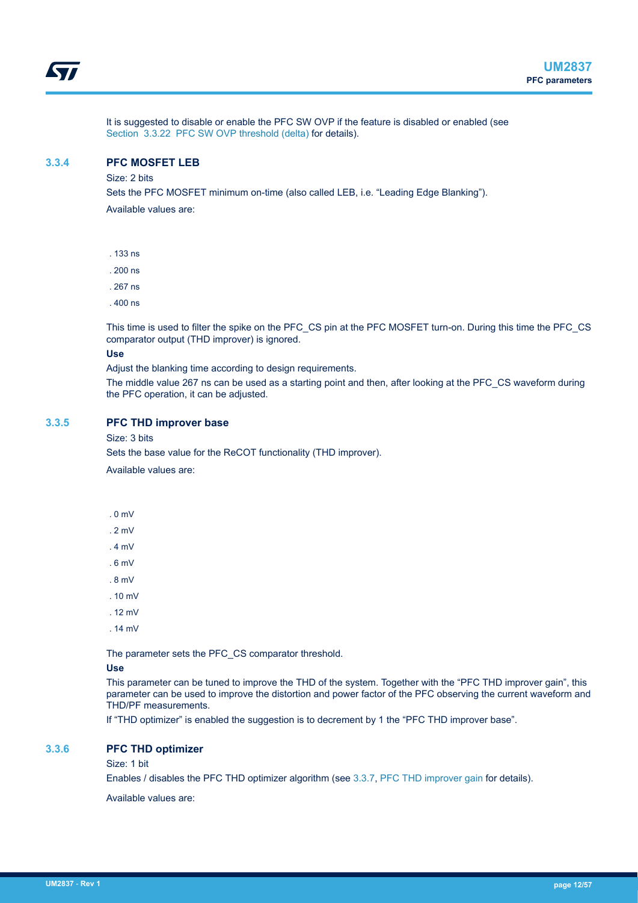It is suggested to disable or enable the PFC SW OVP if the feature is disabled or enabled (see Section 3.3.22 PFC SW OVP threshold (delta) for details).

### 3.3.4 PFC MOSFET LEB

Size: 2 bits

Sets the PFC MOSFET minimum on-time (also called LEB, i.e. "Leading Edge Blanking").

Available values are:

- 133 ns
- 200 ns
- 267 ns
- 400 ns

This time is used to filter the spike on the PFC_CS pin at the PFC MOSFET turn-on. During this time the PFC_CS comparator output (THD improver) is ignored.

**Use**

Adjust the blanking time according to design requirements.

The middle value 267 ns can be used as a starting point and then, after looking at the PFC_CS waveform during the PFC operation, it can be adjusted.

### 3.3.5 PFC THD improver base

Size: 3 bits

Sets the base value for the ReCOT functionality (THD improver).

Available values are:

- 0 mV
- 2 mV
- 4 mV
- 6 mV
- 8 mV
- 10 mV
- 12 mV
- 14 mV

The parameter sets the PFC_CS comparator threshold.

**Use**

This parameter can be tuned to improve the THD of the system. Together with the "PFC THD improver gain", this parameter can be used to improve the distortion and power factor of the PFC observing the current waveform and THD/PF measurements.

If "THD optimizer" is enabled the suggestion is to decrement by 1 the "PFC THD improver base".

### 3.3.6 PFC THD optimizer

Size: 1 bit

Enables / disables the PFC THD optimizer algorithm (see 3.3.7, PFC THD improver gain for details).

Available values are: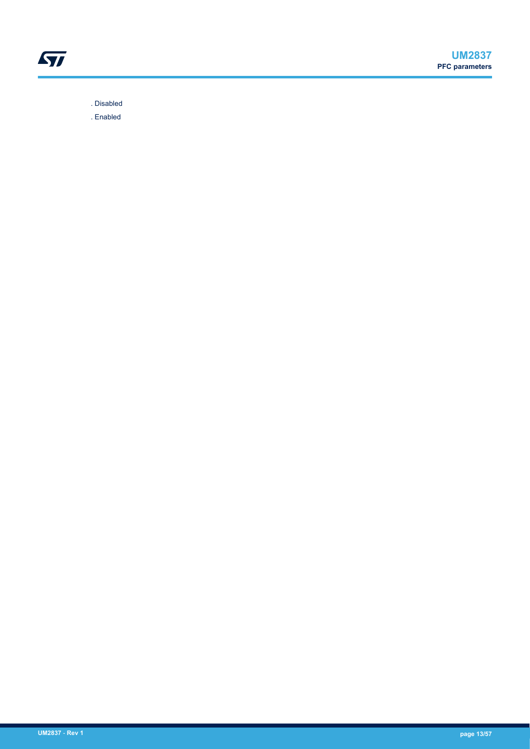. Disabled

. Enabled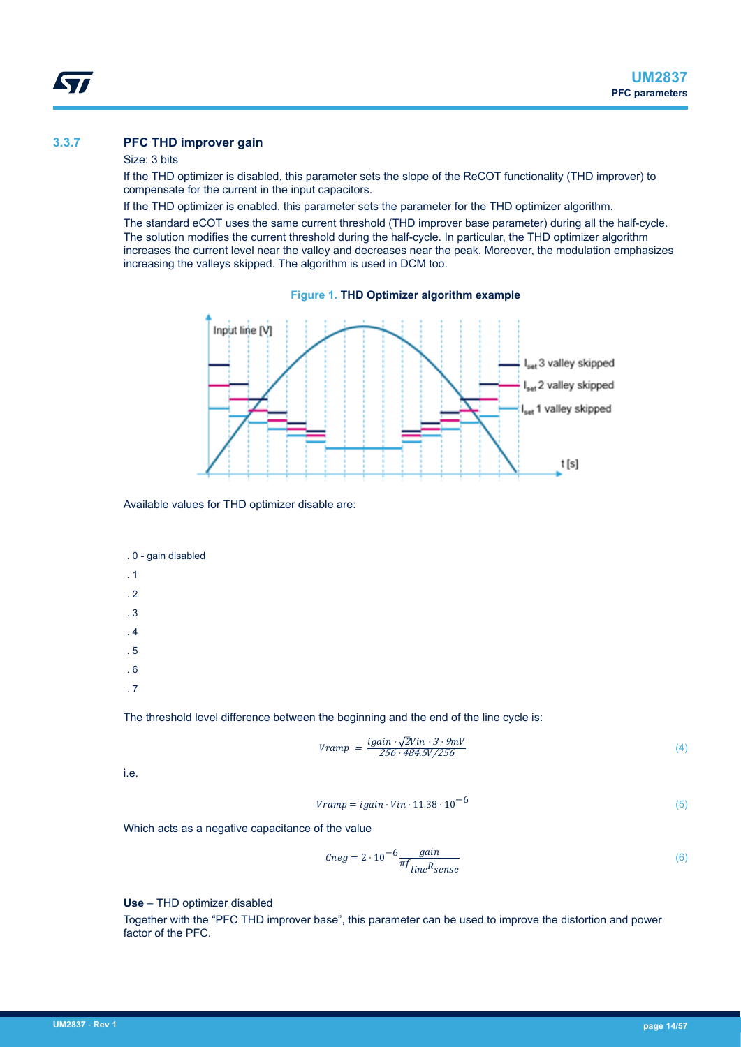### 3.3.7 PFC THD improver gain

Size: 3 bits

If the THD optimizer is disabled, this parameter sets the slope of the ReCOT functionality (THD improver) to compensate for the current in the input capacitors.

If the THD optimizer is enabled, this parameter sets the parameter for the THD optimizer algorithm.

The standard eCOT uses the same current threshold (THD improver base parameter) during all the half-cycle. The solution modifies the current threshold during the half-cycle. In particular, the THD optimizer algorithm increases the current level near the valley and decreases near the peak. Moreover, the modulation emphasizes increasing the valleys skipped. The algorithm is used in DCM too.

**Figure 1. THD Optimizer algorithm example**

Available values for THD optimizer disable are:

- 0 - gain disabled
- 1
- 2
- 3
- 4
- 5
- 6
- 7

The threshold level difference between the beginning and the end of the line cycle is:

$$Vramp = \frac{igain \cdot \sqrt{2}Vin \cdot 3 \cdot 9mV}{256 \cdot 484.5V/256} \tag{4}$$

i.e.

$$Vramp = igain \cdot Vin \cdot 11.38 \cdot 10^{-6} \tag{5}$$

Which acts as a negative capacitance of the value

$$Cneg = 2 \cdot 10^{-6} \frac{gain}{\pi f_{line} R_{sense}} \tag{6}$$

**Use** – THD optimizer disabled

Together with the "PFC THD improver base", this parameter can be used to improve the distortion and power factor of the PFC.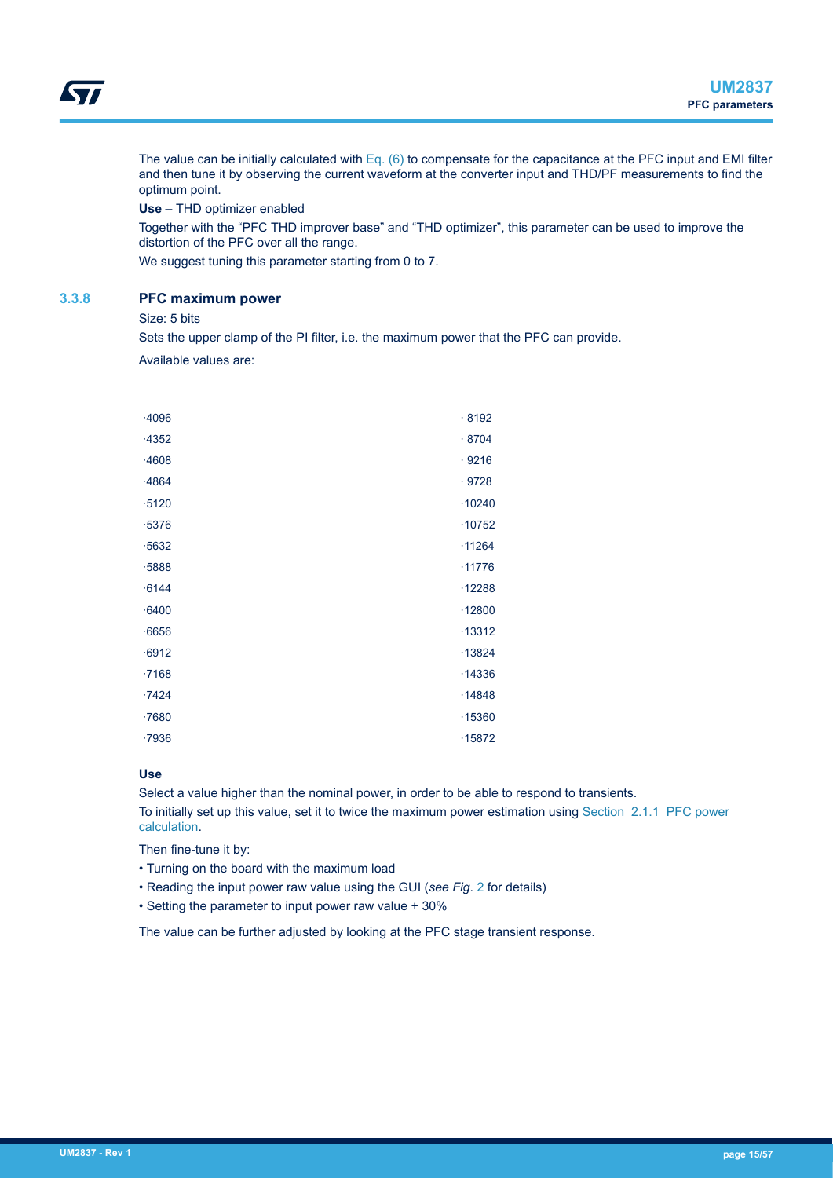The value can be initially calculated with Eq. (6) to compensate for the capacitance at the PFC input and EMI filter and then tune it by observing the current waveform at the converter input and THD/PF measurements to find the optimum point.

**Use** – THD optimizer enabled

Together with the “PFC THD improver base” and “THD optimizer”, this parameter can be used to improve the distortion of the PFC over all the range.

We suggest tuning this parameter starting from 0 to 7.

### 3.3.8 PFC maximum power

Size: 5 bits

Sets the upper clamp of the PI filter, i.e. the maximum power that the PFC can provide.

Available values are:

- 4096
- 4352
- 4608
- 4864
- 5120
- 5376
- 5632
- 5888
- 6144
- 6400
- 6656
- 6912
- 7168
- 7424
- 7680
- 7936
- 8192
- 8704
- 9216
- 9728
- 10240
- 10752
- 11264
- 11776
- 12288
- 12800
- 13312
- 13824
- 14336
- 14848
- 15360
- 15872

**Use**

Select a value higher than the nominal power, in order to be able to respond to transients.

To initially set up this value, set it to twice the maximum power estimation using Section 2.1.1 PFC power calculation.

Then fine-tune it by:

- Turning on the board with the maximum load
- Reading the input power raw value using the GUI (*see Fig.* 2 for details)
- Setting the parameter to input power raw value + 30%

The value can be further adjusted by looking at the PFC stage transient response.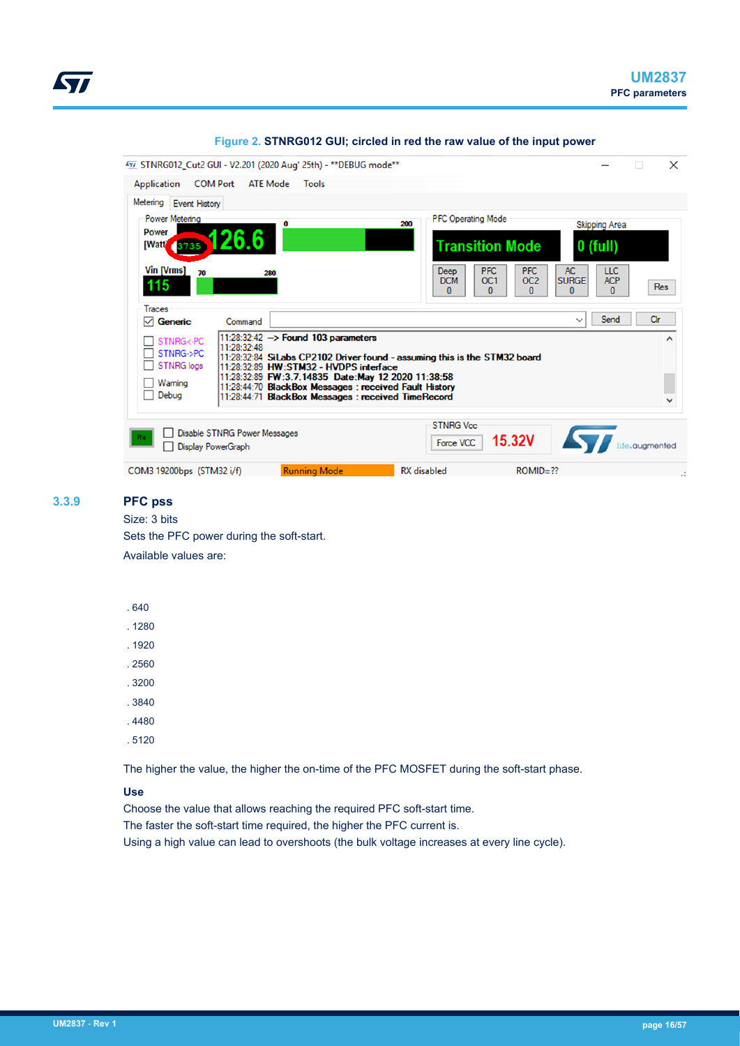Figure 2. STNRG012 GUI; circled in red the raw value of the input power

### 3.3.9 PFC pss

Size: 3 bits

Sets the PFC power during the soft-start.

Available values are:

- 640
- 1280
- 1920
- 2560
- 3200
- 3840
- 4480
- 5120

The higher the value, the higher the on-time of the PFC MOSFET during the soft-start phase.

**Use**

Choose the value that allows reaching the required PFC soft-start time.

The faster the soft-start time required, the higher the PFC current is.

Using a high value can lead to overshoots (the bulk voltage increases at every line cycle).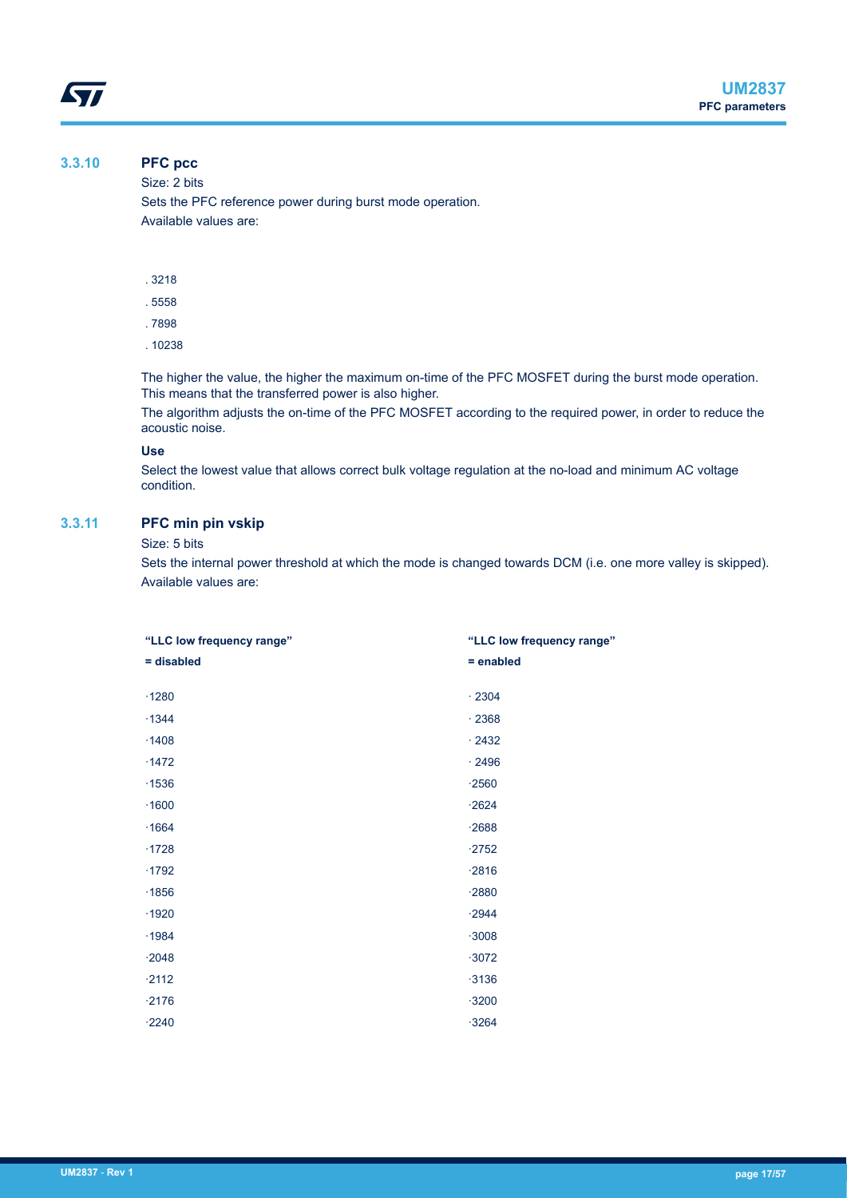### 3.3.10 PFC pcc

Size: 2 bits

Sets the PFC reference power during burst mode operation.

Available values are:

- 3218
- 5558
- 7898
- 10238

The higher the value, the higher the maximum on-time of the PFC MOSFET during the burst mode operation. This means that the transferred power is also higher.

The algorithm adjusts the on-time of the PFC MOSFET according to the required power, in order to reduce the acoustic noise.

**Use**

Select the lowest value that allows correct bulk voltage regulation at the no-load and minimum AC voltage condition.

### 3.3.11 PFC min pin vskip

Size: 5 bits

Sets the internal power threshold at which the mode is changed towards DCM (i.e. one more valley is skipped).

Available values are:

| "LLC low frequency range" = disabled | "LLC low frequency range" = enabled |
| --- | --- |
| 1280 | 2304 |
| 1344 | 2368 |
| 1408 | 2432 |
| 1472 | 2496 |
| 1536 | 2560 |
| 1600 | 2624 |
| 1664 | 2688 |
| 1728 | 2752 |
| 1792 | 2816 |
| 1856 | 2880 |
| 1920 | 2944 |
| 1984 | 3008 |
| 2048 | 3072 |
| 2112 | 3136 |
| 2176 | 3200 |
| 2240 | 3264 |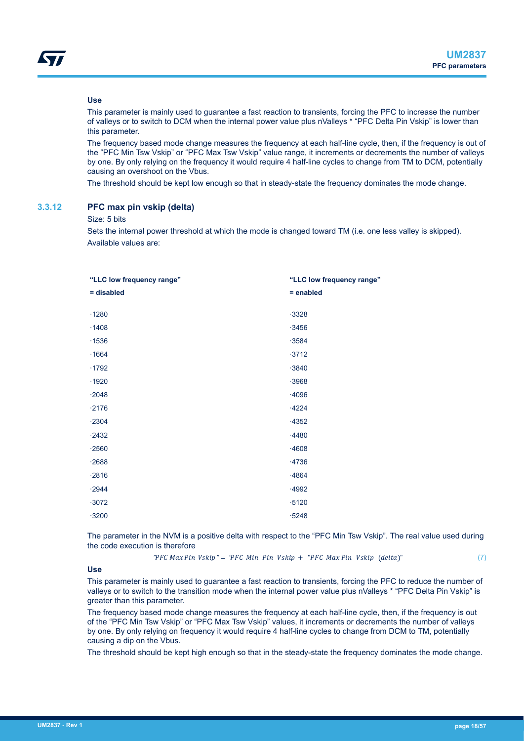**Use**

This parameter is mainly used to guarantee a fast reaction to transients, forcing the PFC to increase the number of valleys or to switch to DCM when the internal power value plus nValleys * “PFC Delta Pin Vskip” is lower than this parameter.

The frequency based mode change measures the frequency at each half-line cycle, then, if the frequency is out of the “PFC Min Tsw Vskip” or “PFC Max Tsw Vskip” value range, it increments or decrements the number of valleys by one. By only relying on the frequency it would require 4 half-line cycles to change from TM to DCM, potentially causing an overshoot on the Vbus.

The threshold should be kept low enough so that in steady-state the frequency dominates the mode change.

### 3.3.12 PFC max pin vskip (delta)

Size: 5 bits

Sets the internal power threshold at which the mode is changed toward TM (i.e. one less valley is skipped).

Available values are:

| “LLC low frequency range” = disabled | “LLC low frequency range” = enabled |
|---|---|
| ·1280 | ·3328 |
| ·1408 | ·3456 |
| ·1536 | ·3584 |
| ·1664 | ·3712 |
| ·1792 | ·3840 |
| ·1920 | ·3968 |
| ·2048 | ·4096 |
| ·2176 | ·4224 |
| ·2304 | ·4352 |
| ·2432 | ·4480 |
| ·2560 | ·4608 |
| ·2688 | ·4736 |
| ·2816 | ·4864 |
| ·2944 | ·4992 |
| ·3072 | ·5120 |
| ·3200 | ·5248 |

The parameter in the NVM is a positive delta with respect to the “PFC Min Tsw Vskip”. The real value used during the code execution is therefore

$$\text{"PFC Max Pin Vskip"} = \text{"PFC Min Pin Vskip} + \text{"PFC Max Pin Vskip (delta)"} \quad (7)$$

**Use**

This parameter is mainly used to guarantee a fast reaction to transients, forcing the PFC to reduce the number of valleys or to switch to the transition mode when the internal power value plus nValleys * “PFC Delta Pin Vskip” is greater than this parameter.

The frequency based mode change measures the frequency at each half-line cycle, then, if the frequency is out of the “PFC Min Tsw Vskip” or “PFC Max Tsw Vskip” values, it increments or decrements the number of valleys by one. By only relying on frequency it would require 4 half-line cycles to change from DCM to TM, potentially causing a dip on the Vbus.

The threshold should be kept high enough so that in the steady-state the frequency dominates the mode change.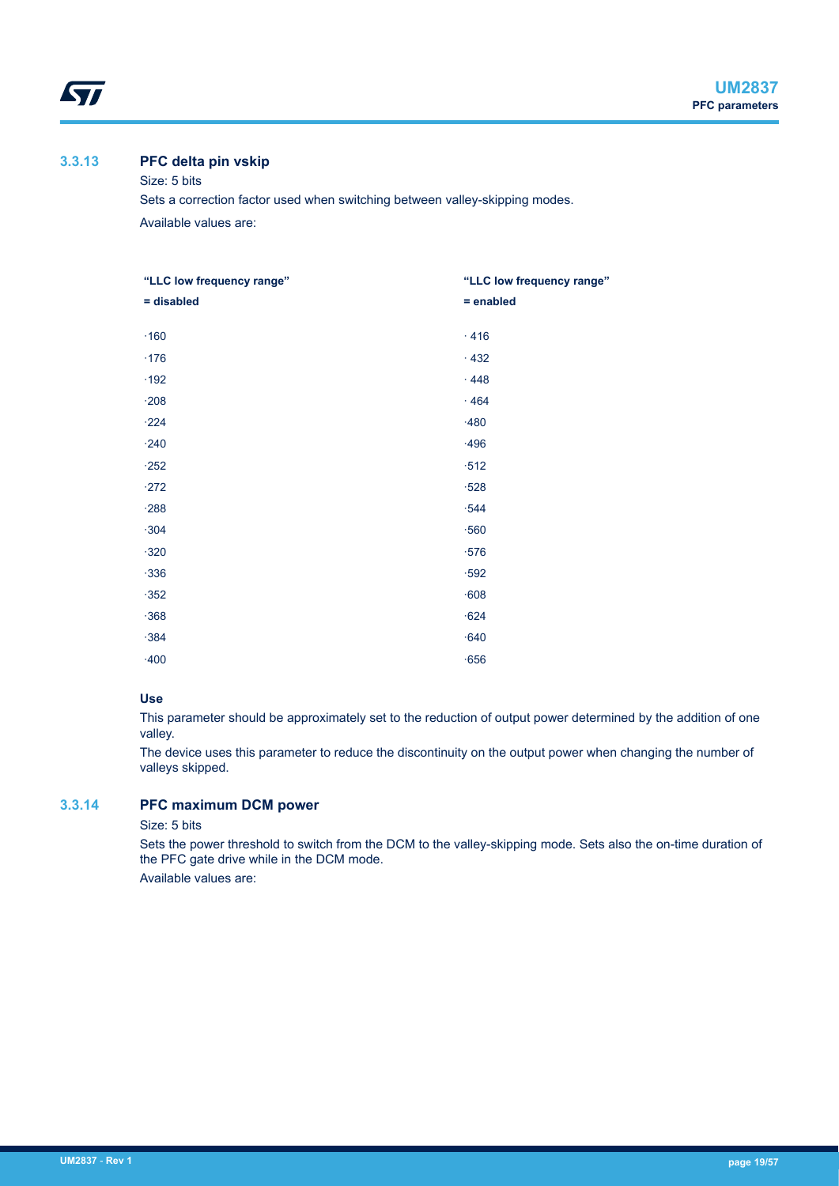### 3.3.13 PFC delta pin vskip

Size: 5 bits

Sets a correction factor used when switching between valley-skipping modes.

Available values are:

| "LLC low frequency range" = disabled | "LLC low frequency range" = enabled |
|---|---|
| ·160 | · 416 |
| ·176 | · 432 |
| ·192 | · 448 |
| ·208 | · 464 |
| ·224 | ·480 |
| ·240 | ·496 |
| ·252 | ·512 |
| ·272 | ·528 |
| ·288 | ·544 |
| ·304 | ·560 |
| ·320 | ·576 |
| ·336 | ·592 |
| ·352 | ·608 |
| ·368 | ·624 |
| ·384 | ·640 |
| ·400 | ·656 |

**Use**

This parameter should be approximately set to the reduction of output power determined by the addition of one valley.

The device uses this parameter to reduce the discontinuity on the output power when changing the number of valleys skipped.

### 3.3.14 PFC maximum DCM power

Size: 5 bits

Sets the power threshold to switch from the DCM to the valley-skipping mode. Sets also the on-time duration of the PFC gate drive while in the DCM mode.

Available values are: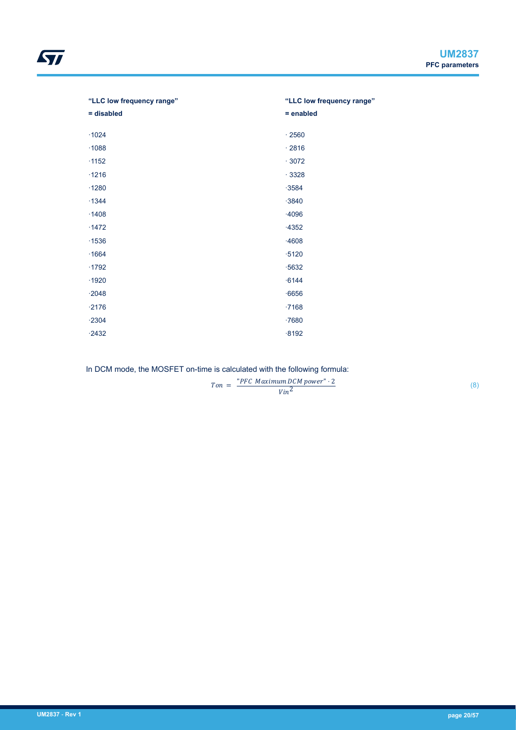| "LLC low frequency range" = disabled | "LLC low frequency range" = enabled |
|---|---|
| ·1024 | · 2560 |
| ·1088 | · 2816 |
| ·1152 | · 3072 |
| ·1216 | · 3328 |
| ·1280 | ·3584 |
| ·1344 | ·3840 |
| ·1408 | ·4096 |
| ·1472 | ·4352 |
| ·1536 | ·4608 |
| ·1664 | ·5120 |
| ·1792 | ·5632 |
| ·1920 | ·6144 |
| ·2048 | ·6656 |
| ·2176 | ·7168 |
| ·2304 | ·7680 |
| ·2432 | ·8192 |

In DCM mode, the MOSFET on-time is calculated with the following formula:

$$Ton = \frac{\text{"PFC Maximum DCM power"} \cdot 2}{Vin^2} \quad (8)$$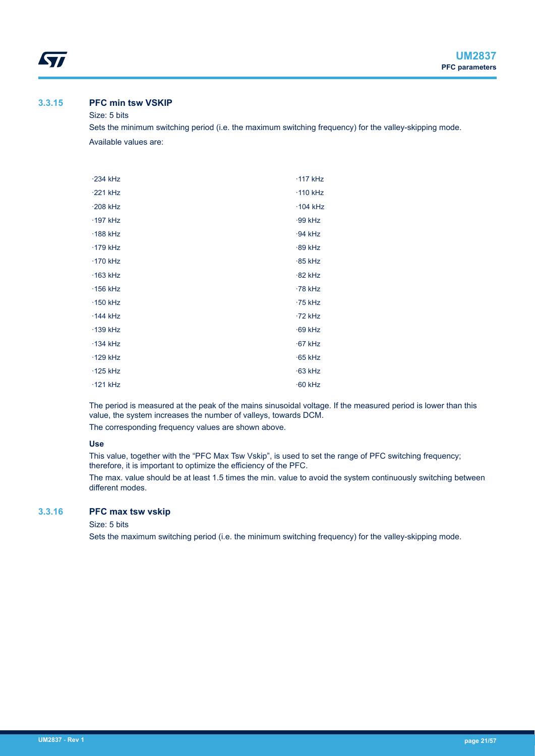### 3.3.15 PFC min tsw VSKIP

Size: 5 bits

Sets the minimum switching period (i.e. the maximum switching frequency) for the valley-skipping mode.

Available values are:

- 234 kHz
- 221 kHz
- 208 kHz
- 197 kHz
- 188 kHz
- 179 kHz
- 170 kHz
- 163 kHz
- 156 kHz
- 150 kHz
- 144 kHz
- 139 kHz
- 134 kHz
- 129 kHz
- 125 kHz
- 121 kHz
- 117 kHz
- 110 kHz
- 104 kHz
- 99 kHz
- 94 kHz
- 89 kHz
- 85 kHz
- 82 kHz
- 78 kHz
- 75 kHz
- 72 kHz
- 69 kHz
- 67 kHz
- 65 kHz
- 63 kHz
- 60 kHz

The period is measured at the peak of the mains sinusoidal voltage. If the measured period is lower than this value, the system increases the number of valleys, towards DCM.

The corresponding frequency values are shown above.

**Use**

This value, together with the "PFC Max Tsw Vskip", is used to set the range of PFC switching frequency; therefore, it is important to optimize the efficiency of the PFC.

The max. value should be at least 1.5 times the min. value to avoid the system continuously switching between different modes.

### 3.3.16 PFC max tsw vskip

Size: 5 bits

Sets the maximum switching period (i.e. the minimum switching frequency) for the valley-skipping mode.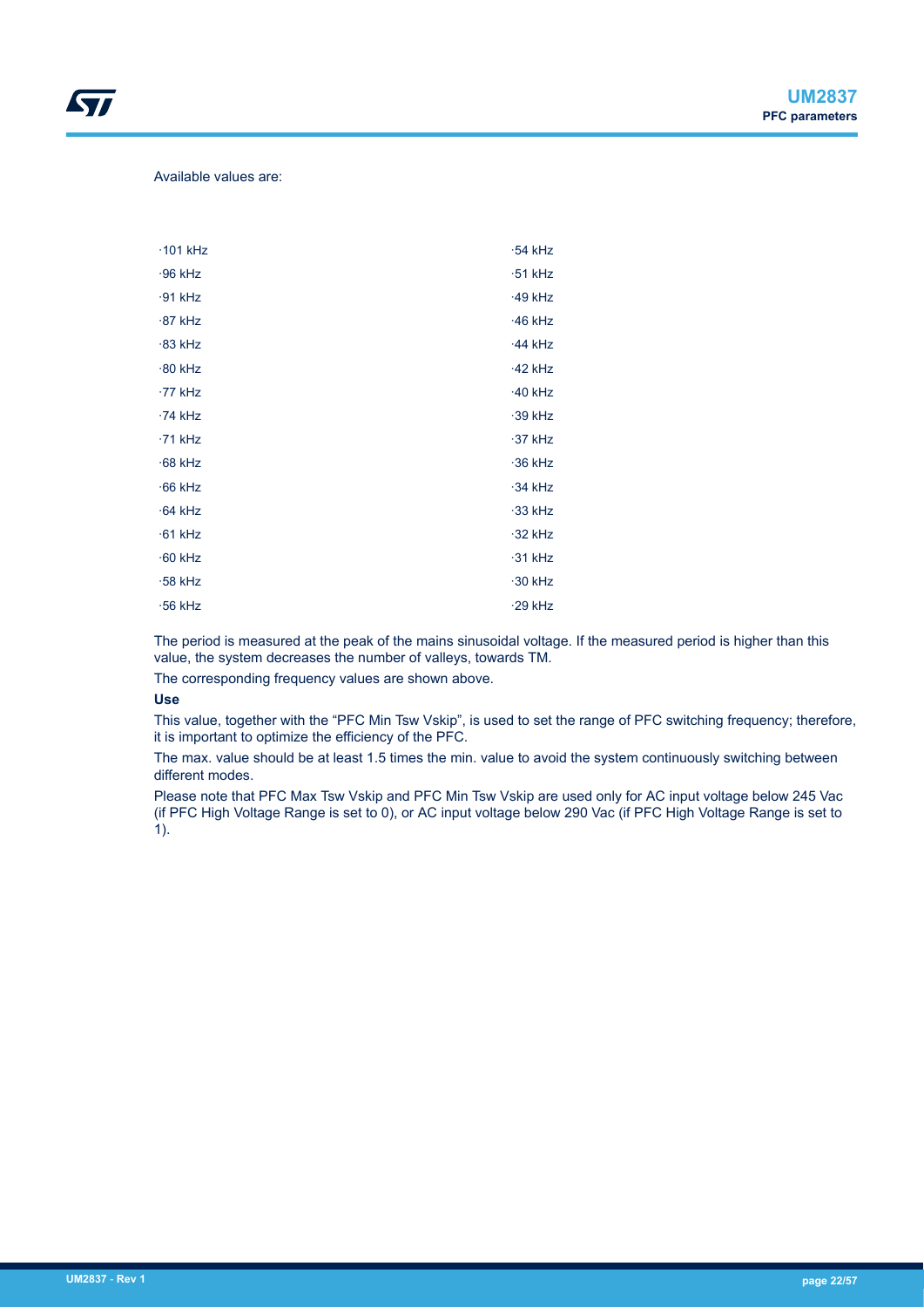Available values are:

- 101 kHz
- 96 kHz
- 91 kHz
- 87 kHz
- 83 kHz
- 80 kHz
- 77 kHz
- 74 kHz
- 71 kHz
- 68 kHz
- 66 kHz
- 64 kHz
- 61 kHz
- 60 kHz
- 58 kHz
- 56 kHz
- 54 kHz
- 51 kHz
- 49 kHz
- 46 kHz
- 44 kHz
- 42 kHz
- 40 kHz
- 39 kHz
- 37 kHz
- 36 kHz
- 34 kHz
- 33 kHz
- 32 kHz
- 31 kHz
- 30 kHz
- 29 kHz

The period is measured at the peak of the mains sinusoidal voltage. If the measured period is higher than this value, the system decreases the number of valleys, towards TM.

The corresponding frequency values are shown above.

**Use**

This value, together with the "PFC Min Tsw Vskip", is used to set the range of PFC switching frequency; therefore, it is important to optimize the efficiency of the PFC.

The max. value should be at least 1.5 times the min. value to avoid the system continuously switching between different modes.

Please note that PFC Max Tsw Vskip and PFC Min Tsw Vskip are used only for AC input voltage below 245 Vac (if PFC High Voltage Range is set to 0), or AC input voltage below 290 Vac (if PFC High Voltage Range is set to 1).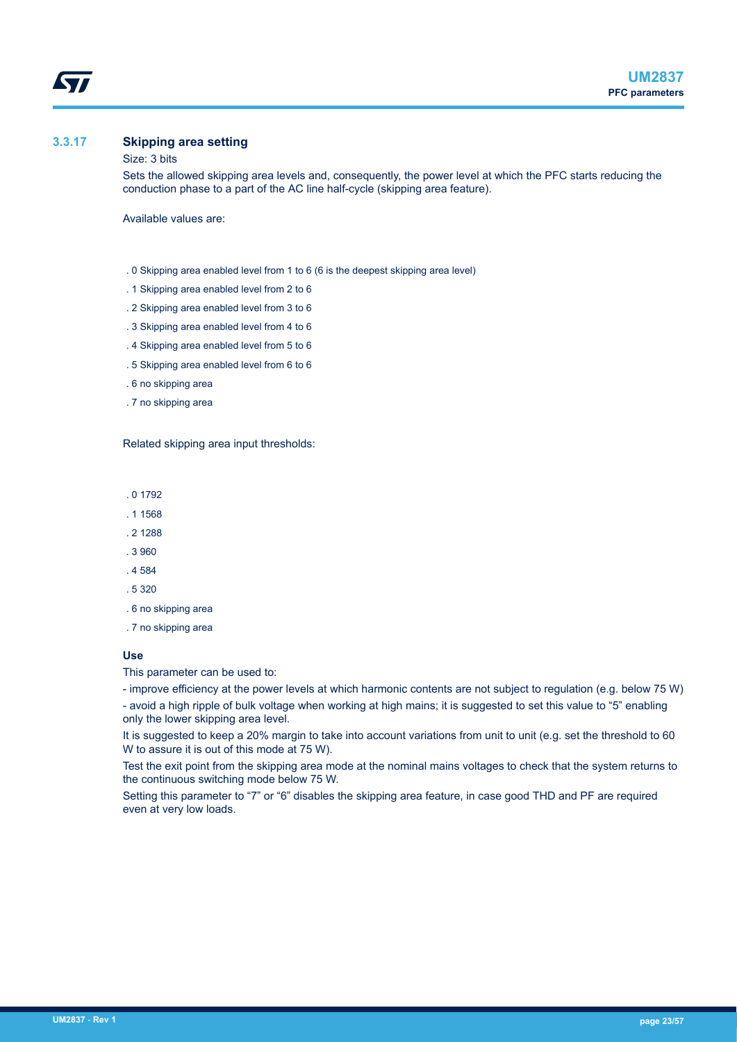### 3.3.17 Skipping area setting

Size: 3 bits

Sets the allowed skipping area levels and, consequently, the power level at which the PFC starts reducing the conduction phase to a part of the AC line half-cycle (skipping area feature).

Available values are:

- . 0 Skipping area enabled level from 1 to 6 (6 is the deepest skipping area level)
- . 1 Skipping area enabled level from 2 to 6
- . 2 Skipping area enabled level from 3 to 6
- . 3 Skipping area enabled level from 4 to 6
- . 4 Skipping area enabled level from 5 to 6
- . 5 Skipping area enabled level from 6 to 6
- . 6 no skipping area
- . 7 no skipping area

Related skipping area input thresholds:

- . 0 1792
- . 1 1568
- . 2 1288
- . 3 960
- . 4 584
- . 5 320
- . 6 no skipping area
- . 7 no skipping area

**Use**

This parameter can be used to:

- improve efficiency at the power levels at which harmonic contents are not subject to regulation (e.g. below 75 W)

- avoid a high ripple of bulk voltage when working at high mains; it is suggested to set this value to "5" enabling only the lower skipping area level.

It is suggested to keep a 20% margin to take into account variations from unit to unit (e.g. set the threshold to 60 W to assure it is out of this mode at 75 W).

Test the exit point from the skipping area mode at the nominal mains voltages to check that the system returns to the continuous switching mode below 75 W.

Setting this parameter to "7" or "6" disables the skipping area feature, in case good THD and PF are required even at very low loads.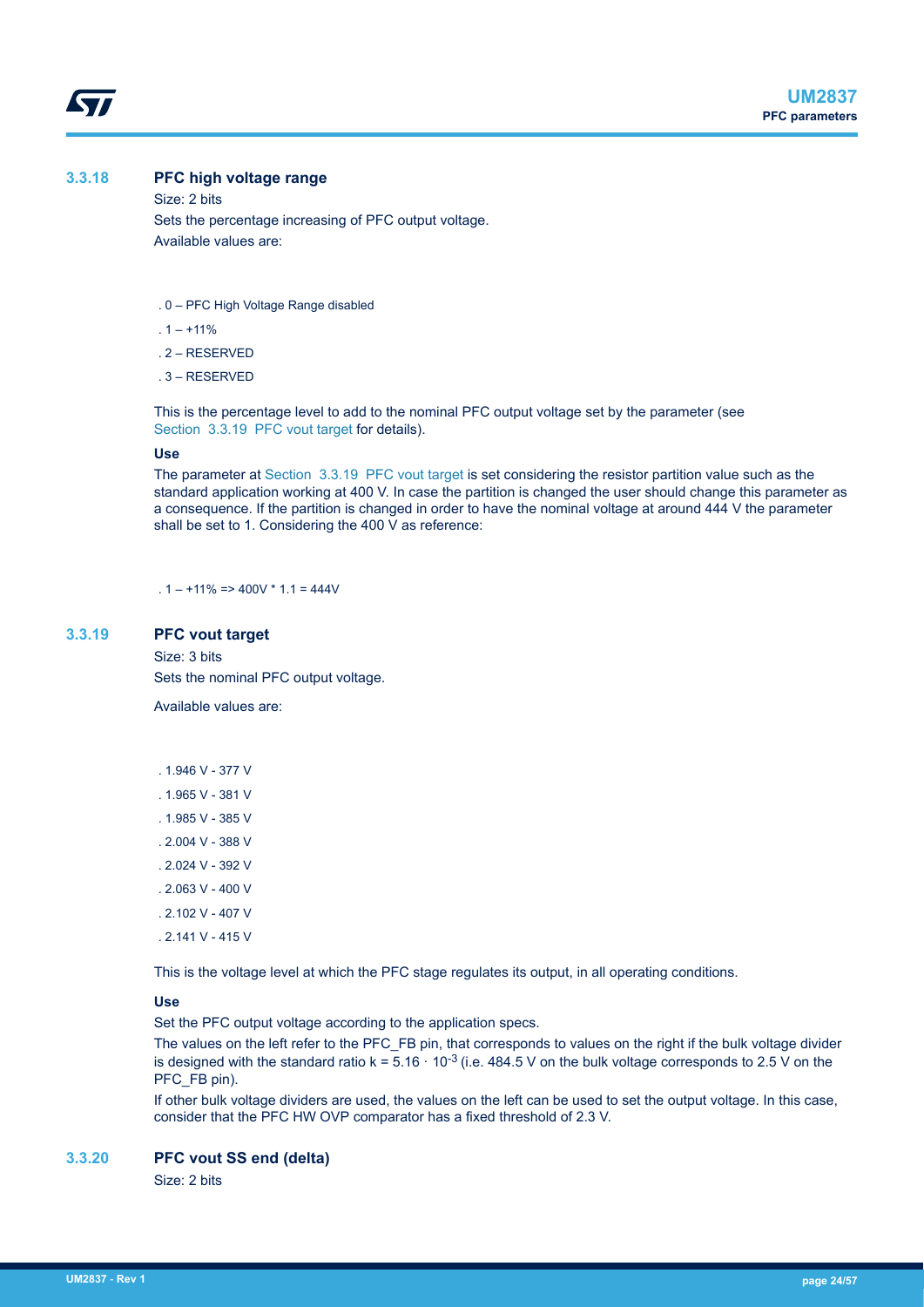### 3.3.18 PFC high voltage range

Size: 2 bits

Sets the percentage increasing of PFC output voltage.

Available values are:

- 0 – PFC High Voltage Range disabled
- 1 – +11%
- 2 – RESERVED
- 3 – RESERVED

This is the percentage level to add to the nominal PFC output voltage set by the parameter (see Section 3.3.19 PFC vout target for details).

**Use**

The parameter at Section 3.3.19 PFC vout target is set considering the resistor partition value such as the standard application working at 400 V. In case the partition is changed the user should change this parameter as a consequence. If the partition is changed in order to have the nominal voltage at around 444 V the parameter shall be set to 1. Considering the 400 V as reference:

- 1 – +11% => 400V * 1.1 = 444V

### 3.3.19 PFC vout target

Size: 3 bits

Sets the nominal PFC output voltage.

Available values are:

- 1.946 V - 377 V
- 1.965 V - 381 V
- 1.985 V - 385 V
- 2.004 V - 388 V
- 2.024 V - 392 V
- 2.063 V - 400 V
- 2.102 V - 407 V
- 2.141 V - 415 V

This is the voltage level at which the PFC stage regulates its output, in all operating conditions.

**Use**

Set the PFC output voltage according to the application specs.

The values on the left refer to the PFC_FB pin, that corresponds to values on the right if the bulk voltage divider is designed with the standard ratio $k = 5.16 \cdot 10^{-3}$ (i.e. 484.5 V on the bulk voltage corresponds to 2.5 V on the PFC_FB pin).

If other bulk voltage dividers are used, the values on the left can be used to set the output voltage. In this case, consider that the PFC HW OVP comparator has a fixed threshold of 2.3 V.

### 3.3.20 PFC vout SS end (delta)

Size: 2 bits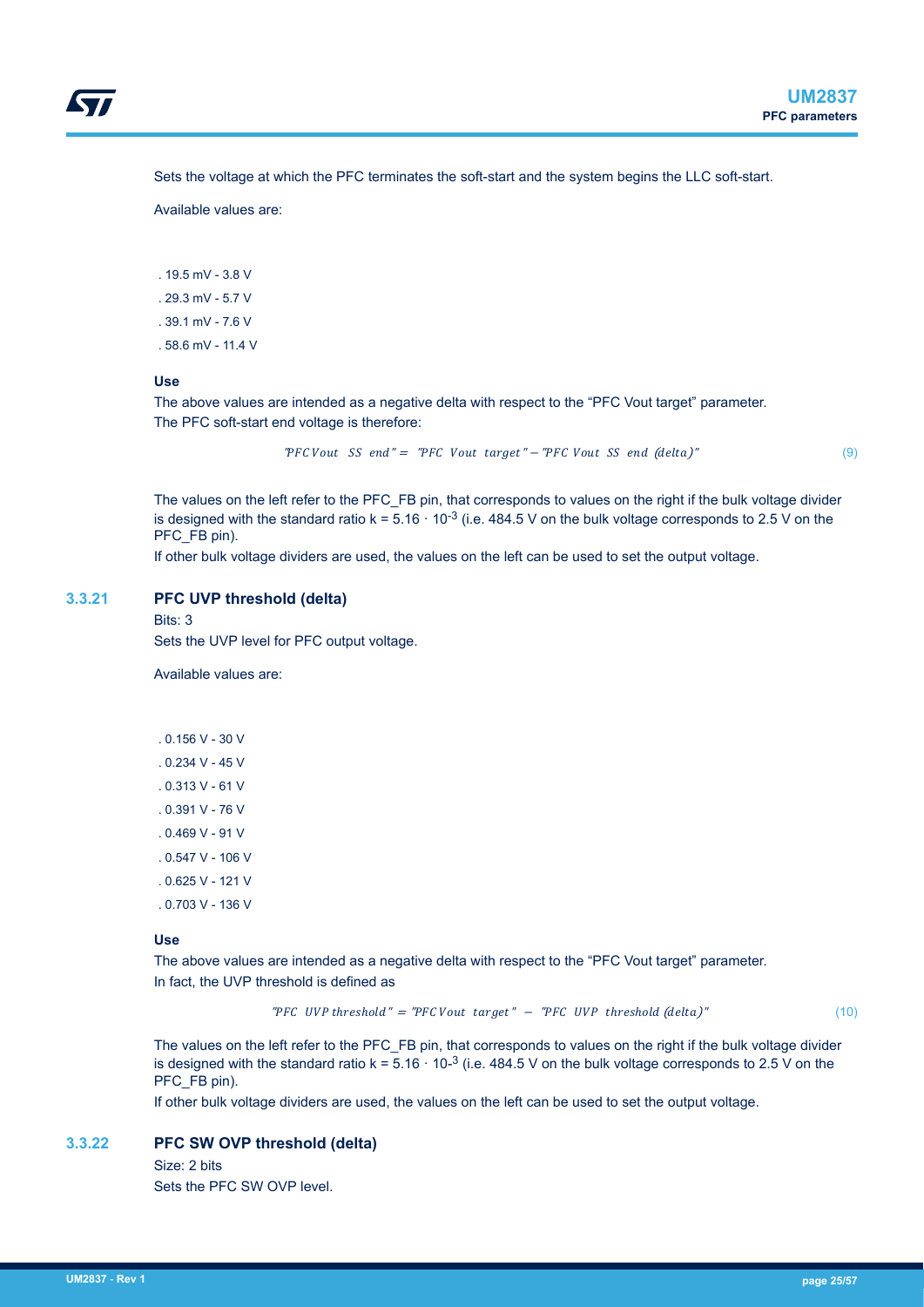Sets the voltage at which the PFC terminates the soft-start and the system begins the LLC soft-start.

Available values are:

- . 19.5 mV - 3.8 V
- . 29.3 mV - 5.7 V
- . 39.1 mV - 7.6 V
- . 58.6 mV - 11.4 V

**Use**

The above values are intended as a negative delta with respect to the “PFC Vout target” parameter.
The PFC soft-start end voltage is therefore:

$$\text{"PFC Vout SS end"} = \text{"PFC Vout target"} - \text{"PFC Vout SS end (delta)"} \tag{9}$$

The values on the left refer to the PFC_FB pin, that corresponds to values on the right if the bulk voltage divider is designed with the standard ratio $k = 5.16 \cdot 10^{-3}$ (i.e. 484.5 V on the bulk voltage corresponds to 2.5 V on the PFC_FB pin).

If other bulk voltage dividers are used, the values on the left can be used to set the output voltage.

### 3.3.21 PFC UVP threshold (delta)

Bits: 3

Sets the UVP level for PFC output voltage.

Available values are:

- . 0.156 V - 30 V
- . 0.234 V - 45 V
- . 0.313 V - 61 V
- . 0.391 V - 76 V
- . 0.469 V - 91 V
- . 0.547 V - 106 V
- . 0.625 V - 121 V
- . 0.703 V - 136 V

**Use**

The above values are intended as a negative delta with respect to the “PFC Vout target” parameter.
In fact, the UVP threshold is defined as

$$\text{"PFC UVP threshold"} = \text{"PFC Vout target"} - \text{"PFC UVP threshold (delta)"} \tag{10}$$

The values on the left refer to the PFC_FB pin, that corresponds to values on the right if the bulk voltage divider is designed with the standard ratio $k = 5.16 \cdot 10\text{-}^{3}$ (i.e. 484.5 V on the bulk voltage corresponds to 2.5 V on the PFC_FB pin).

If other bulk voltage dividers are used, the values on the left can be used to set the output voltage.

### 3.3.22 PFC SW OVP threshold (delta)

Size: 2 bits

Sets the PFC SW OVP level.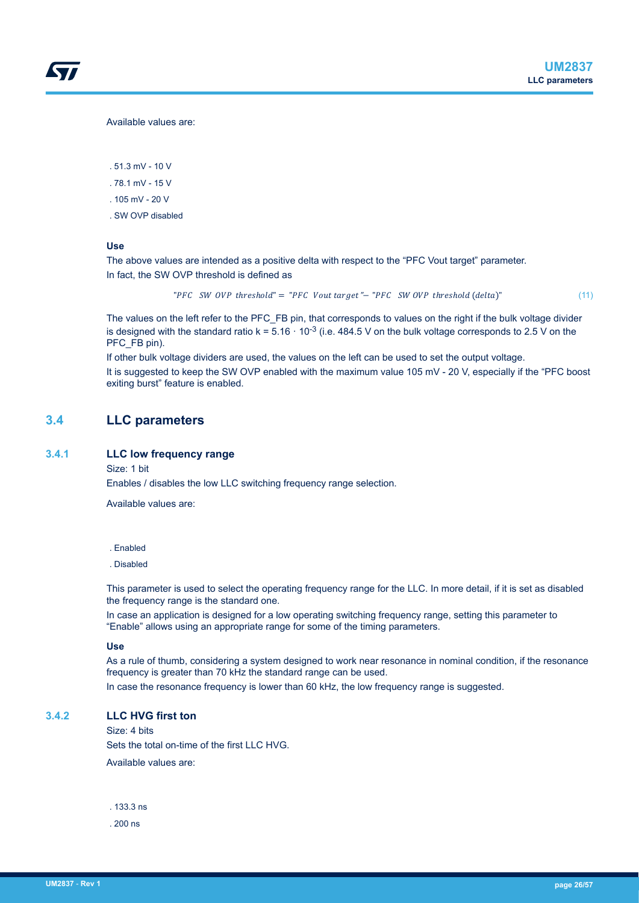Available values are:

- 51.3 mV - 10 V
- 78.1 mV - 15 V
- 105 mV - 20 V
- SW OVP disabled

**Use**

The above values are intended as a positive delta with respect to the “PFC Vout target” parameter.
In fact, the SW OVP threshold is defined as

$$"PFC\quad SW\ OVP\ threshold" = "PFC\ \ Vout\ target" - "PFC\quad SW\ OVP\ threshold\ (delta)" \tag{11}$$

The values on the left refer to the PFC_FB pin, that corresponds to values on the right if the bulk voltage divider is designed with the standard ratio $k = 5.16 \cdot 10^{-3}$ (i.e. 484.5 V on the bulk voltage corresponds to 2.5 V on the PFC_FB pin).

If other bulk voltage dividers are used, the values on the left can be used to set the output voltage.

It is suggested to keep the SW OVP enabled with the maximum value 105 mV - 20 V, especially if the “PFC boost exiting burst” feature is enabled.

## 3.4 LLC parameters

### 3.4.1 LLC low frequency range

Size: 1 bit

Enables / disables the low LLC switching frequency range selection.

Available values are:

- Enabled
- Disabled

This parameter is used to select the operating frequency range for the LLC. In more detail, if it is set as disabled the frequency range is the standard one.

In case an application is designed for a low operating switching frequency range, setting this parameter to “Enable” allows using an appropriate range for some of the timing parameters.

**Use**

As a rule of thumb, considering a system designed to work near resonance in nominal condition, if the resonance frequency is greater than 70 kHz the standard range can be used.

In case the resonance frequency is lower than 60 kHz, the low frequency range is suggested.

### 3.4.2 LLC HVG first ton

Size: 4 bits

Sets the total on-time of the first LLC HVG.

Available values are:

- 133.3 ns
- 200 ns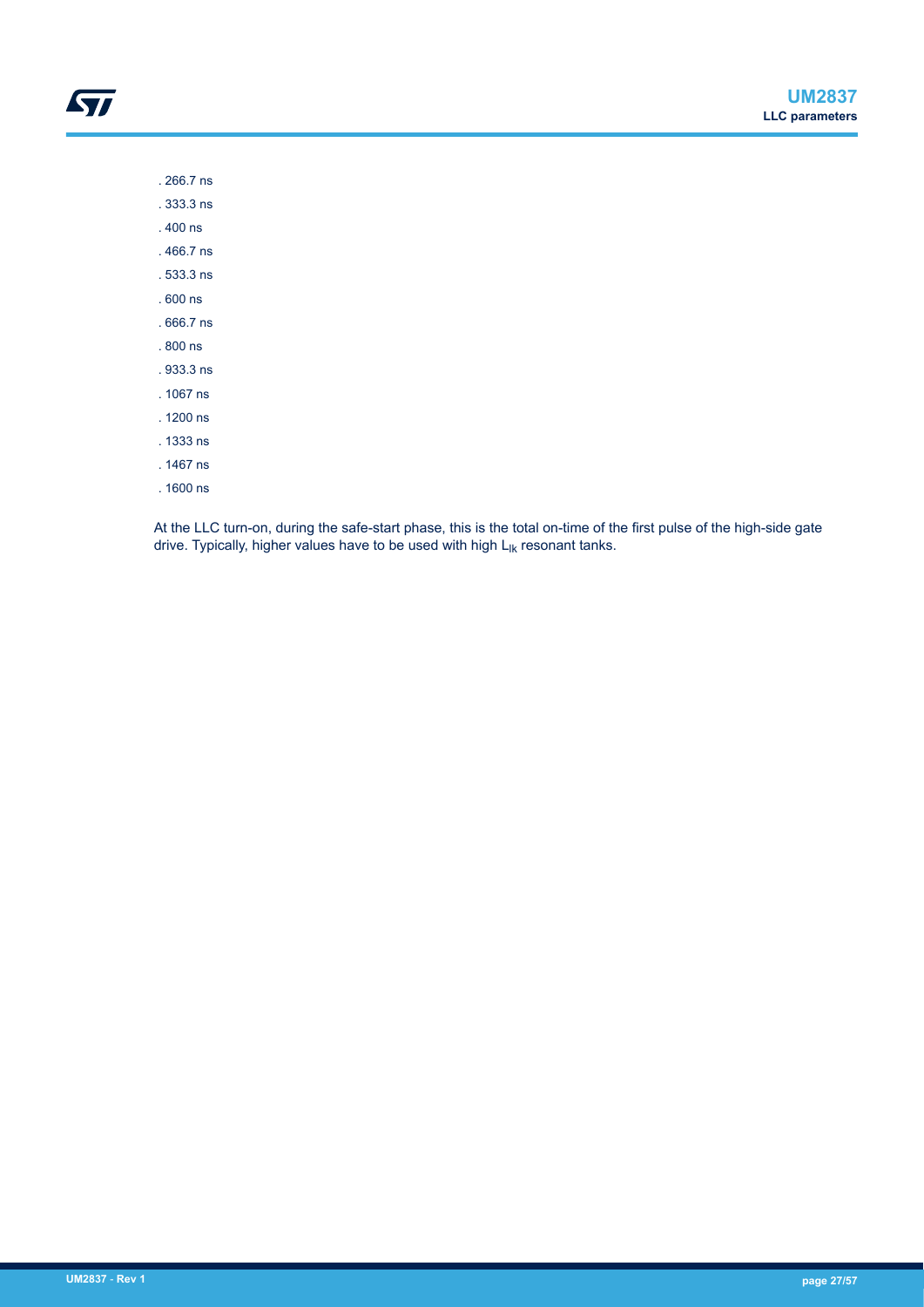- . 266.7 ns
- . 333.3 ns
- . 400 ns
- . 466.7 ns
- . 533.3 ns
- . 600 ns
- . 666.7 ns
- . 800 ns
- . 933.3 ns
- . 1067 ns
- . 1200 ns
- . 1333 ns
- . 1467 ns
- . 1600 ns

At the LLC turn-on, during the safe-start phase, this is the total on-time of the first pulse of the high-side gate drive. Typically, higher values have to be used with high $L_{lk}$ resonant tanks.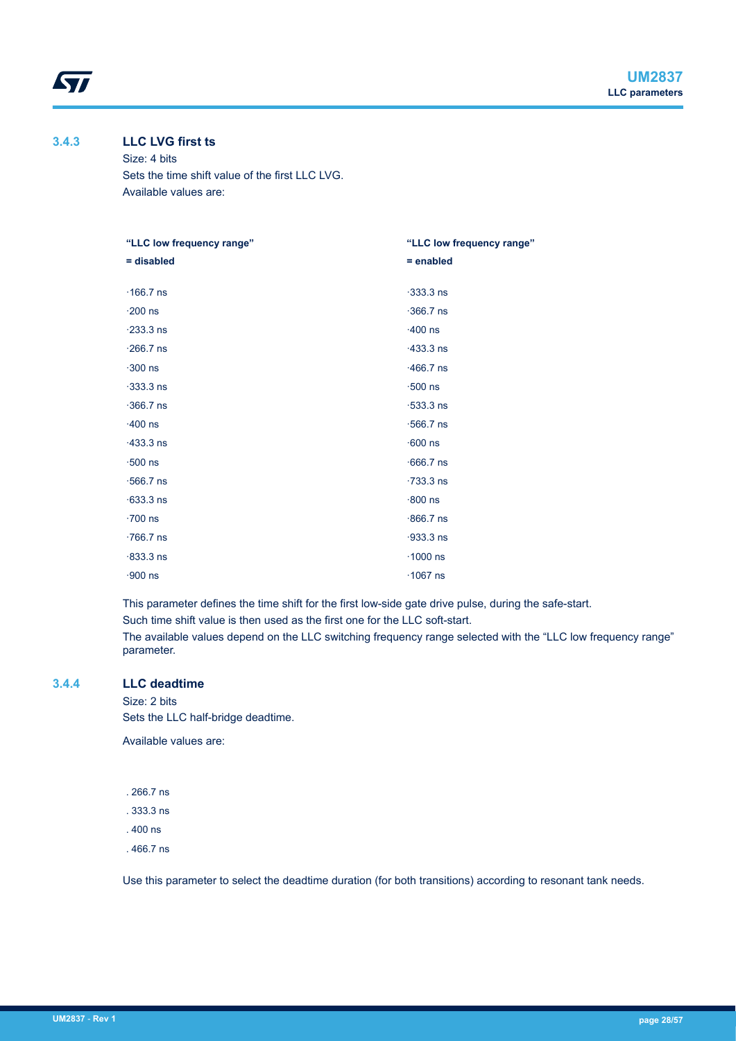### 3.4.3 LLC LVG first ts

Size: 4 bits

Sets the time shift value of the first LLC LVG.

Available values are:

| "LLC low frequency range" = disabled | "LLC low frequency range" = enabled |
|---|---|
| ·166.7 ns | ·333.3 ns |
| ·200 ns | ·366.7 ns |
| ·233.3 ns | ·400 ns |
| ·266.7 ns | ·433.3 ns |
| ·300 ns | ·466.7 ns |
| ·333.3 ns | ·500 ns |
| ·366.7 ns | ·533.3 ns |
| ·400 ns | ·566.7 ns |
| ·433.3 ns | ·600 ns |
| ·500 ns | ·666.7 ns |
| ·566.7 ns | ·733.3 ns |
| ·633.3 ns | ·800 ns |
| ·700 ns | ·866.7 ns |
| ·766.7 ns | ·933.3 ns |
| ·833.3 ns | ·1000 ns |
| ·900 ns | ·1067 ns |

This parameter defines the time shift for the first low-side gate drive pulse, during the safe-start.

Such time shift value is then used as the first one for the LLC soft-start.

The available values depend on the LLC switching frequency range selected with the "LLC low frequency range" parameter.

### 3.4.4 LLC deadtime

Size: 2 bits

Sets the LLC half-bridge deadtime.

Available values are:

. 266.7 ns

. 333.3 ns

. 400 ns

. 466.7 ns

Use this parameter to select the deadtime duration (for both transitions) according to resonant tank needs.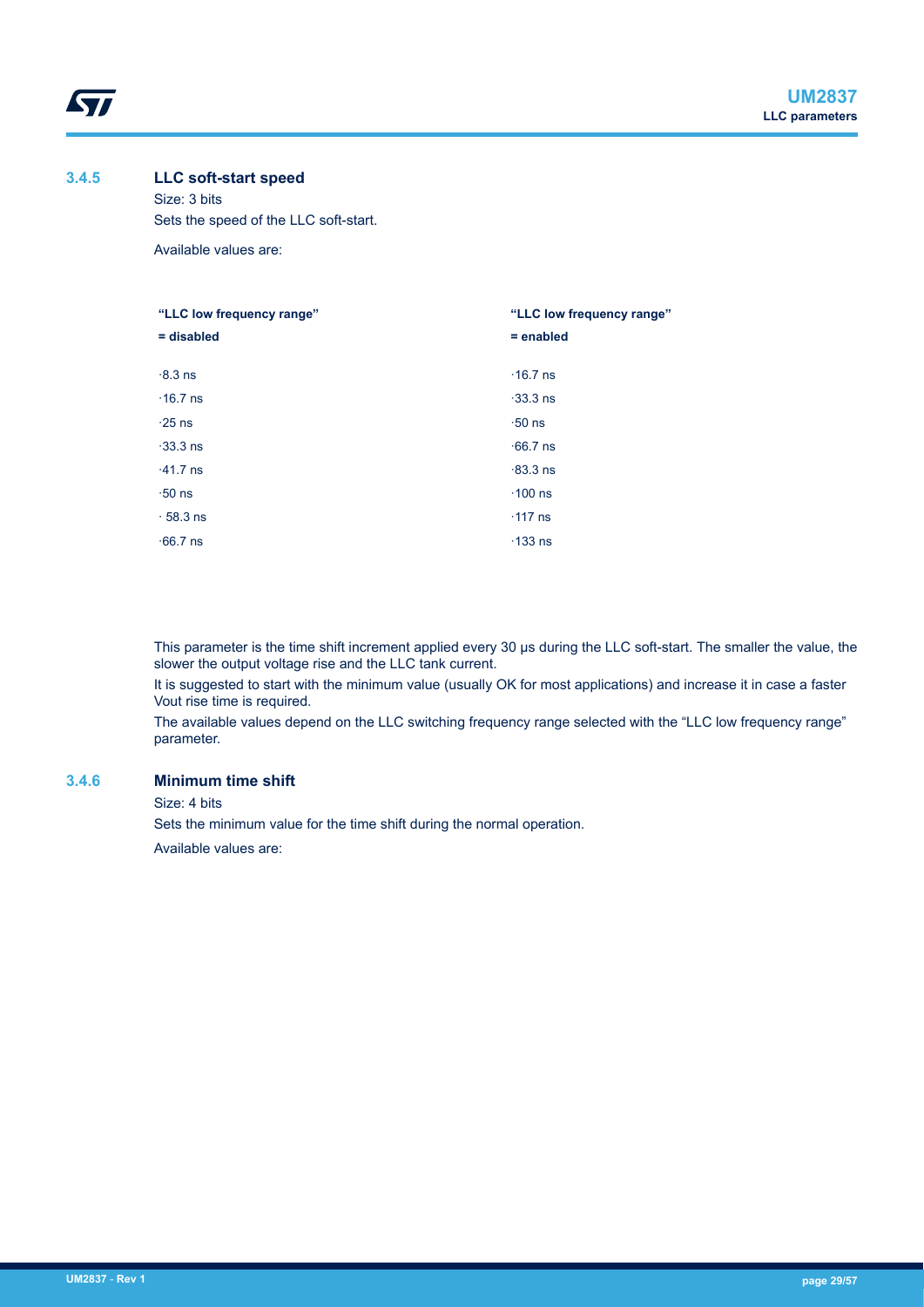### 3.4.5 LLC soft-start speed

Size: 3 bits

Sets the speed of the LLC soft-start.

Available values are:

| "LLC low frequency range" = disabled | "LLC low frequency range" = enabled |
|---|---|
| ·8.3 ns | ·16.7 ns |
| ·16.7 ns | ·33.3 ns |
| ·25 ns | ·50 ns |
| ·33.3 ns | ·66.7 ns |
| ·41.7 ns | ·83.3 ns |
| ·50 ns | ·100 ns |
| · 58.3 ns | ·117 ns |
| ·66.7 ns | ·133 ns |

This parameter is the time shift increment applied every 30 µs during the LLC soft-start. The smaller the value, the slower the output voltage rise and the LLC tank current.

It is suggested to start with the minimum value (usually OK for most applications) and increase it in case a faster Vout rise time is required.

The available values depend on the LLC switching frequency range selected with the "LLC low frequency range" parameter.

### 3.4.6 Minimum time shift

Size: 4 bits

Sets the minimum value for the time shift during the normal operation.

Available values are: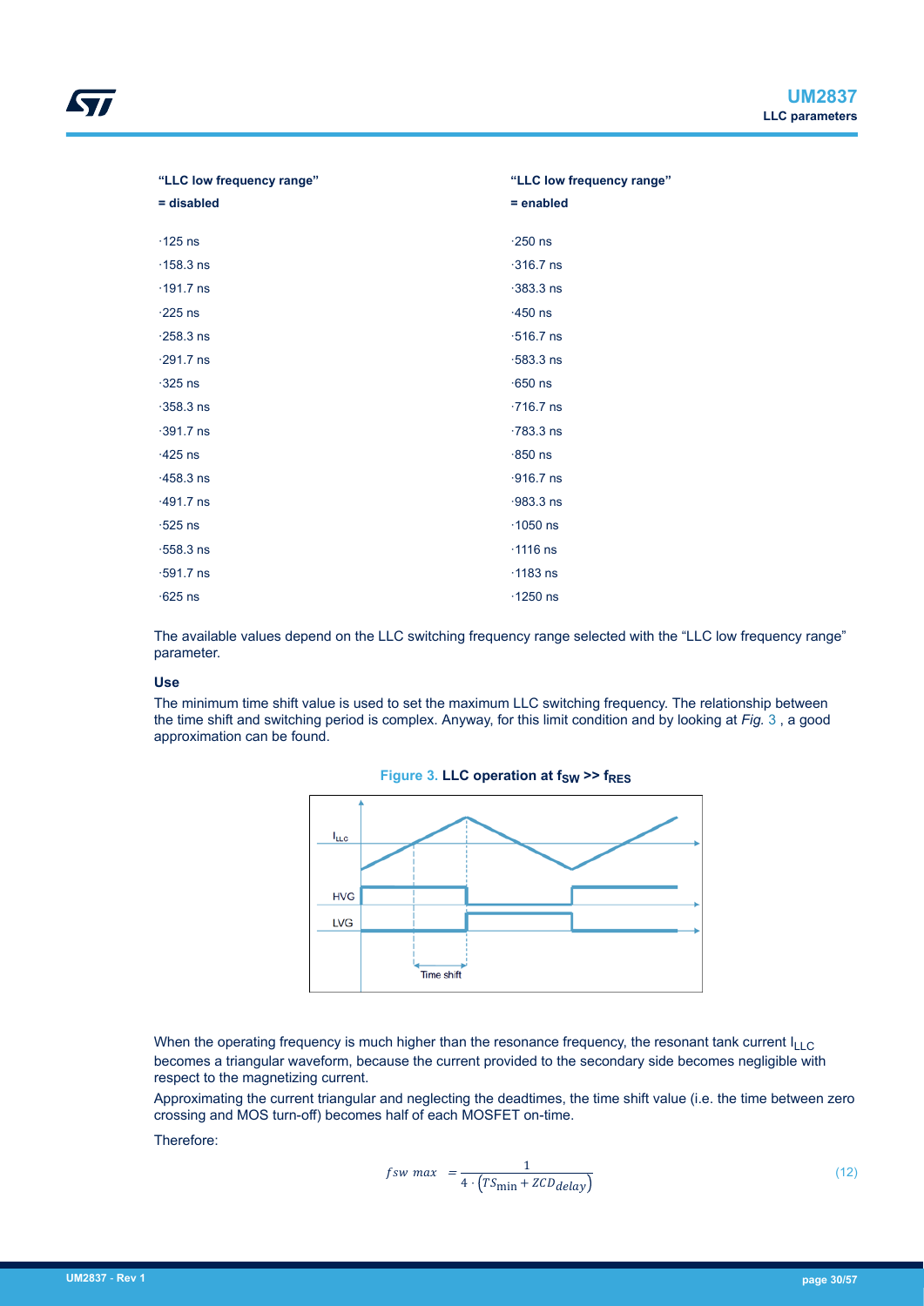| "LLC low frequency range" = disabled | "LLC low frequency range" = enabled |
|---|---|
| ·125 ns | ·250 ns |
| ·158.3 ns | ·316.7 ns |
| ·191.7 ns | ·383.3 ns |
| ·225 ns | ·450 ns |
| ·258.3 ns | ·516.7 ns |
| ·291.7 ns | ·583.3 ns |
| ·325 ns | ·650 ns |
| ·358.3 ns | ·716.7 ns |
| ·391.7 ns | ·783.3 ns |
| ·425 ns | ·850 ns |
| ·458.3 ns | ·916.7 ns |
| ·491.7 ns | ·983.3 ns |
| ·525 ns | ·1050 ns |
| ·558.3 ns | ·1116 ns |
| ·591.7 ns | ·1183 ns |
| ·625 ns | ·1250 ns |

The available values depend on the LLC switching frequency range selected with the "LLC low frequency range" parameter.

**Use**

The minimum time shift value is used to set the maximum LLC switching frequency. The relationship between the time shift and switching period is complex. Anyway, for this limit condition and by looking at *Fig.* 3 , a good approximation can be found.

**Figure 3. LLC operation at $f_{SW}$ >> $f_{RES}$**

When the operating frequency is much higher than the resonance frequency, the resonant tank current $I_{LLC}$ becomes a triangular waveform, because the current provided to the secondary side becomes negligible with respect to the magnetizing current.

Approximating the current triangular and neglecting the deadtimes, the time shift value (i.e. the time between zero crossing and MOS turn-off) becomes half of each MOSFET on-time.

Therefore:

$$fsw\ max = \frac{1}{4 \cdot \left(TS_{\min} + ZCD_{delay}\right)} \tag{12}$$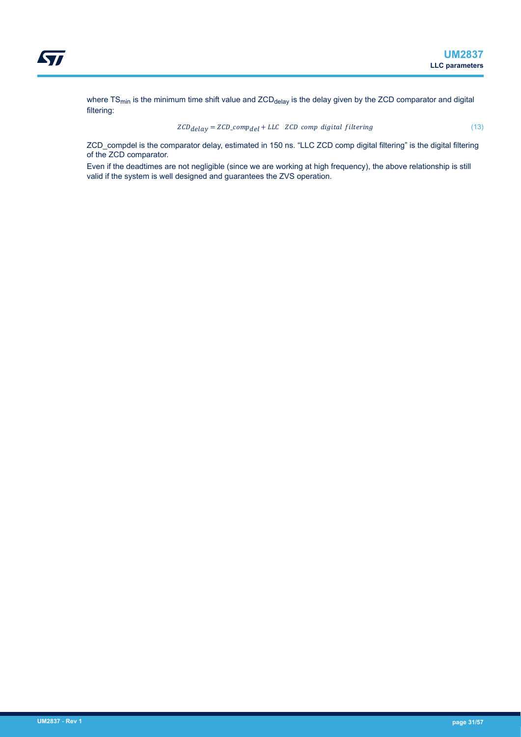where $TS_{min}$ is the minimum time shift value and $ZCD_{delay}$ is the delay given by the ZCD comparator and digital filtering:

$$ZCD_{delay} = ZCD\_comp_{del} + LLC \quad ZCD \ comp \ digital \ filtering \tag{13}$$

ZCD_compdel is the comparator delay, estimated in 150 ns. “LLC ZCD comp digital filtering” is the digital filtering of the ZCD comparator.

Even if the deadtimes are not negligible (since we are working at high frequency), the above relationship is still valid if the system is well designed and guarantees the ZVS operation.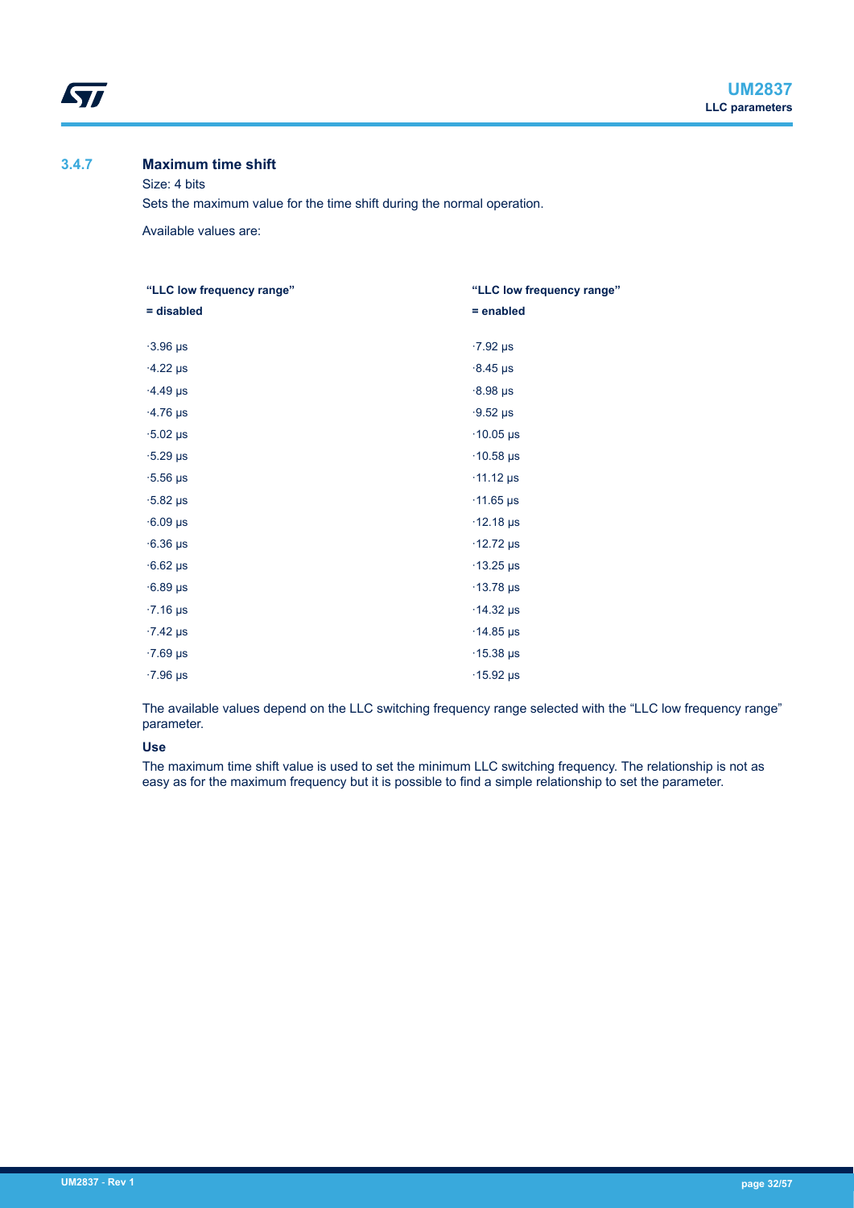### 3.4.7 Maximum time shift

Size: 4 bits

Sets the maximum value for the time shift during the normal operation.

Available values are:

| **“LLC low frequency range” = disabled** | **“LLC low frequency range” = enabled** |
|---|---|
| ·3.96 µs | ·7.92 µs |
| ·4.22 µs | ·8.45 µs |
| ·4.49 µs | ·8.98 µs |
| ·4.76 µs | ·9.52 µs |
| ·5.02 µs | ·10.05 µs |
| ·5.29 µs | ·10.58 µs |
| ·5.56 µs | ·11.12 µs |
| ·5.82 µs | ·11.65 µs |
| ·6.09 µs | ·12.18 µs |
| ·6.36 µs | ·12.72 µs |
| ·6.62 µs | ·13.25 µs |
| ·6.89 µs | ·13.78 µs |
| ·7.16 µs | ·14.32 µs |
| ·7.42 µs | ·14.85 µs |
| ·7.69 µs | ·15.38 µs |
| ·7.96 µs | ·15.92 µs |

The available values depend on the LLC switching frequency range selected with the “LLC low frequency range” parameter.

**Use**

The maximum time shift value is used to set the minimum LLC switching frequency. The relationship is not as easy as for the maximum frequency but it is possible to find a simple relationship to set the parameter.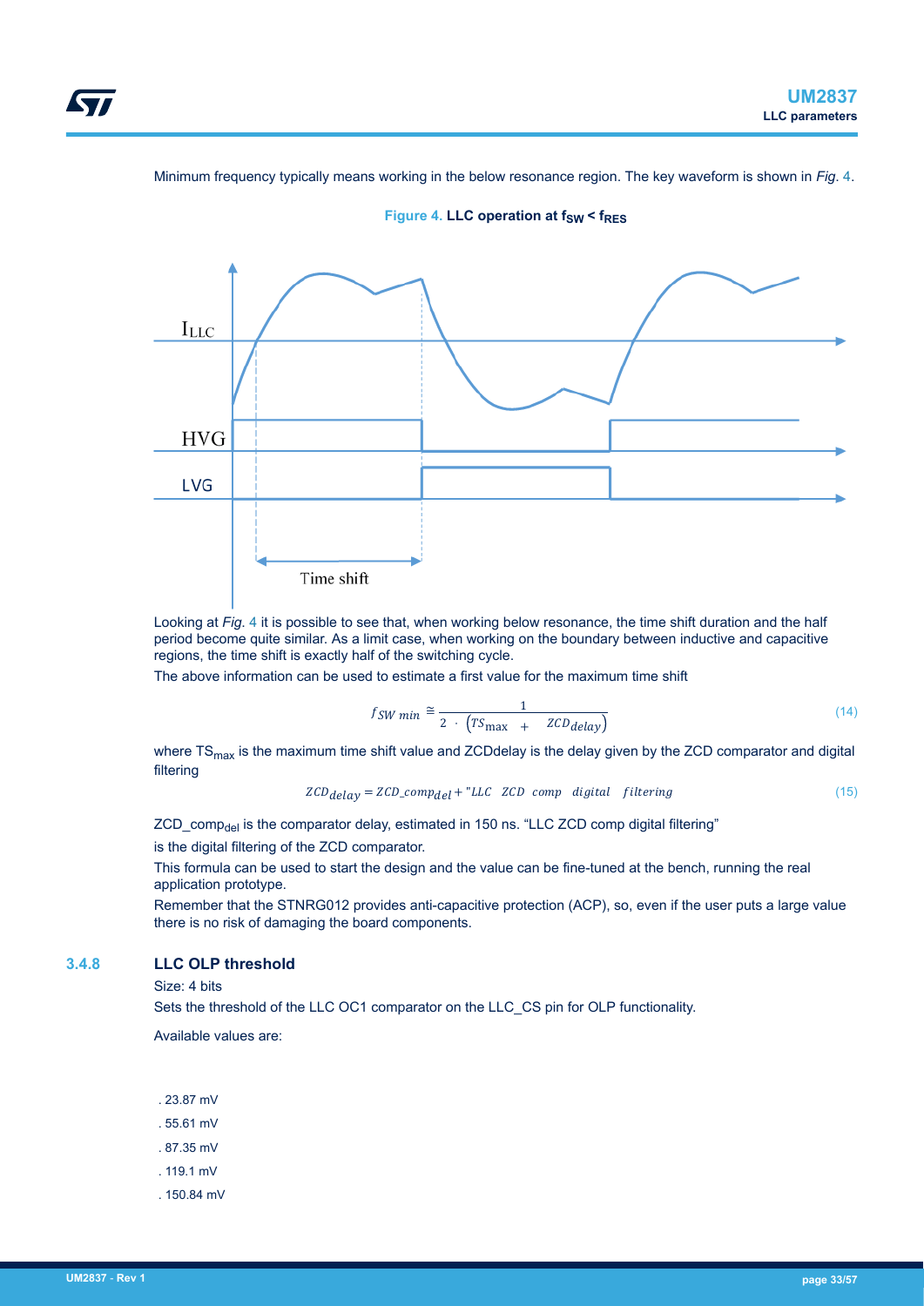Minimum frequency typically means working in the below resonance region. The key waveform is shown in *Fig. 4*.

**Figure 4. LLC operation at $f_{SW} < f_{RES}$**

Looking at *Fig. 4* it is possible to see that, when working below resonance, the time shift duration and the half period become quite similar. As a limit case, when working on the boundary between inductive and capacitive regions, the time shift is exactly half of the switching cycle.

The above information can be used to estimate a first value for the maximum time shift

$$f_{SW\ min} \cong \frac{1}{2 \cdot \left(TS_{\max} + ZCD_{delay}\right)} \tag{14}$$

where $TS_{max}$ is the maximum time shift value and ZCDdelay is the delay given by the ZCD comparator and digital filtering

$$ZCD_{delay} = ZCD\_comp_{del} + \text{"}LLC\ \ ZCD\ \ comp\ \ \ digital\ \ \ filtering \tag{15}$$

$ZCD\_comp_{del}$ is the comparator delay, estimated in 150 ns. “LLC ZCD comp digital filtering”

is the digital filtering of the ZCD comparator.

This formula can be used to start the design and the value can be fine-tuned at the bench, running the real application prototype.

Remember that the STNRG012 provides anti-capacitive protection (ACP), so, even if the user puts a large value there is no risk of damaging the board components.

### 3.4.8 LLC OLP threshold

Size: 4 bits

Sets the threshold of the LLC OC1 comparator on the LLC_CS pin for OLP functionality.

Available values are:

- 23.87 mV
- 55.61 mV
- 87.35 mV
- 119.1 mV
- 150.84 mV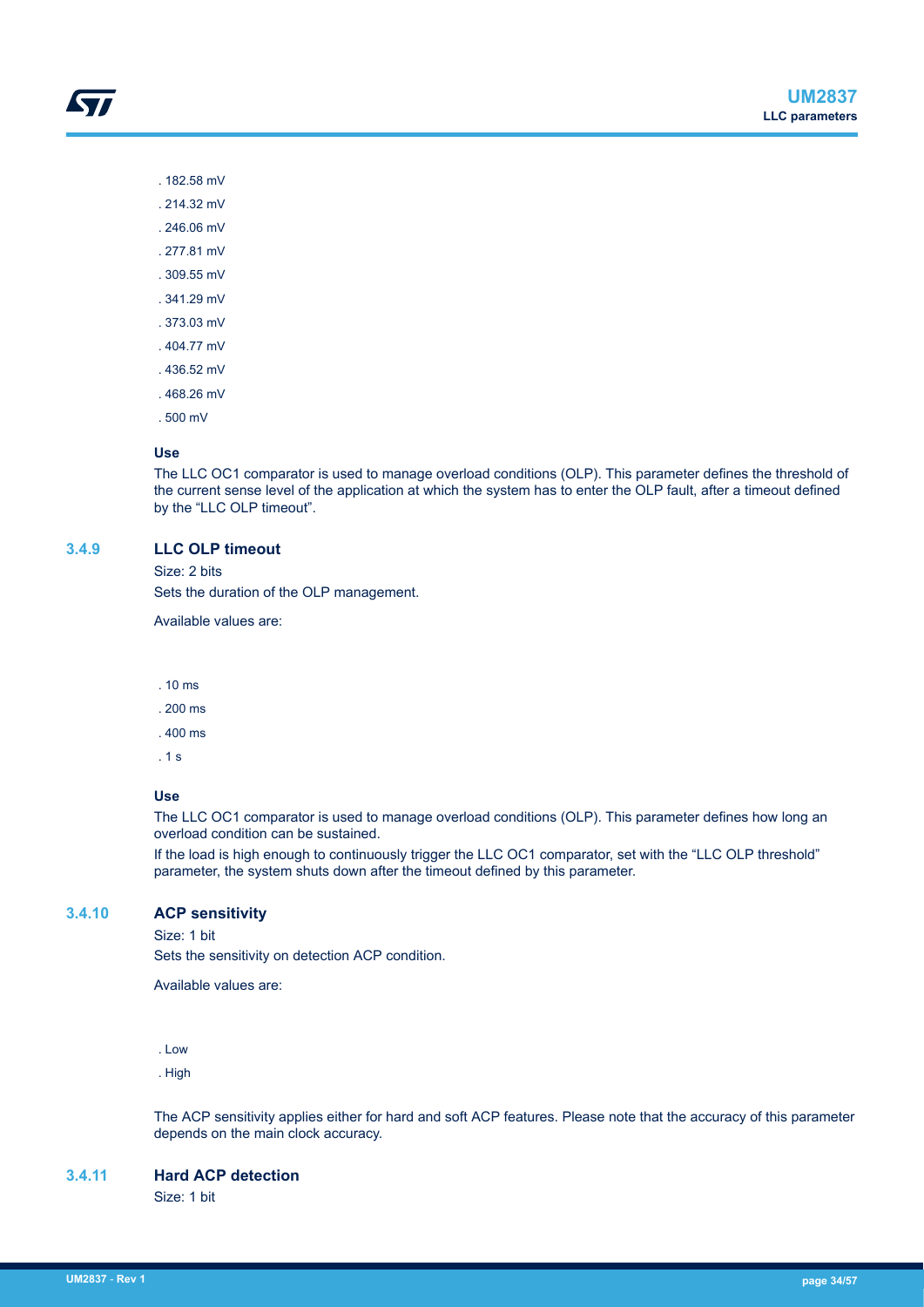- 182.58 mV
- 214.32 mV
- 246.06 mV
- 277.81 mV
- 309.55 mV
- 341.29 mV
- 373.03 mV
- 404.77 mV
- 436.52 mV
- 468.26 mV
- 500 mV

**Use**

The LLC OC1 comparator is used to manage overload conditions (OLP). This parameter defines the threshold of the current sense level of the application at which the system has to enter the OLP fault, after a timeout defined by the "LLC OLP timeout".

### 3.4.9 LLC OLP timeout

Size: 2 bits

Sets the duration of the OLP management.

Available values are:

- 10 ms
- 200 ms
- 400 ms
- 1 s

**Use**

The LLC OC1 comparator is used to manage overload conditions (OLP). This parameter defines how long an overload condition can be sustained.

If the load is high enough to continuously trigger the LLC OC1 comparator, set with the "LLC OLP threshold" parameter, the system shuts down after the timeout defined by this parameter.

### 3.4.10 ACP sensitivity

Size: 1 bit

Sets the sensitivity on detection ACP condition.

Available values are:

- Low
- High

The ACP sensitivity applies either for hard and soft ACP features. Please note that the accuracy of this parameter depends on the main clock accuracy.

### 3.4.11 Hard ACP detection

Size: 1 bit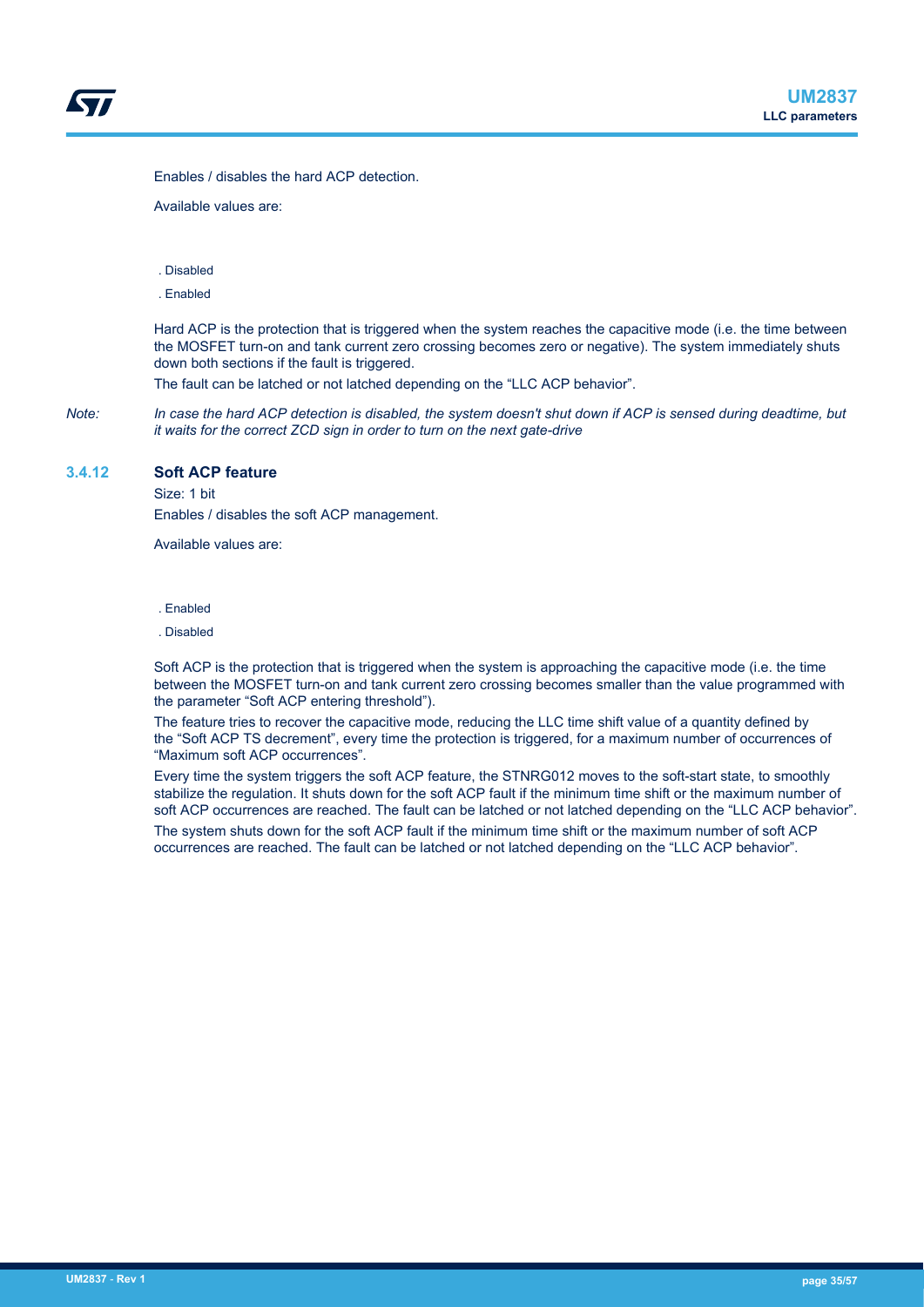Enables / disables the hard ACP detection.

Available values are:

. Disabled

. Enabled

Hard ACP is the protection that is triggered when the system reaches the capacitive mode (i.e. the time between the MOSFET turn-on and tank current zero crossing becomes zero or negative). The system immediately shuts down both sections if the fault is triggered.

The fault can be latched or not latched depending on the “LLC ACP behavior”.

*Note: In case the hard ACP detection is disabled, the system doesn't shut down if ACP is sensed during deadtime, but it waits for the correct ZCD sign in order to turn on the next gate-drive*

### 3.4.12 Soft ACP feature

Size: 1 bit

Enables / disables the soft ACP management.

Available values are:

. Enabled

. Disabled

Soft ACP is the protection that is triggered when the system is approaching the capacitive mode (i.e. the time between the MOSFET turn-on and tank current zero crossing becomes smaller than the value programmed with the parameter “Soft ACP entering threshold”).

The feature tries to recover the capacitive mode, reducing the LLC time shift value of a quantity defined by the “Soft ACP TS decrement”, every time the protection is triggered, for a maximum number of occurrences of “Maximum soft ACP occurrences”.

Every time the system triggers the soft ACP feature, the STNRG012 moves to the soft-start state, to smoothly stabilize the regulation. It shuts down for the soft ACP fault if the minimum time shift or the maximum number of soft ACP occurrences are reached. The fault can be latched or not latched depending on the “LLC ACP behavior”.

The system shuts down for the soft ACP fault if the minimum time shift or the maximum number of soft ACP occurrences are reached. The fault can be latched or not latched depending on the “LLC ACP behavior”.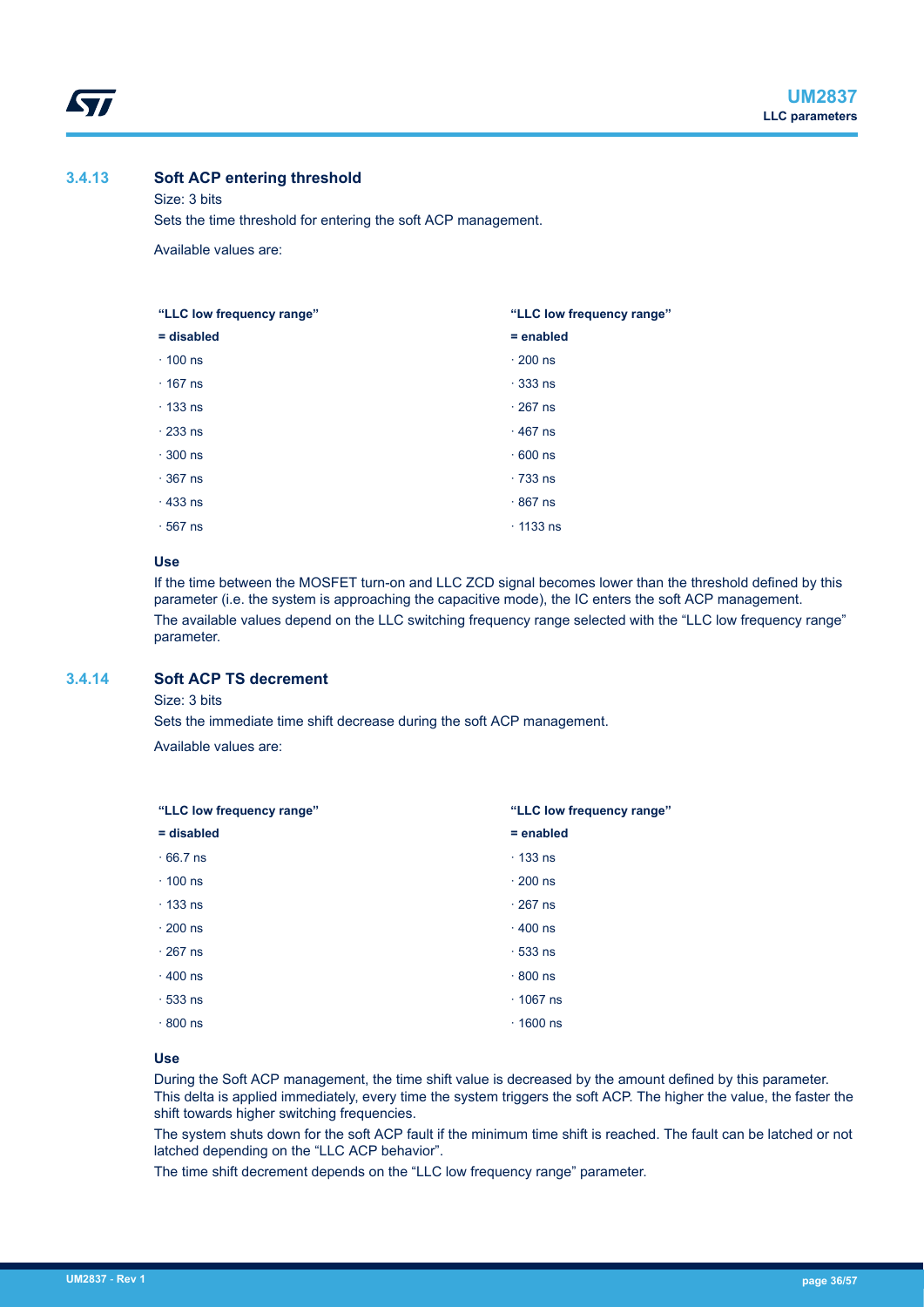### 3.4.13 Soft ACP entering threshold

Size: 3 bits

Sets the time threshold for entering the soft ACP management.

Available values are:

| "LLC low frequency range" = disabled | "LLC low frequency range" = enabled |
|---|---|
| · 100 ns | · 200 ns |
| · 167 ns | · 333 ns |
| · 133 ns | · 267 ns |
| · 233 ns | · 467 ns |
| · 300 ns | · 600 ns |
| · 367 ns | · 733 ns |
| · 433 ns | · 867 ns |
| · 567 ns | · 1133 ns |

**Use**

If the time between the MOSFET turn-on and LLC ZCD signal becomes lower than the threshold defined by this parameter (i.e. the system is approaching the capacitive mode), the IC enters the soft ACP management.

The available values depend on the LLC switching frequency range selected with the "LLC low frequency range" parameter.

### 3.4.14 Soft ACP TS decrement

Size: 3 bits

Sets the immediate time shift decrease during the soft ACP management.

Available values are:

| "LLC low frequency range" = disabled | "LLC low frequency range" = enabled |
|---|---|
| · 66.7 ns | · 133 ns |
| · 100 ns | · 200 ns |
| · 133 ns | · 267 ns |
| · 200 ns | · 400 ns |
| · 267 ns | · 533 ns |
| · 400 ns | · 800 ns |
| · 533 ns | · 1067 ns |
| · 800 ns | · 1600 ns |

**Use**

During the Soft ACP management, the time shift value is decreased by the amount defined by this parameter. This delta is applied immediately, every time the system triggers the soft ACP. The higher the value, the faster the shift towards higher switching frequencies.

The system shuts down for the soft ACP fault if the minimum time shift is reached. The fault can be latched or not latched depending on the "LLC ACP behavior".

The time shift decrement depends on the "LLC low frequency range" parameter.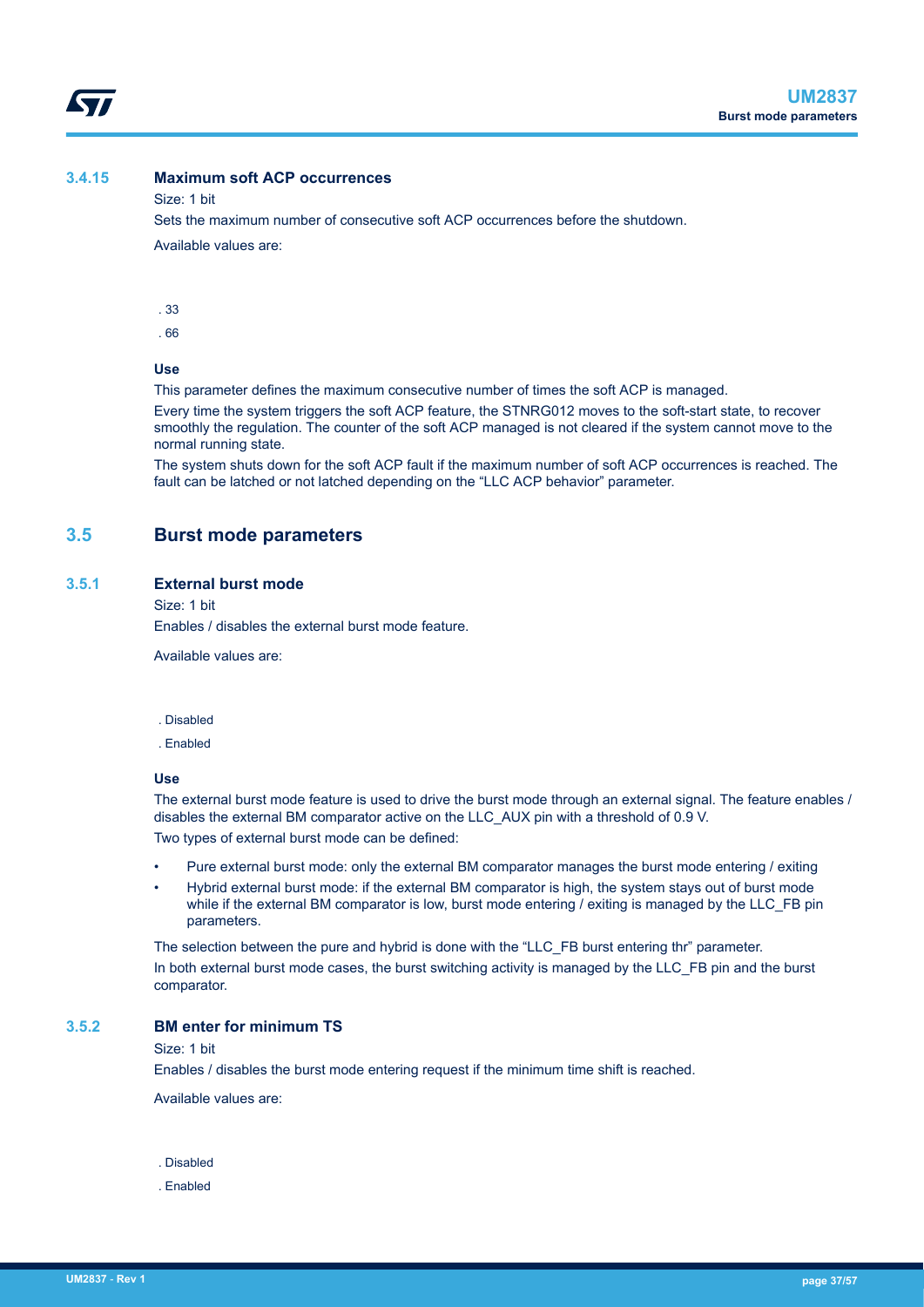### 3.4.15 Maximum soft ACP occurrences

Size: 1 bit

Sets the maximum number of consecutive soft ACP occurrences before the shutdown.

Available values are:

- 33
- 66

**Use**

This parameter defines the maximum consecutive number of times the soft ACP is managed.

Every time the system triggers the soft ACP feature, the STNRG012 moves to the soft-start state, to recover smoothly the regulation. The counter of the soft ACP managed is not cleared if the system cannot move to the normal running state.

The system shuts down for the soft ACP fault if the maximum number of soft ACP occurrences is reached. The fault can be latched or not latched depending on the "LLC ACP behavior" parameter.

## 3.5 Burst mode parameters

### 3.5.1 External burst mode

Size: 1 bit

Enables / disables the external burst mode feature.

Available values are:

- Disabled
- Enabled

**Use**

The external burst mode feature is used to drive the burst mode through an external signal. The feature enables / disables the external BM comparator active on the LLC_AUX pin with a threshold of 0.9 V.

Two types of external burst mode can be defined:

- Pure external burst mode: only the external BM comparator manages the burst mode entering / exiting
- Hybrid external burst mode: if the external BM comparator is high, the system stays out of burst mode while if the external BM comparator is low, burst mode entering / exiting is managed by the LLC_FB pin parameters.

The selection between the pure and hybrid is done with the "LLC_FB burst entering thr" parameter.

In both external burst mode cases, the burst switching activity is managed by the LLC_FB pin and the burst comparator.

### 3.5.2 BM enter for minimum TS

Size: 1 bit

Enables / disables the burst mode entering request if the minimum time shift is reached.

Available values are:

- Disabled
- Enabled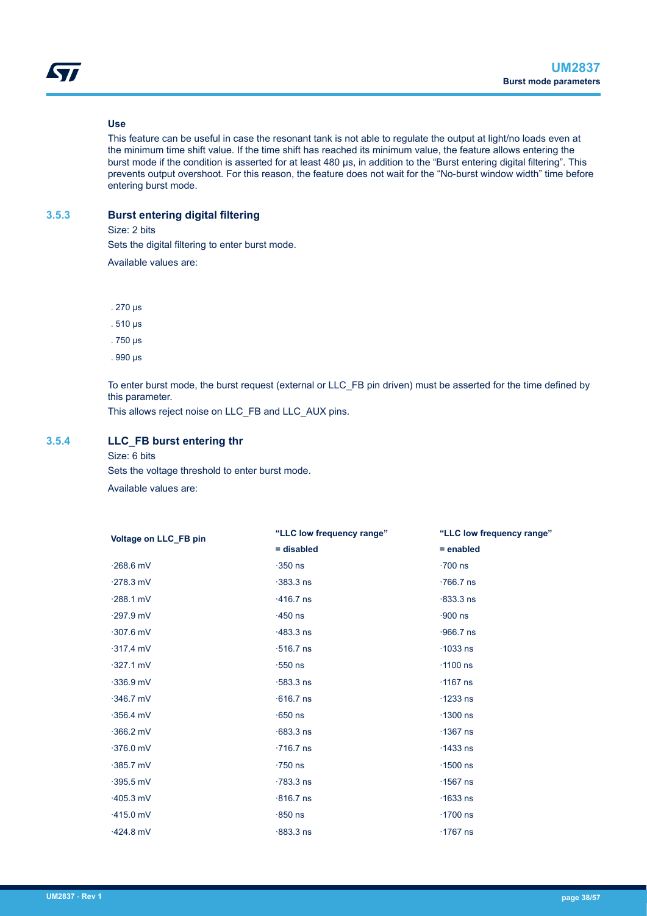**Use**

This feature can be useful in case the resonant tank is not able to regulate the output at light/no loads even at the minimum time shift value. If the time shift has reached its minimum value, the feature allows entering the burst mode if the condition is asserted for at least 480 μs, in addition to the “Burst entering digital filtering”. This prevents output overshoot. For this reason, the feature does not wait for the “No-burst window width” time before entering burst mode.

### 3.5.3 Burst entering digital filtering

Size: 2 bits

Sets the digital filtering to enter burst mode.

Available values are:

- 270 μs
- 510 μs
- 750 μs
- 990 μs

To enter burst mode, the burst request (external or LLC_FB pin driven) must be asserted for the time defined by this parameter.

This allows reject noise on LLC_FB and LLC_AUX pins.

### 3.5.4 LLC_FB burst entering thr

Size: 6 bits

Sets the voltage threshold to enter burst mode.

Available values are:

| Voltage on LLC_FB pin | “LLC low frequency range” = disabled | “LLC low frequency range” = enabled |
|---|---|---|
| 268.6 mV | 350 ns | 700 ns |
| 278.3 mV | 383.3 ns | 766.7 ns |
| 288.1 mV | 416.7 ns | 833.3 ns |
| 297.9 mV | 450 ns | 900 ns |
| 307.6 mV | 483.3 ns | 966.7 ns |
| 317.4 mV | 516.7 ns | 1033 ns |
| 327.1 mV | 550 ns | 1100 ns |
| 336.9 mV | 583.3 ns | 1167 ns |
| 346.7 mV | 616.7 ns | 1233 ns |
| 356.4 mV | 650 ns | 1300 ns |
| 366.2 mV | 683.3 ns | 1367 ns |
| 376.0 mV | 716.7 ns | 1433 ns |
| 385.7 mV | 750 ns | 1500 ns |
| 395.5 mV | 783.3 ns | 1567 ns |
| 405.3 mV | 816.7 ns | 1633 ns |
| 415.0 mV | 850 ns | 1700 ns |
| 424.8 mV | 883.3 ns | 1767 ns |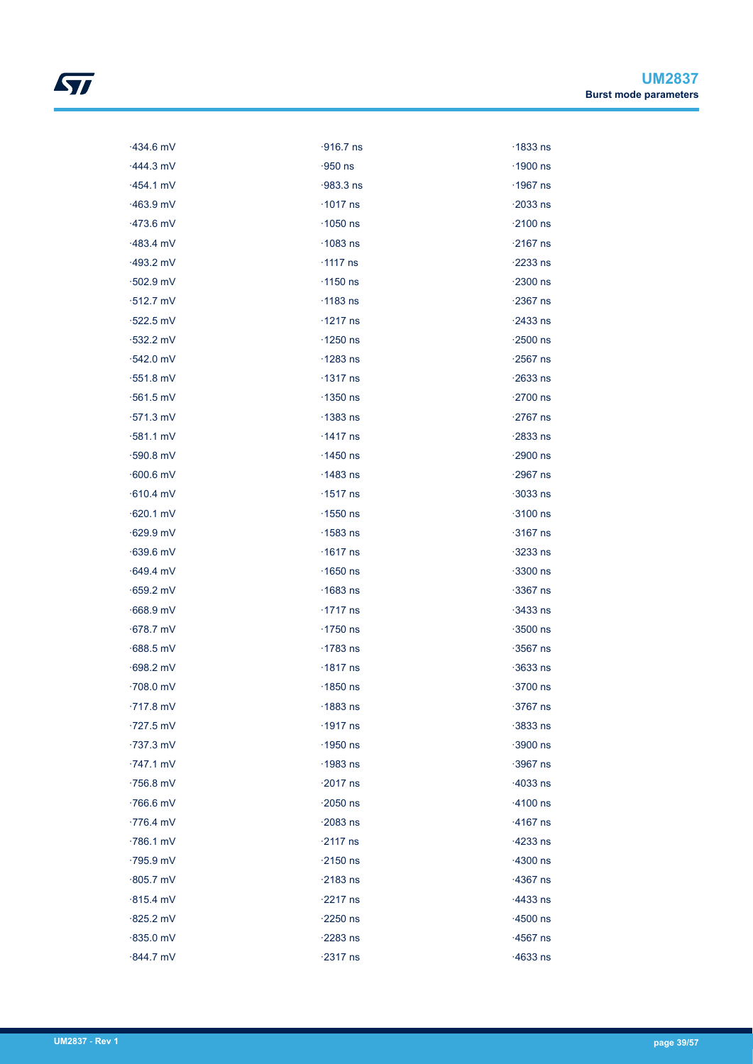- 434.6 mV
- 444.3 mV
- 454.1 mV
- 463.9 mV
- 473.6 mV
- 483.4 mV
- 493.2 mV
- 502.9 mV
- 512.7 mV
- 522.5 mV
- 532.2 mV
- 542.0 mV
- 551.8 mV
- 561.5 mV
- 571.3 mV
- 581.1 mV
- 590.8 mV
- 600.6 mV
- 610.4 mV
- 620.1 mV
- 629.9 mV
- 639.6 mV
- 649.4 mV
- 659.2 mV
- 668.9 mV
- 678.7 mV
- 688.5 mV
- 698.2 mV
- 708.0 mV
- 717.8 mV
- 727.5 mV
- 737.3 mV
- 747.1 mV
- 756.8 mV
- 766.6 mV
- 776.4 mV
- 786.1 mV
- 795.9 mV
- 805.7 mV
- 815.4 mV
- 825.2 mV
- 835.0 mV
- 844.7 mV

- 916.7 ns
- 950 ns
- 983.3 ns
- 1017 ns
- 1050 ns
- 1083 ns
- 1117 ns
- 1150 ns
- 1183 ns
- 1217 ns
- 1250 ns
- 1283 ns
- 1317 ns
- 1350 ns
- 1383 ns
- 1417 ns
- 1450 ns
- 1483 ns
- 1517 ns
- 1550 ns
- 1583 ns
- 1617 ns
- 1650 ns
- 1683 ns
- 1717 ns
- 1750 ns
- 1783 ns
- 1817 ns
- 1850 ns
- 1883 ns
- 1917 ns
- 1950 ns
- 1983 ns
- 2017 ns
- 2050 ns
- 2083 ns
- 2117 ns
- 2150 ns
- 2183 ns
- 2217 ns
- 2250 ns
- 2283 ns
- 2317 ns

- 1833 ns
- 1900 ns
- 1967 ns
- 2033 ns
- 2100 ns
- 2167 ns
- 2233 ns
- 2300 ns
- 2367 ns
- 2433 ns
- 2500 ns
- 2567 ns
- 2633 ns
- 2700 ns
- 2767 ns
- 2833 ns
- 2900 ns
- 2967 ns
- 3033 ns
- 3100 ns
- 3167 ns
- 3233 ns
- 3300 ns
- 3367 ns
- 3433 ns
- 3500 ns
- 3567 ns
- 3633 ns
- 3700 ns
- 3767 ns
- 3833 ns
- 3900 ns
- 3967 ns
- 4033 ns
- 4100 ns
- 4167 ns
- 4233 ns
- 4300 ns
- 4367 ns
- 4433 ns
- 4500 ns
- 4567 ns
- 4633 ns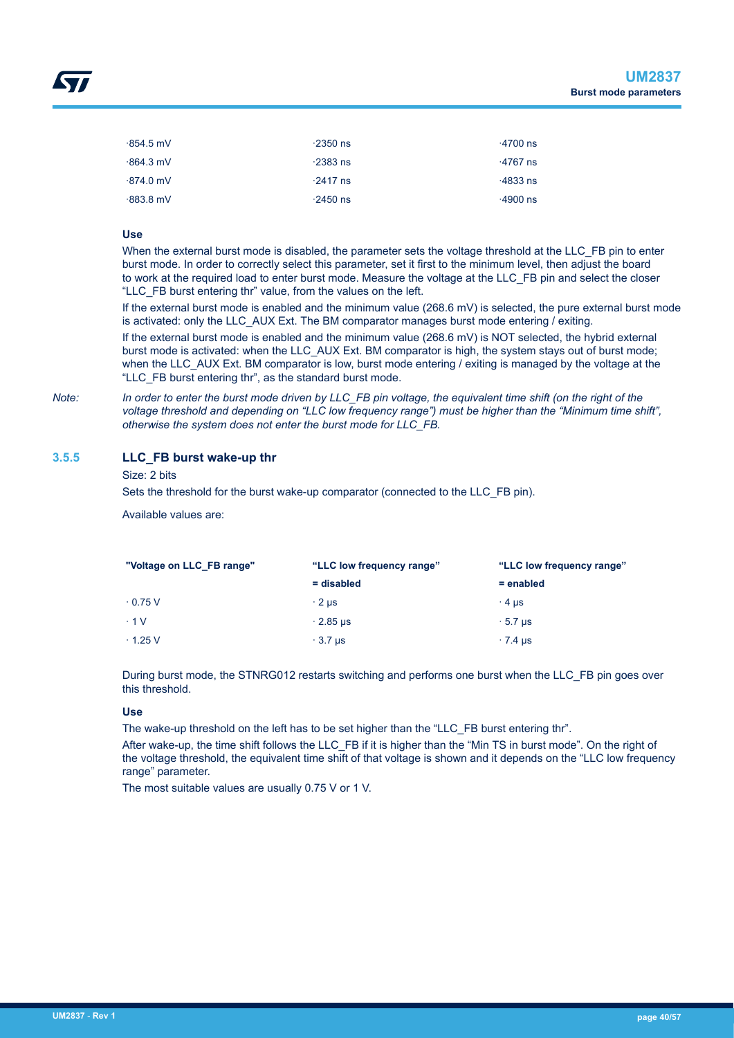| | | |
|---|---|---|
| ·854.5 mV | ·2350 ns | ·4700 ns |
| ·864.3 mV | ·2383 ns | ·4767 ns |
| ·874.0 mV | ·2417 ns | ·4833 ns |
| ·883.8 mV | ·2450 ns | ·4900 ns |

**Use**

When the external burst mode is disabled, the parameter sets the voltage threshold at the LLC_FB pin to enter burst mode. In order to correctly select this parameter, set it first to the minimum level, then adjust the board to work at the required load to enter burst mode. Measure the voltage at the LLC_FB pin and select the closer "LLC_FB burst entering thr" value, from the values on the left.

If the external burst mode is enabled and the minimum value (268.6 mV) is selected, the pure external burst mode is activated: only the LLC_AUX Ext. The BM comparator manages burst mode entering / exiting.

If the external burst mode is enabled and the minimum value (268.6 mV) is NOT selected, the hybrid external burst mode is activated: when the LLC_AUX Ext. BM comparator is high, the system stays out of burst mode; when the LLC_AUX Ext. BM comparator is low, burst mode entering / exiting is managed by the voltage at the "LLC_FB burst entering thr", as the standard burst mode.

*Note: In order to enter the burst mode driven by LLC_FB pin voltage, the equivalent time shift (on the right of the voltage threshold and depending on "LLC low frequency range") must be higher than the "Minimum time shift", otherwise the system does not enter the burst mode for LLC_FB.*

### 3.5.5 LLC_FB burst wake-up thr

Size: 2 bits

Sets the threshold for the burst wake-up comparator (connected to the LLC_FB pin).

Available values are:

| "Voltage on LLC_FB range" | "LLC low frequency range" = disabled | "LLC low frequency range" = enabled |
|---|---|---|
| · 0.75 V | · 2 µs | · 4 µs |
| · 1 V | · 2.85 µs | · 5.7 µs |
| · 1.25 V | · 3.7 µs | · 7.4 µs |

During burst mode, the STNRG012 restarts switching and performs one burst when the LLC_FB pin goes over this threshold.

**Use**

The wake-up threshold on the left has to be set higher than the "LLC_FB burst entering thr".

After wake-up, the time shift follows the LLC_FB if it is higher than the "Min TS in burst mode". On the right of the voltage threshold, the equivalent time shift of that voltage is shown and it depends on the "LLC low frequency range" parameter.

The most suitable values are usually 0.75 V or 1 V.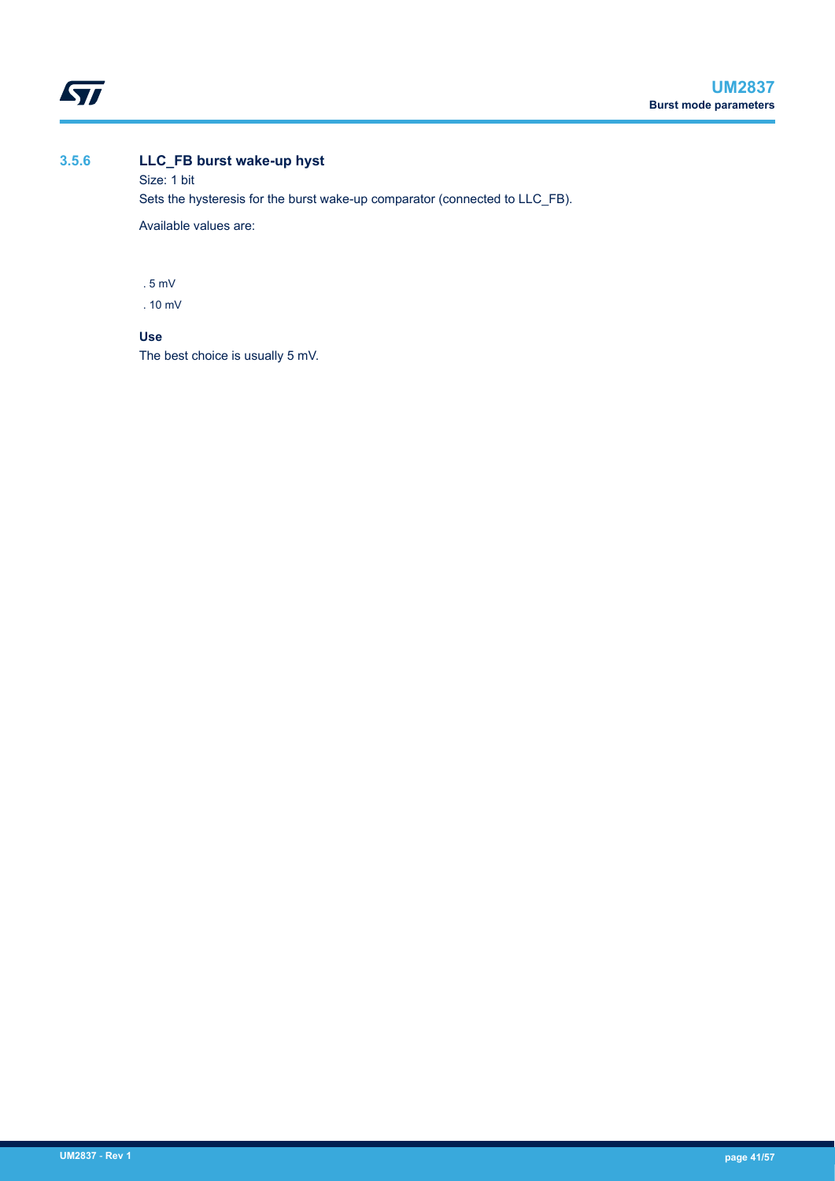### 3.5.6 LLC_FB burst wake-up hyst

Size: 1 bit

Sets the hysteresis for the burst wake-up comparator (connected to LLC_FB).

Available values are:

- 5 mV
- 10 mV

**Use**

The best choice is usually 5 mV.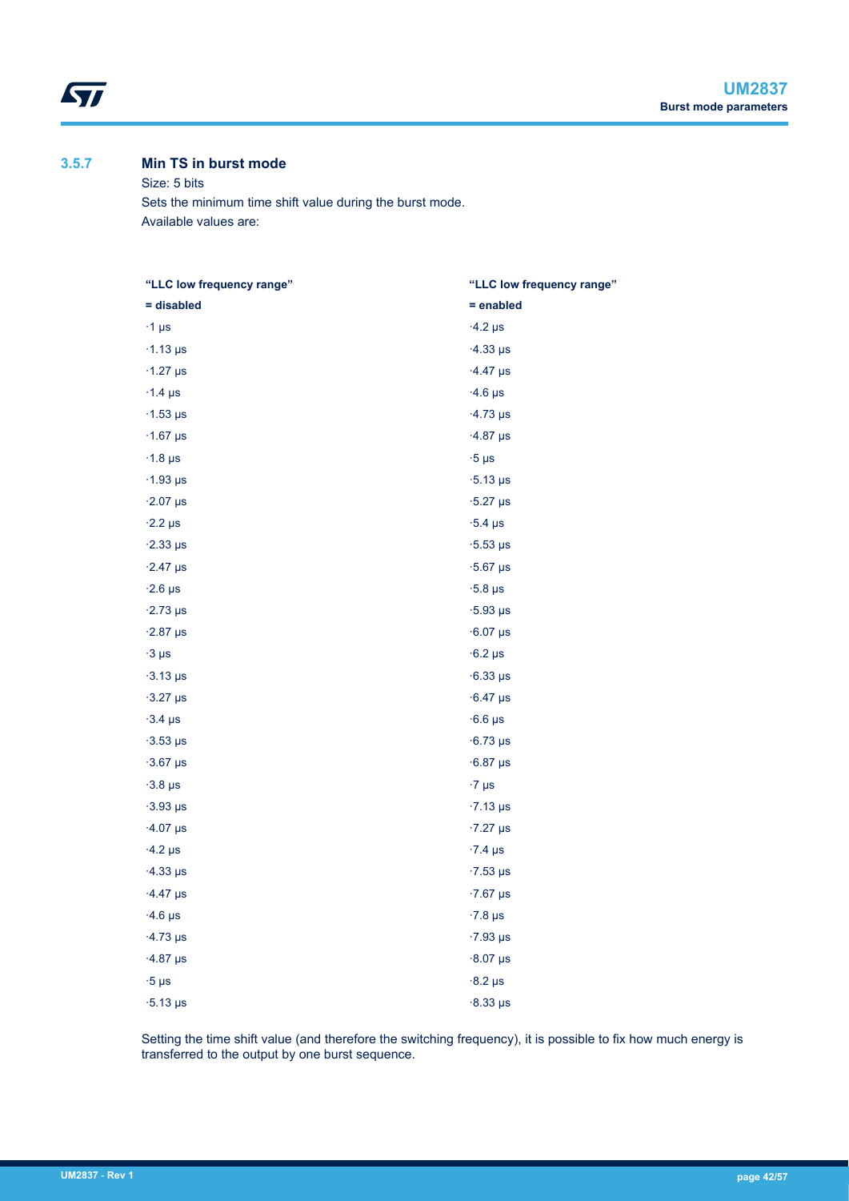### 3.5.7 Min TS in burst mode

Size: 5 bits

Sets the minimum time shift value during the burst mode.

Available values are:

| "LLC low frequency range" = disabled | "LLC low frequency range" = enabled |
|---|---|
| ·1 µs | ·4.2 µs |
| ·1.13 µs | ·4.33 µs |
| ·1.27 µs | ·4.47 µs |
| ·1.4 µs | ·4.6 µs |
| ·1.53 µs | ·4.73 µs |
| ·1.67 µs | ·4.87 µs |
| ·1.8 µs | ·5 µs |
| ·1.93 µs | ·5.13 µs |
| ·2.07 µs | ·5.27 µs |
| ·2.2 µs | ·5.4 µs |
| ·2.33 µs | ·5.53 µs |
| ·2.47 µs | ·5.67 µs |
| ·2.6 µs | ·5.8 µs |
| ·2.73 µs | ·5.93 µs |
| ·2.87 µs | ·6.07 µs |
| ·3 µs | ·6.2 µs |
| ·3.13 µs | ·6.33 µs |
| ·3.27 µs | ·6.47 µs |
| ·3.4 µs | ·6.6 µs |
| ·3.53 µs | ·6.73 µs |
| ·3.67 µs | ·6.87 µs |
| ·3.8 µs | ·7 µs |
| ·3.93 µs | ·7.13 µs |
| ·4.07 µs | ·7.27 µs |
| ·4.2 µs | ·7.4 µs |
| ·4.33 µs | ·7.53 µs |
| ·4.47 µs | ·7.67 µs |
| ·4.6 µs | ·7.8 µs |
| ·4.73 µs | ·7.93 µs |
| ·4.87 µs | ·8.07 µs |
| ·5 µs | ·8.2 µs |
| ·5.13 µs | ·8.33 µs |

Setting the time shift value (and therefore the switching frequency), it is possible to fix how much energy is transferred to the output by one burst sequence.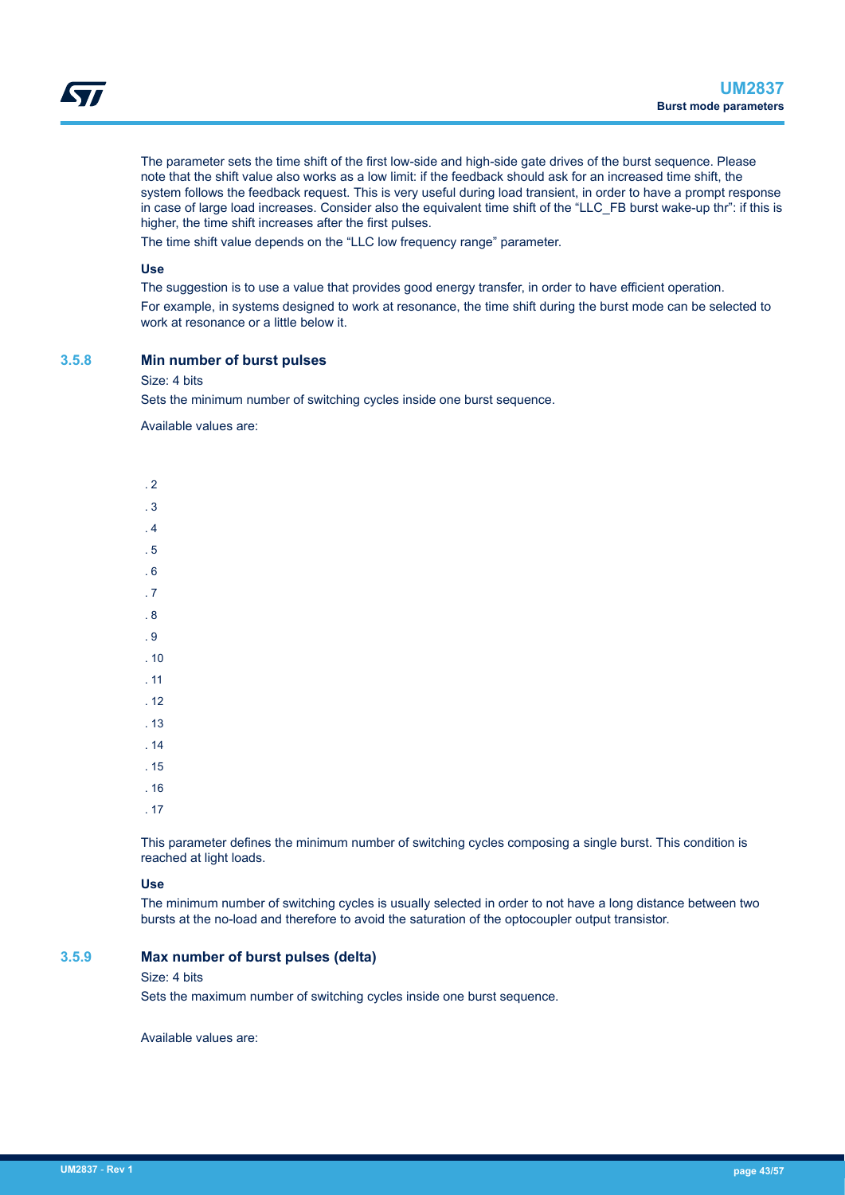The parameter sets the time shift of the first low-side and high-side gate drives of the burst sequence. Please note that the shift value also works as a low limit: if the feedback should ask for an increased time shift, the system follows the feedback request. This is very useful during load transient, in order to have a prompt response in case of large load increases. Consider also the equivalent time shift of the "LLC_FB burst wake-up thr": if this is higher, the time shift increases after the first pulses.

The time shift value depends on the "LLC low frequency range" parameter.

**Use**

The suggestion is to use a value that provides good energy transfer, in order to have efficient operation.

For example, in systems designed to work at resonance, the time shift during the burst mode can be selected to work at resonance or a little below it.

### 3.5.8 Min number of burst pulses

Size: 4 bits

Sets the minimum number of switching cycles inside one burst sequence.

Available values are:

- 2
- 3
- 4
- 5
- 6
- 7
- 8
- 9
- 10
- 11
- 12
- 13
- 14
- 15
- 16
- 17

This parameter defines the minimum number of switching cycles composing a single burst. This condition is reached at light loads.

**Use**

The minimum number of switching cycles is usually selected in order to not have a long distance between two bursts at the no-load and therefore to avoid the saturation of the optocoupler output transistor.

### 3.5.9 Max number of burst pulses (delta)

Size: 4 bits

Sets the maximum number of switching cycles inside one burst sequence.

Available values are: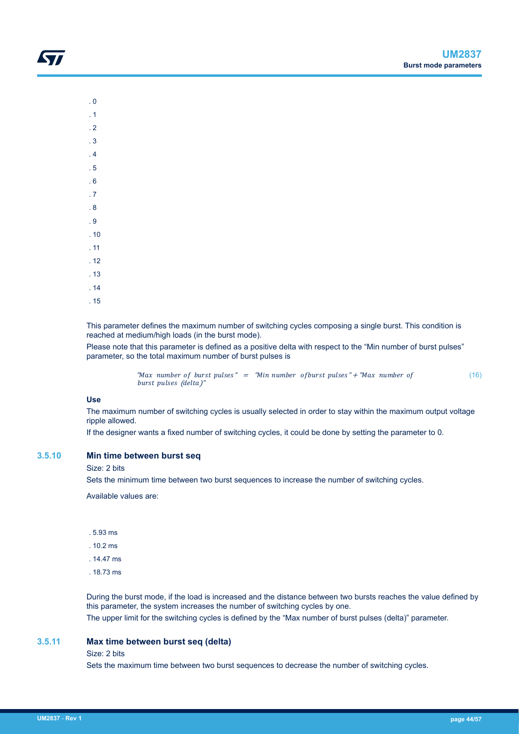- 0
- 1
- 2
- 3
- 4
- 5
- 6
- 7
- 8
- 9
- 10
- 11
- 12
- 13
- 14
- 15

This parameter defines the maximum number of switching cycles composing a single burst. This condition is reached at medium/high loads (in the burst mode).

Please note that this parameter is defined as a positive delta with respect to the “Min number of burst pulses” parameter, so the total maximum number of burst pulses is

$$\text{"Max number of burst pulses"} = \text{"Min number of burst pulses"} + \text{"Max number of burst pulses (delta)"} \tag{16}$$

**Use**

The maximum number of switching cycles is usually selected in order to stay within the maximum output voltage ripple allowed.

If the designer wants a fixed number of switching cycles, it could be done by setting the parameter to 0.

### 3.5.10 Min time between burst seq

Size: 2 bits

Sets the minimum time between two burst sequences to increase the number of switching cycles.

Available values are:

- 5.93 ms
- 10.2 ms
- 14.47 ms
- 18.73 ms

During the burst mode, if the load is increased and the distance between two bursts reaches the value defined by this parameter, the system increases the number of switching cycles by one.

The upper limit for the switching cycles is defined by the “Max number of burst pulses (delta)” parameter.

### 3.5.11 Max time between burst seq (delta)

Size: 2 bits

Sets the maximum time between two burst sequences to decrease the number of switching cycles.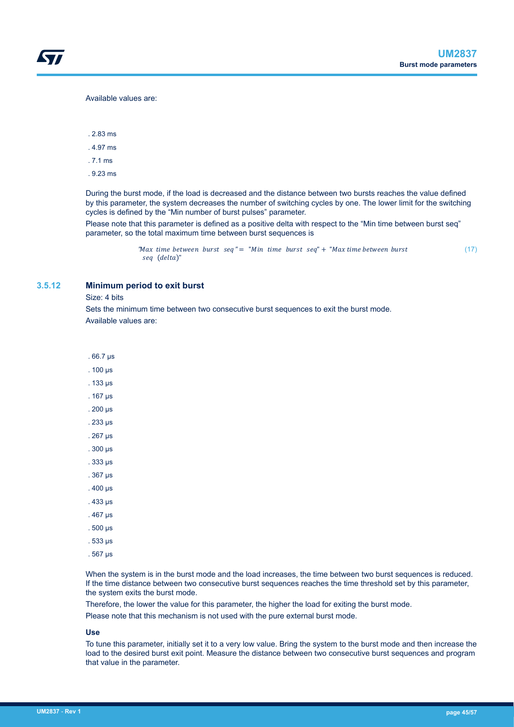Available values are:

- 2.83 ms
- 4.97 ms
- 7.1 ms
- 9.23 ms

During the burst mode, if the load is decreased and the distance between two bursts reaches the value defined by this parameter, the system decreases the number of switching cycles by one. The lower limit for the switching cycles is defined by the “Min number of burst pulses” parameter.

Please note that this parameter is defined as a positive delta with respect to the “Min time between burst seq” parameter, so the total maximum time between burst sequences is

$$\text{"Max time between burst seq"} = \text{"Min time burst seq"} + \text{"Max time between burst seq (delta)"} \tag{17}$$

### 3.5.12 Minimum period to exit burst

Size: 4 bits

Sets the minimum time between two consecutive burst sequences to exit the burst mode.

Available values are:

- 66.7 µs
- 100 µs
- 133 µs
- 167 µs
- 200 µs
- 233 µs
- 267 µs
- 300 µs
- 333 µs
- 367 µs
- 400 µs
- 433 µs
- 467 µs
- 500 µs
- 533 µs
- 567 µs

When the system is in the burst mode and the load increases, the time between two burst sequences is reduced. If the time distance between two consecutive burst sequences reaches the time threshold set by this parameter, the system exits the burst mode.

Therefore, the lower the value for this parameter, the higher the load for exiting the burst mode.

Please note that this mechanism is not used with the pure external burst mode.

**Use**

To tune this parameter, initially set it to a very low value. Bring the system to the burst mode and then increase the load to the desired burst exit point. Measure the distance between two consecutive burst sequences and program that value in the parameter.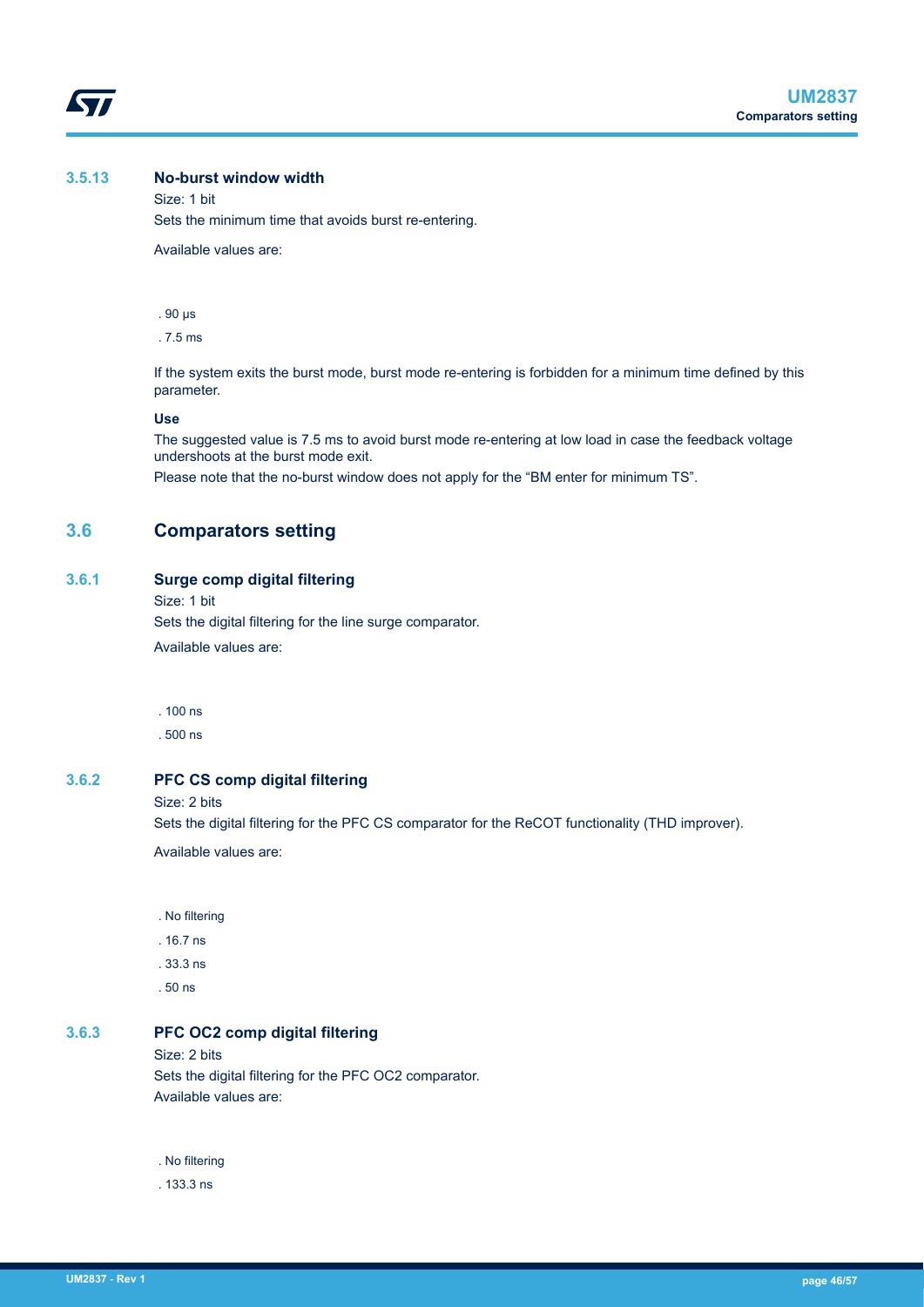### 3.5.13 No-burst window width

Size: 1 bit

Sets the minimum time that avoids burst re-entering.

Available values are:

- 90 µs
- 7.5 ms

If the system exits the burst mode, burst mode re-entering is forbidden for a minimum time defined by this parameter.

**Use**

The suggested value is 7.5 ms to avoid burst mode re-entering at low load in case the feedback voltage undershoots at the burst mode exit.

Please note that the no-burst window does not apply for the "BM enter for minimum TS".

## 3.6 Comparators setting

### 3.6.1 Surge comp digital filtering

Size: 1 bit

Sets the digital filtering for the line surge comparator.

Available values are:

- 100 ns
- 500 ns

### 3.6.2 PFC CS comp digital filtering

Size: 2 bits

Sets the digital filtering for the PFC CS comparator for the ReCOT functionality (THD improver).

Available values are:

- No filtering
- 16.7 ns
- 33.3 ns
- 50 ns

### 3.6.3 PFC OC2 comp digital filtering

Size: 2 bits

Sets the digital filtering for the PFC OC2 comparator.

Available values are:

- No filtering
- 133.3 ns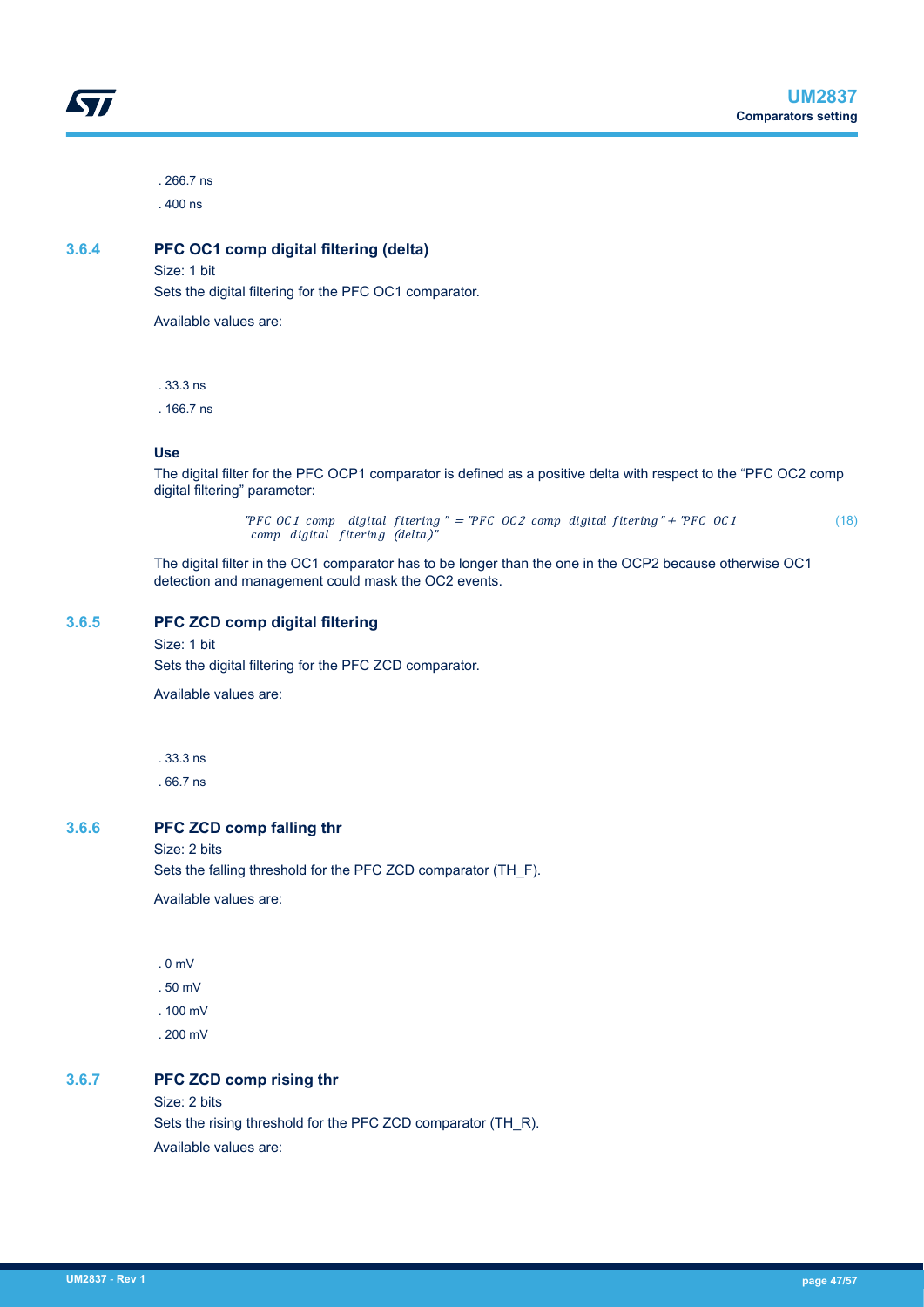. 266.7 ns

. 400 ns

### 3.6.4 PFC OC1 comp digital filtering (delta)

Size: 1 bit

Sets the digital filtering for the PFC OC1 comparator.

Available values are:

. 33.3 ns

. 166.7 ns

**Use**

The digital filter for the PFC OCP1 comparator is defined as a positive delta with respect to the “PFC OC2 comp digital filtering” parameter:

$$\text{"PFC OC1 comp digital fitering"} = \text{"PFC OC2 comp digital fitering"} + \text{"PFC OC1 comp digital fitering (delta)"} \quad (18)$$

The digital filter in the OC1 comparator has to be longer than the one in the OCP2 because otherwise OC1 detection and management could mask the OC2 events.

### 3.6.5 PFC ZCD comp digital filtering

Size: 1 bit

Sets the digital filtering for the PFC ZCD comparator.

Available values are:

. 33.3 ns

. 66.7 ns

### 3.6.6 PFC ZCD comp falling thr

Size: 2 bits

Sets the falling threshold for the PFC ZCD comparator (TH_F).

Available values are:

. 0 mV

. 50 mV

. 100 mV

. 200 mV

### 3.6.7 PFC ZCD comp rising thr

Size: 2 bits

Sets the rising threshold for the PFC ZCD comparator (TH_R).

Available values are: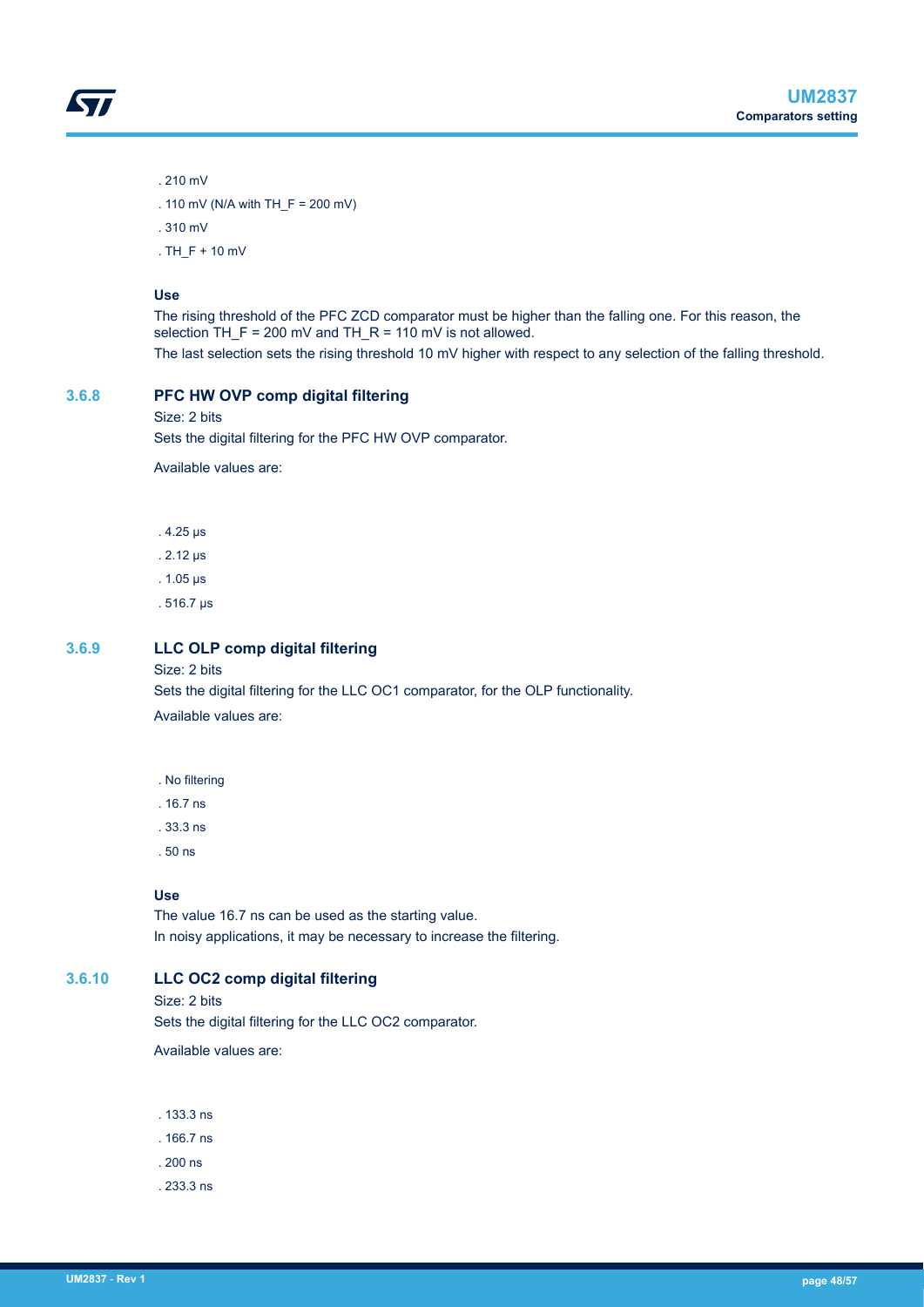- 210 mV
- 110 mV (N/A with TH_F = 200 mV)
- 310 mV
- TH_F + 10 mV

**Use**

The rising threshold of the PFC ZCD comparator must be higher than the falling one. For this reason, the selection TH_F = 200 mV and TH_R = 110 mV is not allowed.

The last selection sets the rising threshold 10 mV higher with respect to any selection of the falling threshold.

### 3.6.8 PFC HW OVP comp digital filtering

Size: 2 bits

Sets the digital filtering for the PFC HW OVP comparator.

Available values are:

- 4.25 µs
- 2.12 µs
- 1.05 µs
- 516.7 µs

### 3.6.9 LLC OLP comp digital filtering

Size: 2 bits

Sets the digital filtering for the LLC OC1 comparator, for the OLP functionality.

Available values are:

- No filtering
- 16.7 ns
- 33.3 ns
- 50 ns

**Use**

The value 16.7 ns can be used as the starting value.

In noisy applications, it may be necessary to increase the filtering.

### 3.6.10 LLC OC2 comp digital filtering

Size: 2 bits

Sets the digital filtering for the LLC OC2 comparator.

Available values are:

- 133.3 ns
- 166.7 ns
- 200 ns
- 233.3 ns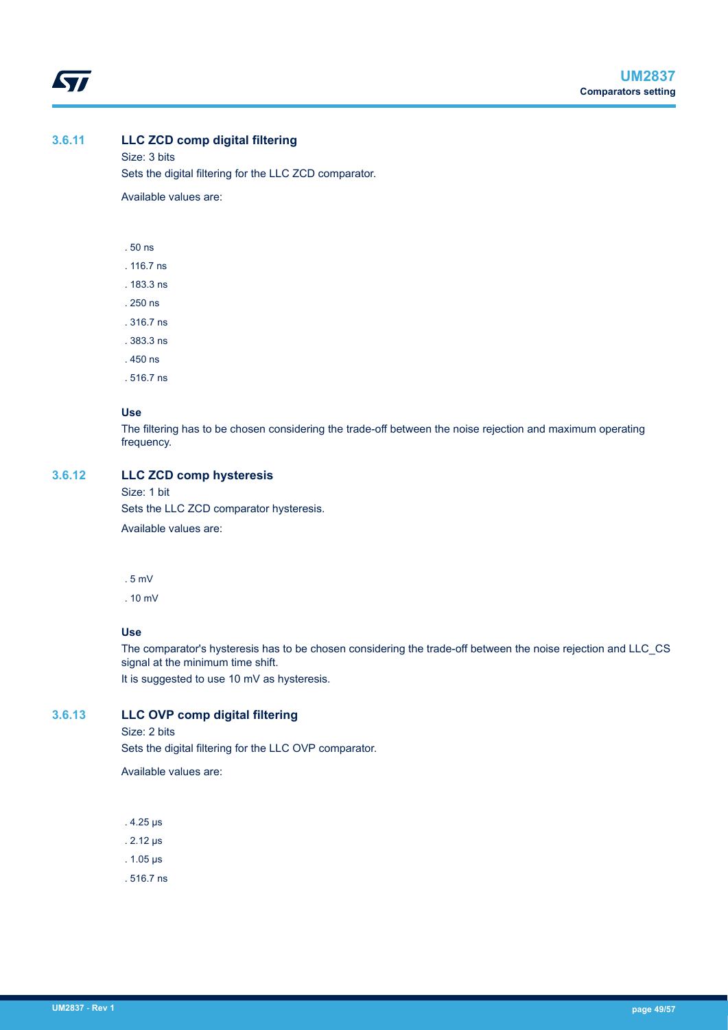### 3.6.11 LLC ZCD comp digital filtering

Size: 3 bits

Sets the digital filtering for the LLC ZCD comparator.

Available values are:

- 50 ns
- 116.7 ns
- 183.3 ns
- 250 ns
- 316.7 ns
- 383.3 ns
- 450 ns
- 516.7 ns

**Use**

The filtering has to be chosen considering the trade-off between the noise rejection and maximum operating frequency.

### 3.6.12 LLC ZCD comp hysteresis

Size: 1 bit

Sets the LLC ZCD comparator hysteresis.

Available values are:

- 5 mV
- 10 mV

**Use**

The comparator's hysteresis has to be chosen considering the trade-off between the noise rejection and LLC_CS signal at the minimum time shift.

It is suggested to use 10 mV as hysteresis.

### 3.6.13 LLC OVP comp digital filtering

Size: 2 bits

Sets the digital filtering for the LLC OVP comparator.

Available values are:

- 4.25 µs
- 2.12 µs
- 1.05 µs
- 516.7 ns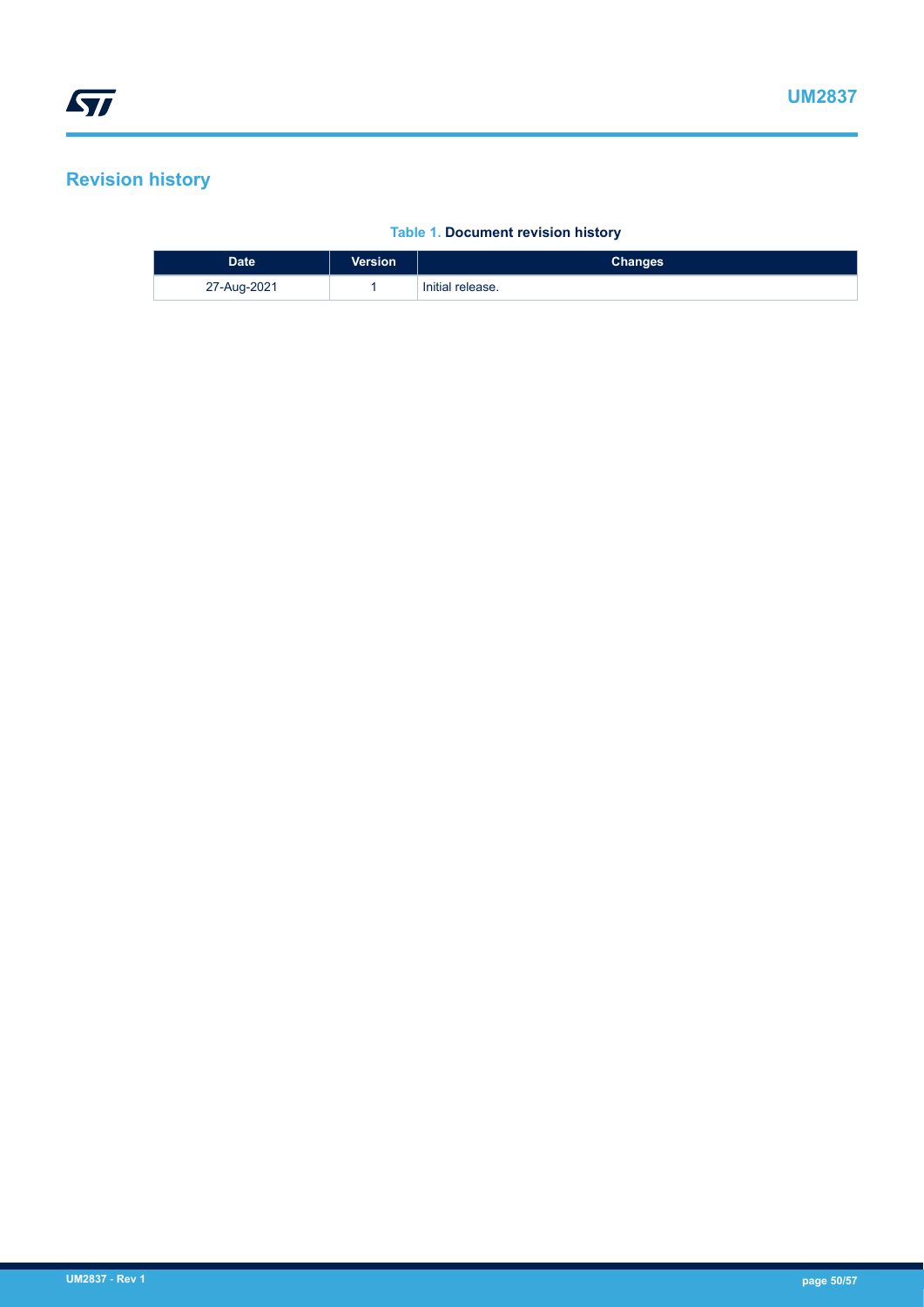# Revision history

**Table 1. Document revision history**

| Date | Version | Changes |
| --- | --- | --- |
| 27-Aug-2021 | 1 | Initial release. |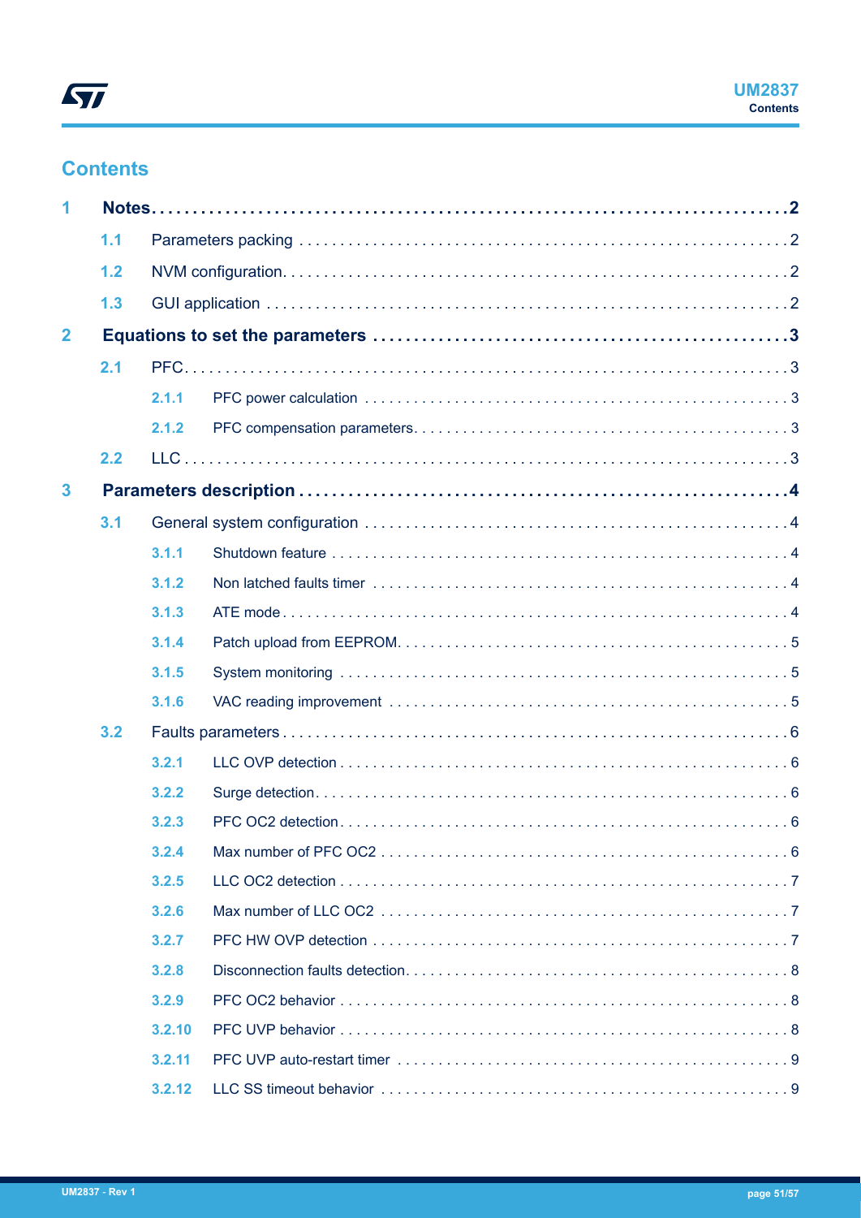# Contents

| | | |
|---|---|---|
| **1** | **Notes** | **2** |
| 1.1 | Parameters packing | 2 |
| 1.2 | NVM configuration | 2 |
| 1.3 | GUI application | 2 |
| **2** | **Equations to set the parameters** | **3** |
| 2.1 | PFC | 3 |
| 2.1.1 | PFC power calculation | 3 |
| 2.1.2 | PFC compensation parameters | 3 |
| 2.2 | LLC | 3 |
| **3** | **Parameters description** | **4** |
| 3.1 | General system configuration | 4 |
| 3.1.1 | Shutdown feature | 4 |
| 3.1.2 | Non latched faults timer | 4 |
| 3.1.3 | ATE mode | 4 |
| 3.1.4 | Patch upload from EEPROM | 5 |
| 3.1.5 | System monitoring | 5 |
| 3.1.6 | VAC reading improvement | 5 |
| 3.2 | Faults parameters | 6 |
| 3.2.1 | LLC OVP detection | 6 |
| 3.2.2 | Surge detection | 6 |
| 3.2.3 | PFC OC2 detection | 6 |
| 3.2.4 | Max number of PFC OC2 | 6 |
| 3.2.5 | LLC OC2 detection | 7 |
| 3.2.6 | Max number of LLC OC2 | 7 |
| 3.2.7 | PFC HW OVP detection | 7 |
| 3.2.8 | Disconnection faults detection | 8 |
| 3.2.9 | PFC OC2 behavior | 8 |
| 3.2.10 | PFC UVP behavior | 8 |
| 3.2.11 | PFC UVP auto-restart timer | 9 |
| 3.2.12 | LLC SS timeout behavior | 9 |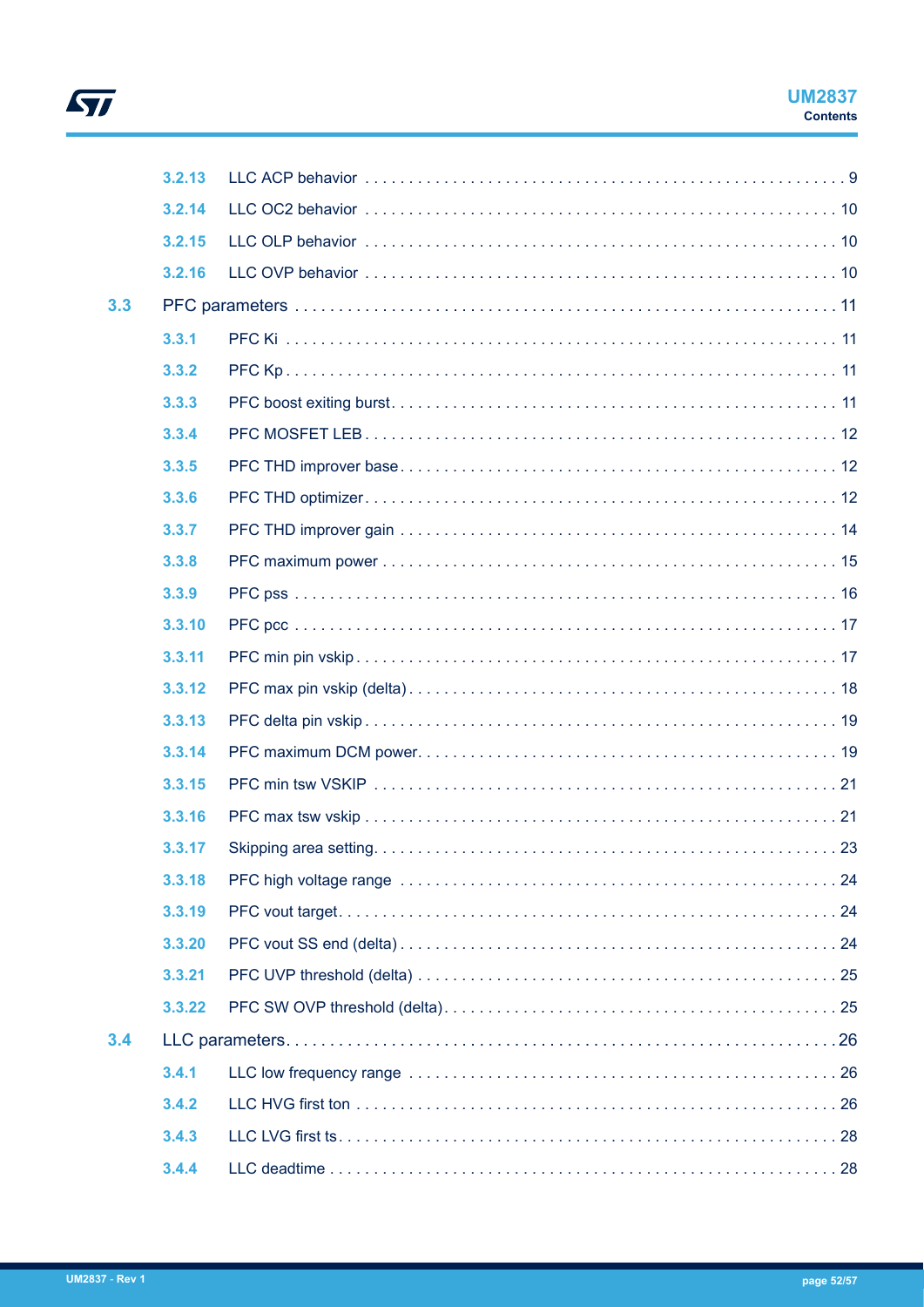3.2.13 LLC ACP behavior . . . . . . . . . . 9

3.2.14 LLC OC2 behavior . . . . . . . . . . 10

3.2.15 LLC OLP behavior . . . . . . . . . . 10

3.2.16 LLC OVP behavior . . . . . . . . . . 10

3.3 PFC parameters . . . . . . . . . . 11

3.3.1 PFC Ki . . . . . . . . . . 11

3.3.2 PFC Kp . . . . . . . . . . 11

3.3.3 PFC boost exiting burst . . . . . . . . . . 11

3.3.4 PFC MOSFET LEB . . . . . . . . . . 12

3.3.5 PFC THD improver base . . . . . . . . . . 12

3.3.6 PFC THD optimizer . . . . . . . . . . 12

3.3.7 PFC THD improver gain . . . . . . . . . . 14

3.3.8 PFC maximum power . . . . . . . . . . 15

3.3.9 PFC pss . . . . . . . . . . 16

3.3.10 PFC pcc . . . . . . . . . . 17

3.3.11 PFC min pin vskip . . . . . . . . . . 17

3.3.12 PFC max pin vskip (delta) . . . . . . . . . . 18

3.3.13 PFC delta pin vskip . . . . . . . . . . 19

3.3.14 PFC maximum DCM power . . . . . . . . . . 19

3.3.15 PFC min tsw VSKIP . . . . . . . . . . 21

3.3.16 PFC max tsw vskip . . . . . . . . . . 21

3.3.17 Skipping area setting . . . . . . . . . . 23

3.3.18 PFC high voltage range . . . . . . . . . . 24

3.3.19 PFC vout target . . . . . . . . . . 24

3.3.20 PFC vout SS end (delta) . . . . . . . . . . 24

3.3.21 PFC UVP threshold (delta) . . . . . . . . . . 25

3.3.22 PFC SW OVP threshold (delta) . . . . . . . . . . 25

3.4 LLC parameters . . . . . . . . . . 26

3.4.1 LLC low frequency range . . . . . . . . . . 26

3.4.2 LLC HVG first ton . . . . . . . . . . 26

3.4.3 LLC LVG first ts . . . . . . . . . . 28

3.4.4 LLC deadtime . . . . . . . . . . 28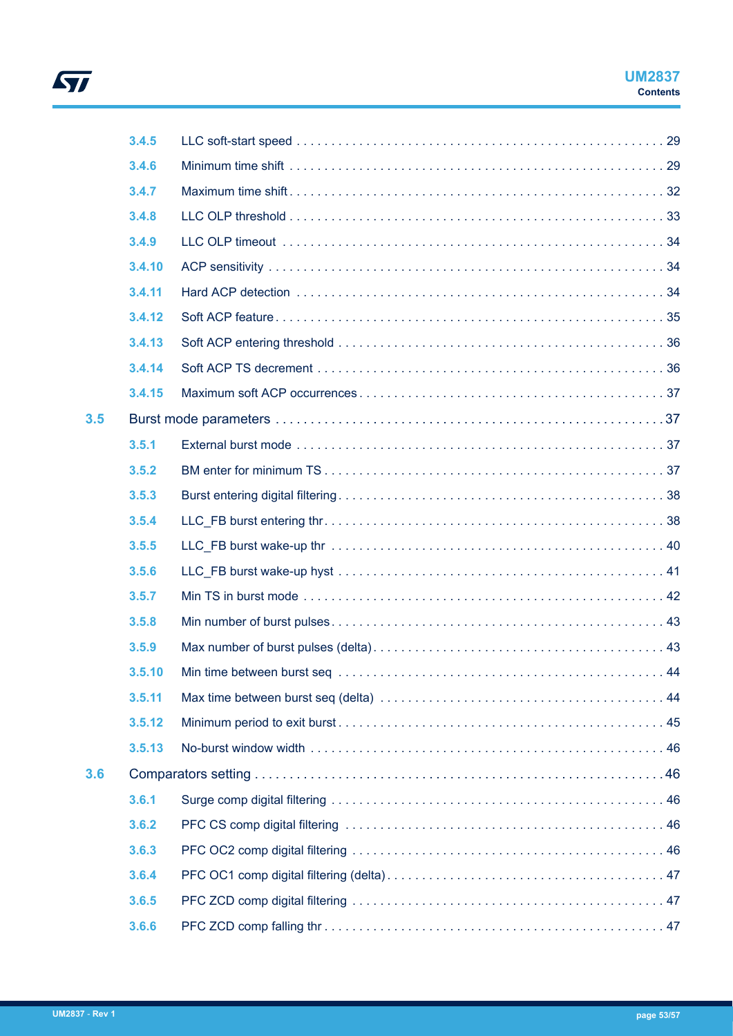- 3.4.5 LLC soft-start speed . . . . . . . . . . . . . . . . . . . . . . . . . . . . . . . . . . . . . . . . . . . . . . . . . . . 29
- 3.4.6 Minimum time shift . . . . . . . . . . . . . . . . . . . . . . . . . . . . . . . . . . . . . . . . . . . . . . . . . . . . 29
- 3.4.7 Maximum time shift . . . . . . . . . . . . . . . . . . . . . . . . . . . . . . . . . . . . . . . . . . . . . . . . . . . . 32
- 3.4.8 LLC OLP threshold . . . . . . . . . . . . . . . . . . . . . . . . . . . . . . . . . . . . . . . . . . . . . . . . . . . . 33
- 3.4.9 LLC OLP timeout . . . . . . . . . . . . . . . . . . . . . . . . . . . . . . . . . . . . . . . . . . . . . . . . . . . . . 34
- 3.4.10 ACP sensitivity . . . . . . . . . . . . . . . . . . . . . . . . . . . . . . . . . . . . . . . . . . . . . . . . . . . . . . 34
- 3.4.11 Hard ACP detection . . . . . . . . . . . . . . . . . . . . . . . . . . . . . . . . . . . . . . . . . . . . . . . . . . . 34
- 3.4.12 Soft ACP feature . . . . . . . . . . . . . . . . . . . . . . . . . . . . . . . . . . . . . . . . . . . . . . . . . . . . . 35
- 3.4.13 Soft ACP entering threshold . . . . . . . . . . . . . . . . . . . . . . . . . . . . . . . . . . . . . . . . . . . . . 36
- 3.4.14 Soft ACP TS decrement . . . . . . . . . . . . . . . . . . . . . . . . . . . . . . . . . . . . . . . . . . . . . . . . 36
- 3.4.15 Maximum soft ACP occurrences . . . . . . . . . . . . . . . . . . . . . . . . . . . . . . . . . . . . . . . . . . 37

3.5 Burst mode parameters . . . . . . . . . . . . . . . . . . . . . . . . . . . . . . . . . . . . . . . . . . . . . . . . . . . . 37

- 3.5.1 External burst mode . . . . . . . . . . . . . . . . . . . . . . . . . . . . . . . . . . . . . . . . . . . . . . . . . . . 37
- 3.5.2 BM enter for minimum TS . . . . . . . . . . . . . . . . . . . . . . . . . . . . . . . . . . . . . . . . . . . . . . . 37
- 3.5.3 Burst entering digital filtering . . . . . . . . . . . . . . . . . . . . . . . . . . . . . . . . . . . . . . . . . . . . 38
- 3.5.4 LLC_FB burst entering thr . . . . . . . . . . . . . . . . . . . . . . . . . . . . . . . . . . . . . . . . . . . . . . 38
- 3.5.5 LLC_FB burst wake-up thr . . . . . . . . . . . . . . . . . . . . . . . . . . . . . . . . . . . . . . . . . . . . . . 40
- 3.5.6 LLC_FB burst wake-up hyst . . . . . . . . . . . . . . . . . . . . . . . . . . . . . . . . . . . . . . . . . . . . . 41
- 3.5.7 Min TS in burst mode . . . . . . . . . . . . . . . . . . . . . . . . . . . . . . . . . . . . . . . . . . . . . . . . . . 42
- 3.5.8 Min number of burst pulses . . . . . . . . . . . . . . . . . . . . . . . . . . . . . . . . . . . . . . . . . . . . . . 43
- 3.5.9 Max number of burst pulses (delta) . . . . . . . . . . . . . . . . . . . . . . . . . . . . . . . . . . . . . . . . 43
- 3.5.10 Min time between burst seq . . . . . . . . . . . . . . . . . . . . . . . . . . . . . . . . . . . . . . . . . . . . . 44
- 3.5.11 Max time between burst seq (delta) . . . . . . . . . . . . . . . . . . . . . . . . . . . . . . . . . . . . . . . 44
- 3.5.12 Minimum period to exit burst . . . . . . . . . . . . . . . . . . . . . . . . . . . . . . . . . . . . . . . . . . . . 45
- 3.5.13 No-burst window width . . . . . . . . . . . . . . . . . . . . . . . . . . . . . . . . . . . . . . . . . . . . . . . . 46

3.6 Comparators setting . . . . . . . . . . . . . . . . . . . . . . . . . . . . . . . . . . . . . . . . . . . . . . . . . . . . . . 46

- 3.6.1 Surge comp digital filtering . . . . . . . . . . . . . . . . . . . . . . . . . . . . . . . . . . . . . . . . . . . . . . 46
- 3.6.2 PFC CS comp digital filtering . . . . . . . . . . . . . . . . . . . . . . . . . . . . . . . . . . . . . . . . . . . . 46
- 3.6.3 PFC OC2 comp digital filtering . . . . . . . . . . . . . . . . . . . . . . . . . . . . . . . . . . . . . . . . . . . 46
- 3.6.4 PFC OC1 comp digital filtering (delta) . . . . . . . . . . . . . . . . . . . . . . . . . . . . . . . . . . . . . . 47
- 3.6.5 PFC ZCD comp digital filtering . . . . . . . . . . . . . . . . . . . . . . . . . . . . . . . . . . . . . . . . . . . 47
- 3.6.6 PFC ZCD comp falling thr . . . . . . . . . . . . . . . . . . . . . . . . . . . . . . . . . . . . . . . . . . . . . . . 47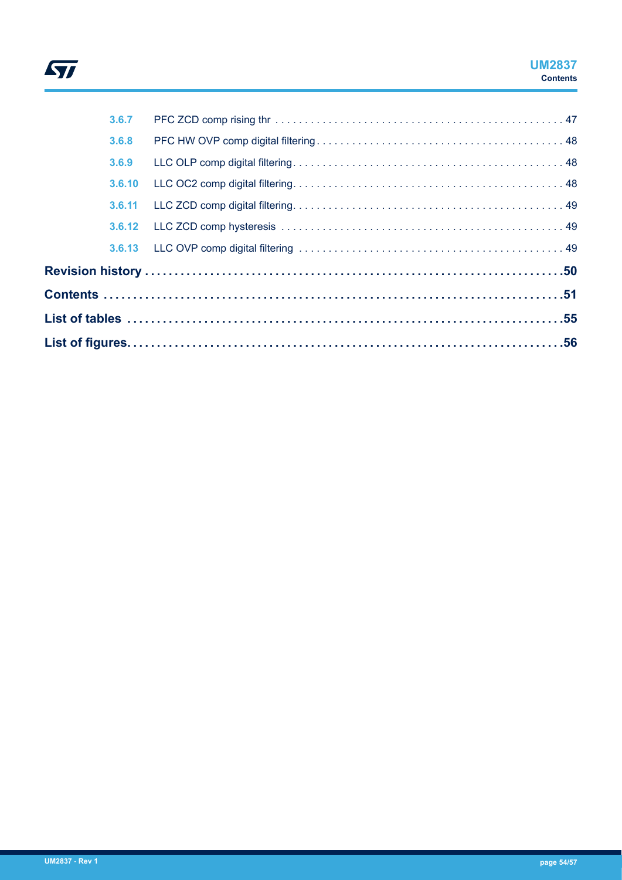3.6.7 PFC ZCD comp rising thr . . . . . . . . . . . . . . . . . . . . . . . . . . . . . . . . . . . . . . . . . . . . . . . . 47

3.6.8 PFC HW OVP comp digital filtering . . . . . . . . . . . . . . . . . . . . . . . . . . . . . . . . . . . . . . . . . . 48

3.6.9 LLC OLP comp digital filtering . . . . . . . . . . . . . . . . . . . . . . . . . . . . . . . . . . . . . . . . . . . . . 48

3.6.10 LLC OC2 comp digital filtering . . . . . . . . . . . . . . . . . . . . . . . . . . . . . . . . . . . . . . . . . . . . . 48

3.6.11 LLC ZCD comp digital filtering . . . . . . . . . . . . . . . . . . . . . . . . . . . . . . . . . . . . . . . . . . . . . 49

3.6.12 LLC ZCD comp hysteresis . . . . . . . . . . . . . . . . . . . . . . . . . . . . . . . . . . . . . . . . . . . . . . . . 49

3.6.13 LLC OVP comp digital filtering . . . . . . . . . . . . . . . . . . . . . . . . . . . . . . . . . . . . . . . . . . . . 49

**Revision history . . . . . . . . . . . . . . . . . . . . . . . . . . . . . . . . . . . . . . . . . . . . . . . . . . . . . . . . . . . . . . .50**

**Contents . . . . . . . . . . . . . . . . . . . . . . . . . . . . . . . . . . . . . . . . . . . . . . . . . . . . . . . . . . . . . . . . . . . .51**

**List of tables . . . . . . . . . . . . . . . . . . . . . . . . . . . . . . . . . . . . . . . . . . . . . . . . . . . . . . . . . . . . . . . .55**

**List of figures . . . . . . . . . . . . . . . . . . . . . . . . . . . . . . . . . . . . . . . . . . . . . . . . . . . . . . . . . . . . . . . .56**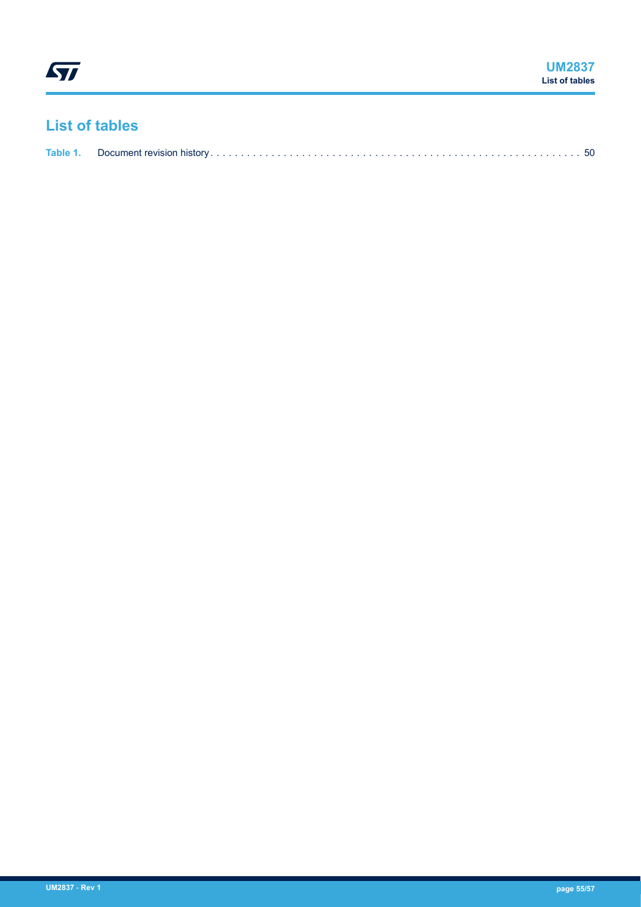# List of tables

Table 1. Document revision history . . . . . . . . . . . . . . . . . . . . . . . . . . . . . . . . . . . . . . . . . . . . . . . . . . . . . . . . . . . . . . 50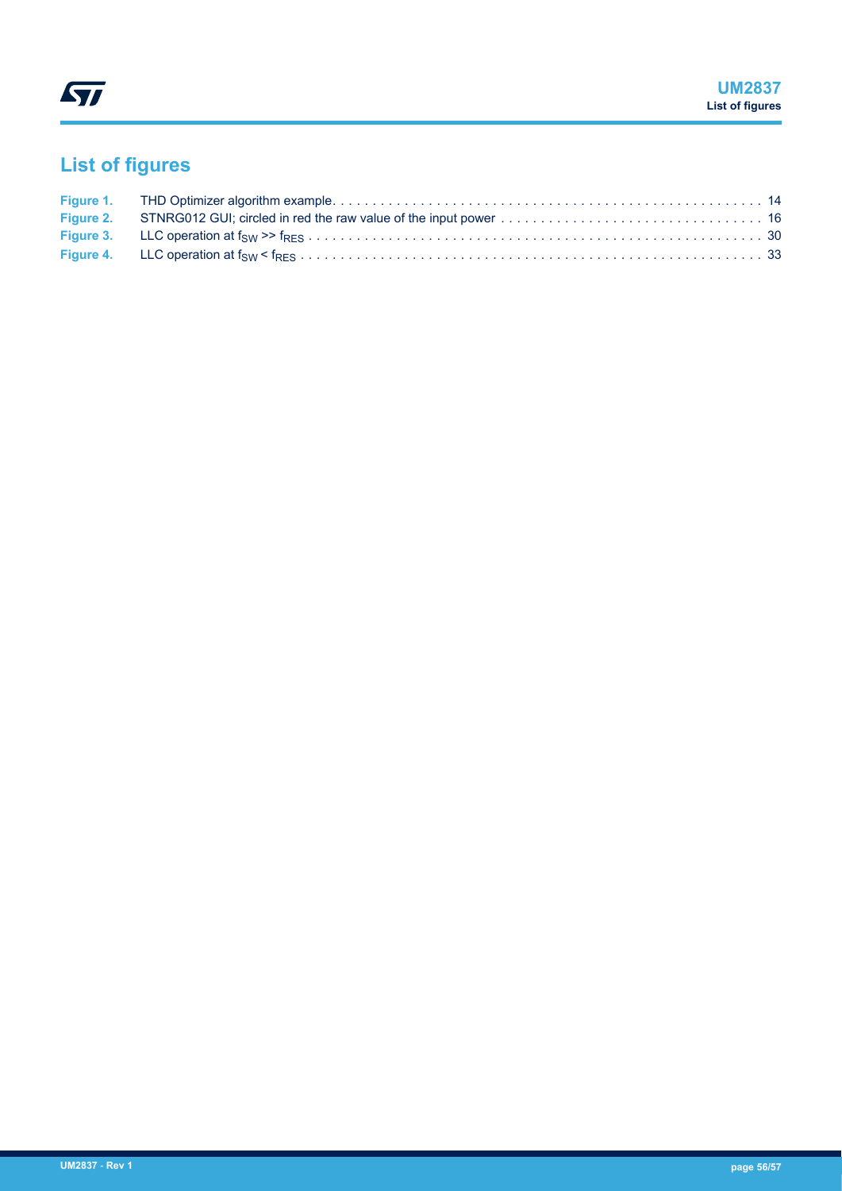# List of figures

Figure 1. THD Optimizer algorithm example . . . . . . . . . . . . . . . . . . . . . . . . . . . . . . . . . . . . . . . . . . . . . . . . . . . . . 14
Figure 2. STNRG012 GUI; circled in red the raw value of the input power . . . . . . . . . . . . . . . . . . . . . . . . . . . . . . . . 16
Figure 3. LLC operation at $f_{SW}$ >> $f_{RES}$ . . . . . . . . . . . . . . . . . . . . . . . . . . . . . . . . . . . . . . . . . . . . . . . . . . . . . . . 30
Figure 4. LLC operation at $f_{SW}$ < $f_{RES}$ . . . . . . . . . . . . . . . . . . . . . . . . . . . . . . . . . . . . . . . . . . . . . . . . . . . . . . . 33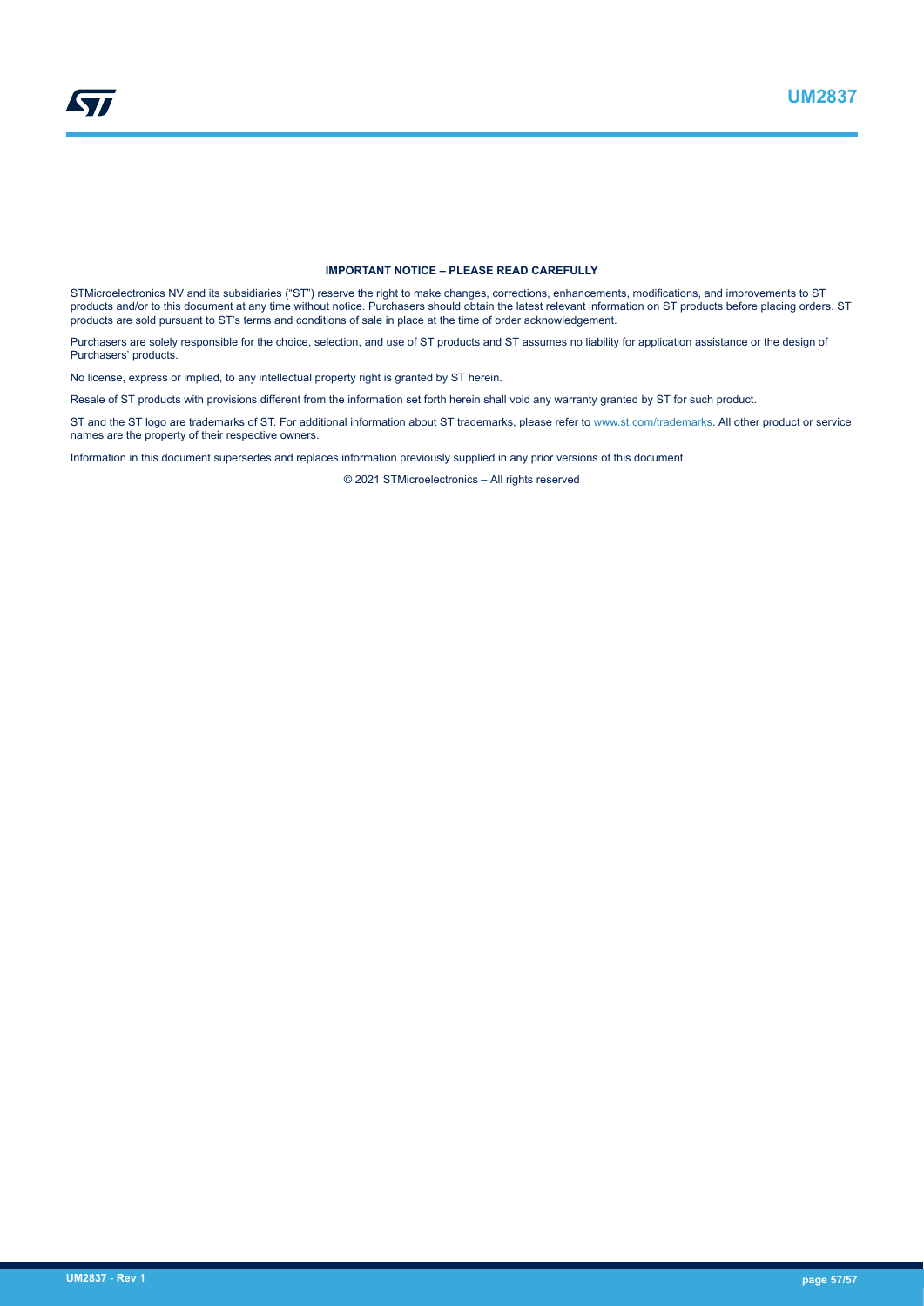**IMPORTANT NOTICE – PLEASE READ CAREFULLY**

STMicroelectronics NV and its subsidiaries ("ST") reserve the right to make changes, corrections, enhancements, modifications, and improvements to ST products and/or to this document at any time without notice. Purchasers should obtain the latest relevant information on ST products before placing orders. ST products are sold pursuant to ST's terms and conditions of sale in place at the time of order acknowledgement.

Purchasers are solely responsible for the choice, selection, and use of ST products and ST assumes no liability for application assistance or the design of Purchasers' products.

No license, express or implied, to any intellectual property right is granted by ST herein.

Resale of ST products with provisions different from the information set forth herein shall void any warranty granted by ST for such product.

ST and the ST logo are trademarks of ST. For additional information about ST trademarks, please refer to www.st.com/trademarks. All other product or service names are the property of their respective owners.

Information in this document supersedes and replaces information previously supplied in any prior versions of this document.

© 2021 STMicroelectronics – All rights reserved